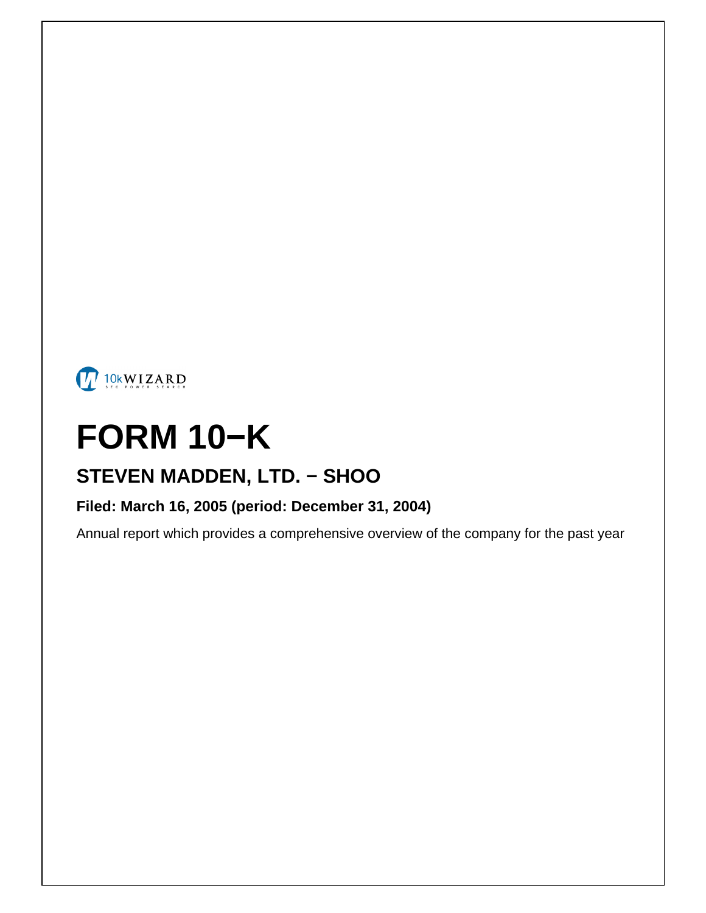10kWIZARD
SEC POWER SEARCH

# FORM 10−K

## STEVEN MADDEN, LTD. − SHOO

**Filed: March 16, 2005 (period: December 31, 2004)**

Annual report which provides a comprehensive overview of the company for the past year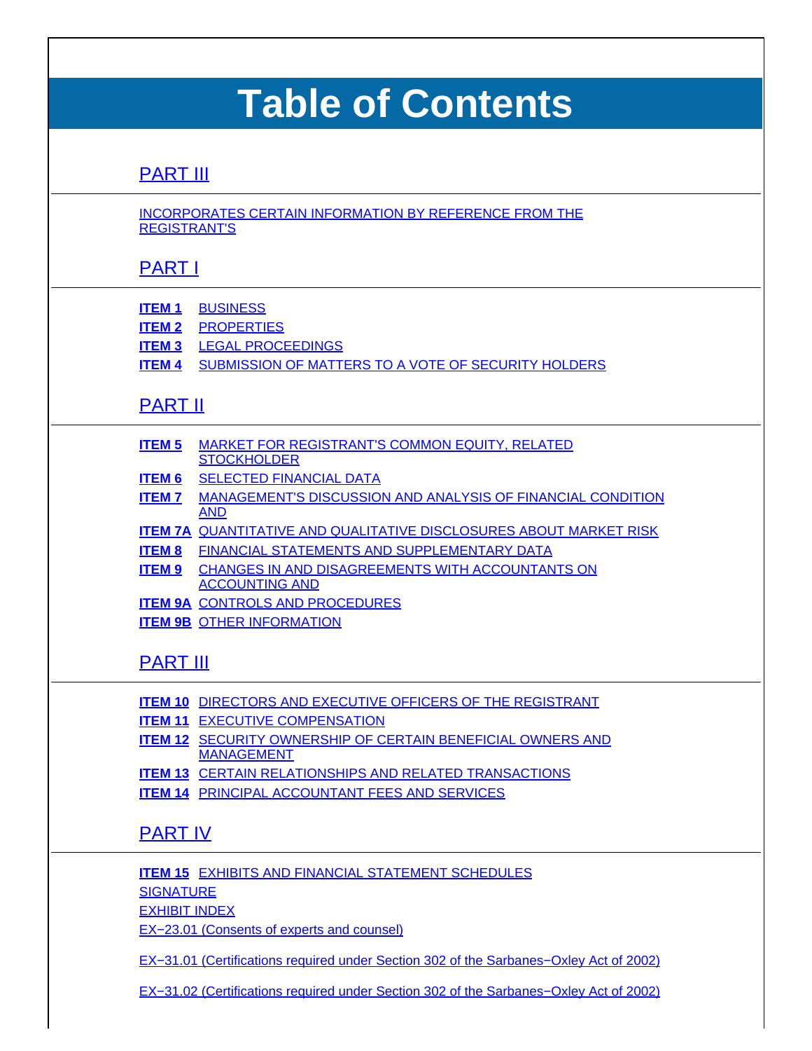# Table of Contents

## PART III

INCORPORATES CERTAIN INFORMATION BY REFERENCE FROM THE REGISTRANT'S

## PART I

**ITEM 1** BUSINESS

**ITEM 2** PROPERTIES

**ITEM 3** LEGAL PROCEEDINGS

**ITEM 4** SUBMISSION OF MATTERS TO A VOTE OF SECURITY HOLDERS

## PART II

**ITEM 5** MARKET FOR REGISTRANT'S COMMON EQUITY, RELATED STOCKHOLDER

**ITEM 6** SELECTED FINANCIAL DATA

**ITEM 7** MANAGEMENT'S DISCUSSION AND ANALYSIS OF FINANCIAL CONDITION AND

**ITEM 7A** QUANTITATIVE AND QUALITATIVE DISCLOSURES ABOUT MARKET RISK

**ITEM 8** FINANCIAL STATEMENTS AND SUPPLEMENTARY DATA

**ITEM 9** CHANGES IN AND DISAGREEMENTS WITH ACCOUNTANTS ON ACCOUNTING AND

**ITEM 9A** CONTROLS AND PROCEDURES

**ITEM 9B** OTHER INFORMATION

## PART III

**ITEM 10** DIRECTORS AND EXECUTIVE OFFICERS OF THE REGISTRANT

**ITEM 11** EXECUTIVE COMPENSATION

**ITEM 12** SECURITY OWNERSHIP OF CERTAIN BENEFICIAL OWNERS AND MANAGEMENT

**ITEM 13** CERTAIN RELATIONSHIPS AND RELATED TRANSACTIONS

**ITEM 14** PRINCIPAL ACCOUNTANT FEES AND SERVICES

## PART IV

**ITEM 15** EXHIBITS AND FINANCIAL STATEMENT SCHEDULES

SIGNATURE

EXHIBIT INDEX

EX−23.01 (Consents of experts and counsel)

EX−31.01 (Certifications required under Section 302 of the Sarbanes−Oxley Act of 2002)

EX−31.02 (Certifications required under Section 302 of the Sarbanes−Oxley Act of 2002)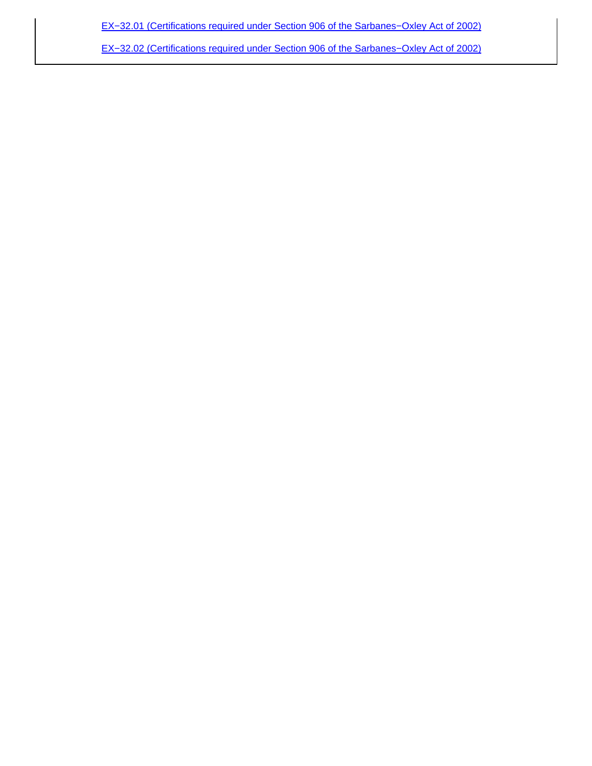EX−32.01 (Certifications required under Section 906 of the Sarbanes−Oxley Act of 2002)

EX−32.02 (Certifications required under Section 906 of the Sarbanes−Oxley Act of 2002)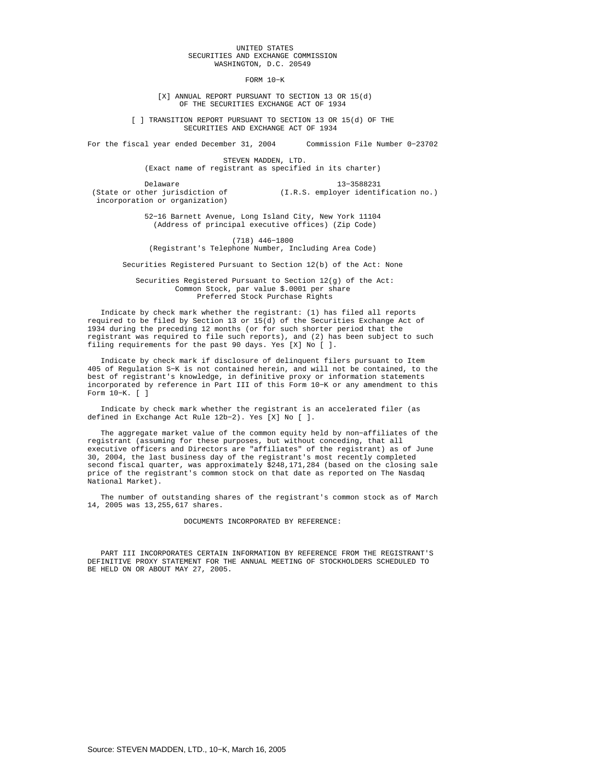UNITED STATES
SECURITIES AND EXCHANGE COMMISSION
WASHINGTON, D.C. 20549

# FORM 10-K

[X] ANNUAL REPORT PURSUANT TO SECTION 13 OR 15(d) OF THE SECURITIES EXCHANGE ACT OF 1934

[ ] TRANSITION REPORT PURSUANT TO SECTION 13 OR 15(d) OF THE SECURITIES AND EXCHANGE ACT OF 1934

For the fiscal year ended December 31, 2004 Commission File Number 0-23702

# STEVEN MADDEN, LTD.

(Exact name of registrant as specified in its charter)

| Delaware | 13-3588231 |
|---|---|
| (State or other jurisdiction of incorporation or organization) | (I.R.S. employer identification no.) |

52-16 Barnett Avenue, Long Island City, New York 11104
(Address of principal executive offices) (Zip Code)

(718) 446-1800
(Registrant's Telephone Number, Including Area Code)

Securities Registered Pursuant to Section 12(b) of the Act: None

Securities Registered Pursuant to Section 12(g) of the Act:
Common Stock, par value $.0001 per share
Preferred Stock Purchase Rights

Indicate by check mark whether the registrant: (1) has filed all reports required to be filed by Section 13 or 15(d) of the Securities Exchange Act of 1934 during the preceding 12 months (or for such shorter period that the registrant was required to file such reports), and (2) has been subject to such filing requirements for the past 90 days. Yes [X] No [ ].

Indicate by check mark if disclosure of delinquent filers pursuant to Item 405 of Regulation S-K is not contained herein, and will not be contained, to the best of registrant's knowledge, in definitive proxy or information statements incorporated by reference in Part III of this Form 10-K or any amendment to this Form 10-K. [ ]

Indicate by check mark whether the registrant is an accelerated filer (as defined in Exchange Act Rule 12b-2). Yes [X] No [ ].

The aggregate market value of the common equity held by non-affiliates of the registrant (assuming for these purposes, but without conceding, that all executive officers and Directors are "affiliates" of the registrant) as of June 30, 2004, the last business day of the registrant's most recently completed second fiscal quarter, was approximately $248,171,284 (based on the closing sale price of the registrant's common stock on that date as reported on The Nasdaq National Market).

The number of outstanding shares of the registrant's common stock as of March 14, 2005 was 13,255,617 shares.

DOCUMENTS INCORPORATED BY REFERENCE:

PART III INCORPORATES CERTAIN INFORMATION BY REFERENCE FROM THE REGISTRANT'S DEFINITIVE PROXY STATEMENT FOR THE ANNUAL MEETING OF STOCKHOLDERS SCHEDULED TO BE HELD ON OR ABOUT MAY 27, 2005.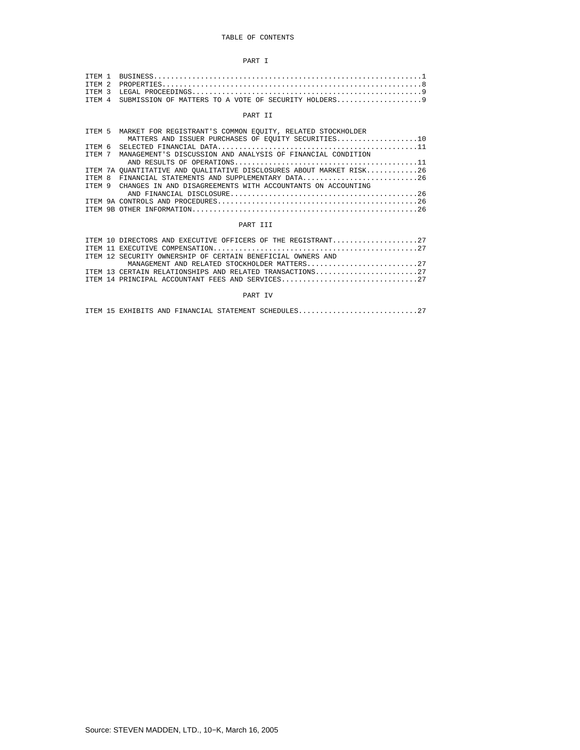# TABLE OF CONTENTS

## PART I

| | | |
|---|---|---|
| ITEM 1 | BUSINESS | 1 |
| ITEM 2 | PROPERTIES | 8 |
| ITEM 3 | LEGAL PROCEEDINGS | 9 |
| ITEM 4 | SUBMISSION OF MATTERS TO A VOTE OF SECURITY HOLDERS | 9 |

## PART II

| | | |
|---|---|---|
| ITEM 5 | MARKET FOR REGISTRANT'S COMMON EQUITY, RELATED STOCKHOLDER MATTERS AND ISSUER PURCHASES OF EQUITY SECURITIES | 10 |
| ITEM 6 | SELECTED FINANCIAL DATA | 11 |
| ITEM 7 | MANAGEMENT'S DISCUSSION AND ANALYSIS OF FINANCIAL CONDITION AND RESULTS OF OPERATIONS | 11 |
| ITEM 7A | QUANTITATIVE AND QUALITATIVE DISCLOSURES ABOUT MARKET RISK | 26 |
| ITEM 8 | FINANCIAL STATEMENTS AND SUPPLEMENTARY DATA | 26 |
| ITEM 9 | CHANGES IN AND DISAGREEMENTS WITH ACCOUNTANTS ON ACCOUNTING AND FINANCIAL DISCLOSURE | 26 |
| ITEM 9A | CONTROLS AND PROCEDURES | 26 |
| ITEM 9B | OTHER INFORMATION | 26 |

## PART III

| | | |
|---|---|---|
| ITEM 10 | DIRECTORS AND EXECUTIVE OFFICERS OF THE REGISTRANT | 27 |
| ITEM 11 | EXECUTIVE COMPENSATION | 27 |
| ITEM 12 | SECURITY OWNERSHIP OF CERTAIN BENEFICIAL OWNERS AND MANAGEMENT AND RELATED STOCKHOLDER MATTERS | 27 |
| ITEM 13 | CERTAIN RELATIONSHIPS AND RELATED TRANSACTIONS | 27 |
| ITEM 14 | PRINCIPAL ACCOUNTANT FEES AND SERVICES | 27 |

## PART IV

| | | |
|---|---|---|
| ITEM 15 | EXHIBITS AND FINANCIAL STATEMENT SCHEDULES | 27 |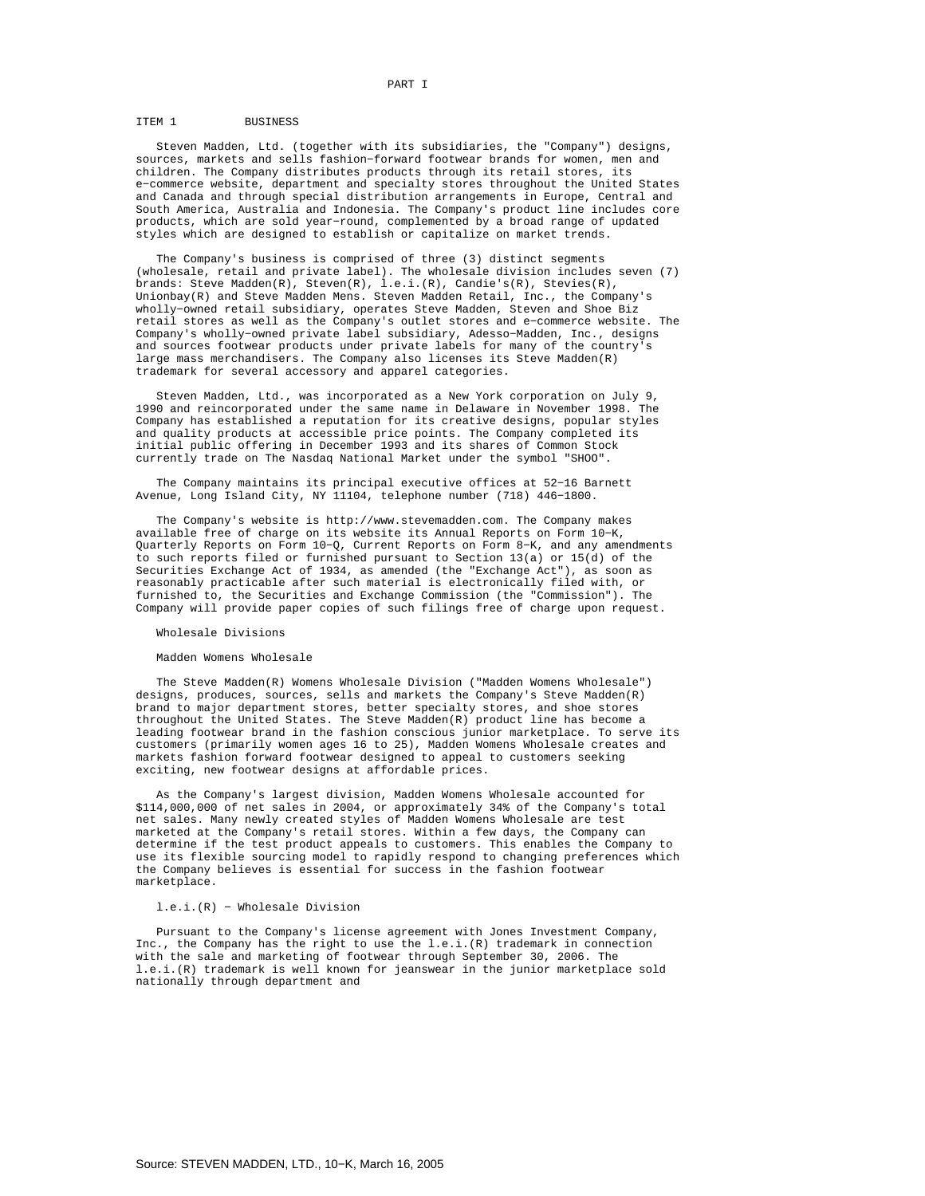# PART I

## ITEM 1 BUSINESS

Steven Madden, Ltd. (together with its subsidiaries, the "Company") designs, sources, markets and sells fashion-forward footwear brands for women, men and children. The Company distributes products through its retail stores, its e-commerce website, department and specialty stores throughout the United States and Canada and through special distribution arrangements in Europe, Central and South America, Australia and Indonesia. The Company's product line includes core products, which are sold year-round, complemented by a broad range of updated styles which are designed to establish or capitalize on market trends.

The Company's business is comprised of three (3) distinct segments (wholesale, retail and private label). The wholesale division includes seven (7) brands: Steve Madden(R), Steven(R), l.e.i.(R), Candie's(R), Stevies(R), Unionbay(R) and Steve Madden Mens. Steven Madden Retail, Inc., the Company's wholly-owned retail subsidiary, operates Steve Madden, Steven and Shoe Biz retail stores as well as the Company's outlet stores and e-commerce website. The Company's wholly-owned private label subsidiary, Adesso-Madden, Inc., designs and sources footwear products under private labels for many of the country's large mass merchandisers. The Company also licenses its Steve Madden(R) trademark for several accessory and apparel categories.

Steven Madden, Ltd., was incorporated as a New York corporation on July 9, 1990 and reincorporated under the same name in Delaware in November 1998. The Company has established a reputation for its creative designs, popular styles and quality products at accessible price points. The Company completed its initial public offering in December 1993 and its shares of Common Stock currently trade on The Nasdaq National Market under the symbol "SHOO".

The Company maintains its principal executive offices at 52-16 Barnett Avenue, Long Island City, NY 11104, telephone number (718) 446-1800.

The Company's website is http://www.stevemadden.com. The Company makes available free of charge on its website its Annual Reports on Form 10-K, Quarterly Reports on Form 10-Q, Current Reports on Form 8-K, and any amendments to such reports filed or furnished pursuant to Section 13(a) or 15(d) of the Securities Exchange Act of 1934, as amended (the "Exchange Act"), as soon as reasonably practicable after such material is electronically filed with, or furnished to, the Securities and Exchange Commission (the "Commission"). The Company will provide paper copies of such filings free of charge upon request.

### Wholesale Divisions

#### Madden Womens Wholesale

The Steve Madden(R) Womens Wholesale Division ("Madden Womens Wholesale") designs, produces, sources, sells and markets the Company's Steve Madden(R) brand to major department stores, better specialty stores, and shoe stores throughout the United States. The Steve Madden(R) product line has become a leading footwear brand in the fashion conscious junior marketplace. To serve its customers (primarily women ages 16 to 25), Madden Womens Wholesale creates and markets fashion forward footwear designed to appeal to customers seeking exciting, new footwear designs at affordable prices.

As the Company's largest division, Madden Womens Wholesale accounted for $114,000,000 of net sales in 2004, or approximately 34% of the Company's total net sales. Many newly created styles of Madden Womens Wholesale are test marketed at the Company's retail stores. Within a few days, the Company can determine if the test product appeals to customers. This enables the Company to use its flexible sourcing model to rapidly respond to changing preferences which the Company believes is essential for success in the fashion footwear marketplace.

#### l.e.i.(R) - Wholesale Division

Pursuant to the Company's license agreement with Jones Investment Company, Inc., the Company has the right to use the l.e.i.(R) trademark in connection with the sale and marketing of footwear through September 30, 2006. The l.e.i.(R) trademark is well known for jeanswear in the junior marketplace sold nationally through department and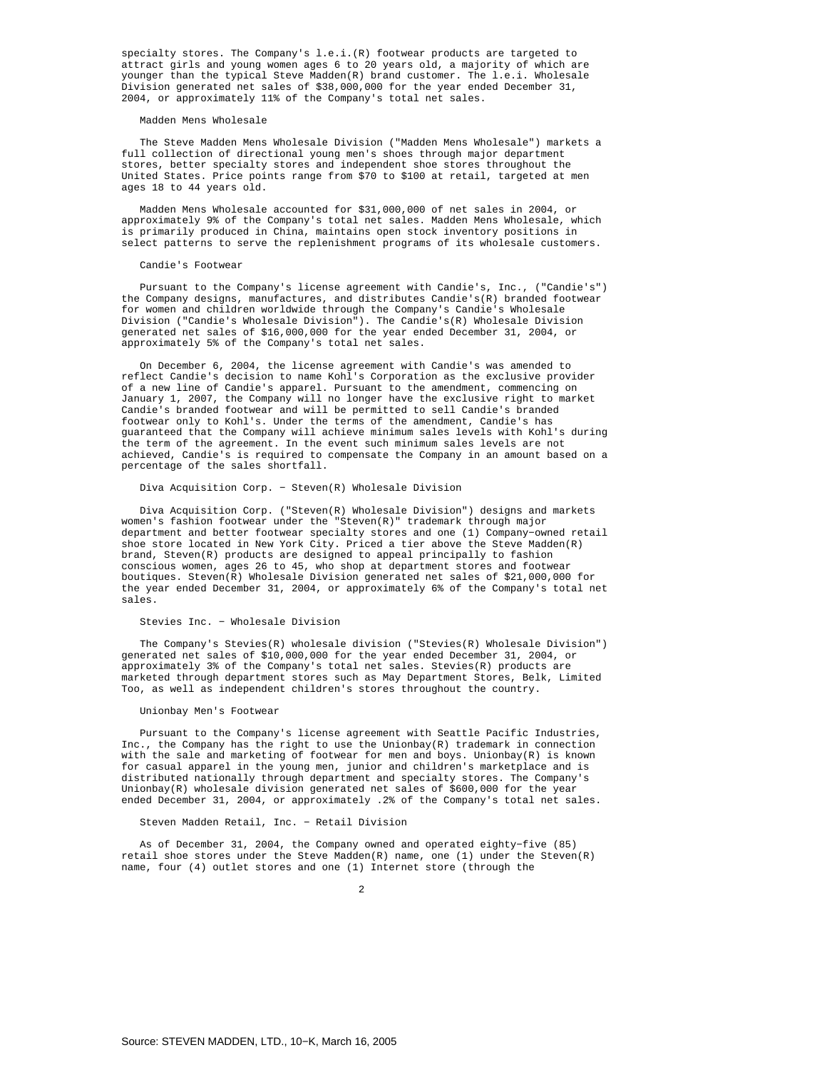specialty stores. The Company's l.e.i.(R) footwear products are targeted to attract girls and young women ages 6 to 20 years old, a majority of which are younger than the typical Steve Madden(R) brand customer. The l.e.i. Wholesale Division generated net sales of $38,000,000 for the year ended December 31, 2004, or approximately 11% of the Company's total net sales.

### Madden Mens Wholesale

The Steve Madden Mens Wholesale Division ("Madden Mens Wholesale") markets a full collection of directional young men's shoes through major department stores, better specialty stores and independent shoe stores throughout the United States. Price points range from $70 to $100 at retail, targeted at men ages 18 to 44 years old.

Madden Mens Wholesale accounted for $31,000,000 of net sales in 2004, or approximately 9% of the Company's total net sales. Madden Mens Wholesale, which is primarily produced in China, maintains open stock inventory positions in select patterns to serve the replenishment programs of its wholesale customers.

### Candie's Footwear

Pursuant to the Company's license agreement with Candie's, Inc., ("Candie's") the Company designs, manufactures, and distributes Candie's(R) branded footwear for women and children worldwide through the Company's Candie's Wholesale Division ("Candie's Wholesale Division"). The Candie's(R) Wholesale Division generated net sales of $16,000,000 for the year ended December 31, 2004, or approximately 5% of the Company's total net sales.

On December 6, 2004, the license agreement with Candie's was amended to reflect Candie's decision to name Kohl's Corporation as the exclusive provider of a new line of Candie's apparel. Pursuant to the amendment, commencing on January 1, 2007, the Company will no longer have the exclusive right to market Candie's branded footwear and will be permitted to sell Candie's branded footwear only to Kohl's. Under the terms of the amendment, Candie's has guaranteed that the Company will achieve minimum sales levels with Kohl's during the term of the agreement. In the event such minimum sales levels are not achieved, Candie's is required to compensate the Company in an amount based on a percentage of the sales shortfall.

### Diva Acquisition Corp. - Steven(R) Wholesale Division

Diva Acquisition Corp. ("Steven(R) Wholesale Division") designs and markets women's fashion footwear under the "Steven(R)" trademark through major department and better footwear specialty stores and one (1) Company-owned retail shoe store located in New York City. Priced a tier above the Steve Madden(R) brand, Steven(R) products are designed to appeal principally to fashion conscious women, ages 26 to 45, who shop at department stores and footwear boutiques. Steven(R) Wholesale Division generated net sales of $21,000,000 for the year ended December 31, 2004, or approximately 6% of the Company's total net sales.

### Stevies Inc. - Wholesale Division

The Company's Stevies(R) wholesale division ("Stevies(R) Wholesale Division") generated net sales of $10,000,000 for the year ended December 31, 2004, or approximately 3% of the Company's total net sales. Stevies(R) products are marketed through department stores such as May Department Stores, Belk, Limited Too, as well as independent children's stores throughout the country.

### Unionbay Men's Footwear

Pursuant to the Company's license agreement with Seattle Pacific Industries, Inc., the Company has the right to use the Unionbay(R) trademark in connection with the sale and marketing of footwear for men and boys. Unionbay(R) is known for casual apparel in the young men, junior and children's marketplace and is distributed nationally through department and specialty stores. The Company's Unionbay(R) wholesale division generated net sales of $600,000 for the year ended December 31, 2004, or approximately .2% of the Company's total net sales.

### Steven Madden Retail, Inc. - Retail Division

As of December 31, 2004, the Company owned and operated eighty-five (85) retail shoe stores under the Steve Madden(R) name, one (1) under the Steven(R) name, four (4) outlet stores and one (1) Internet store (through the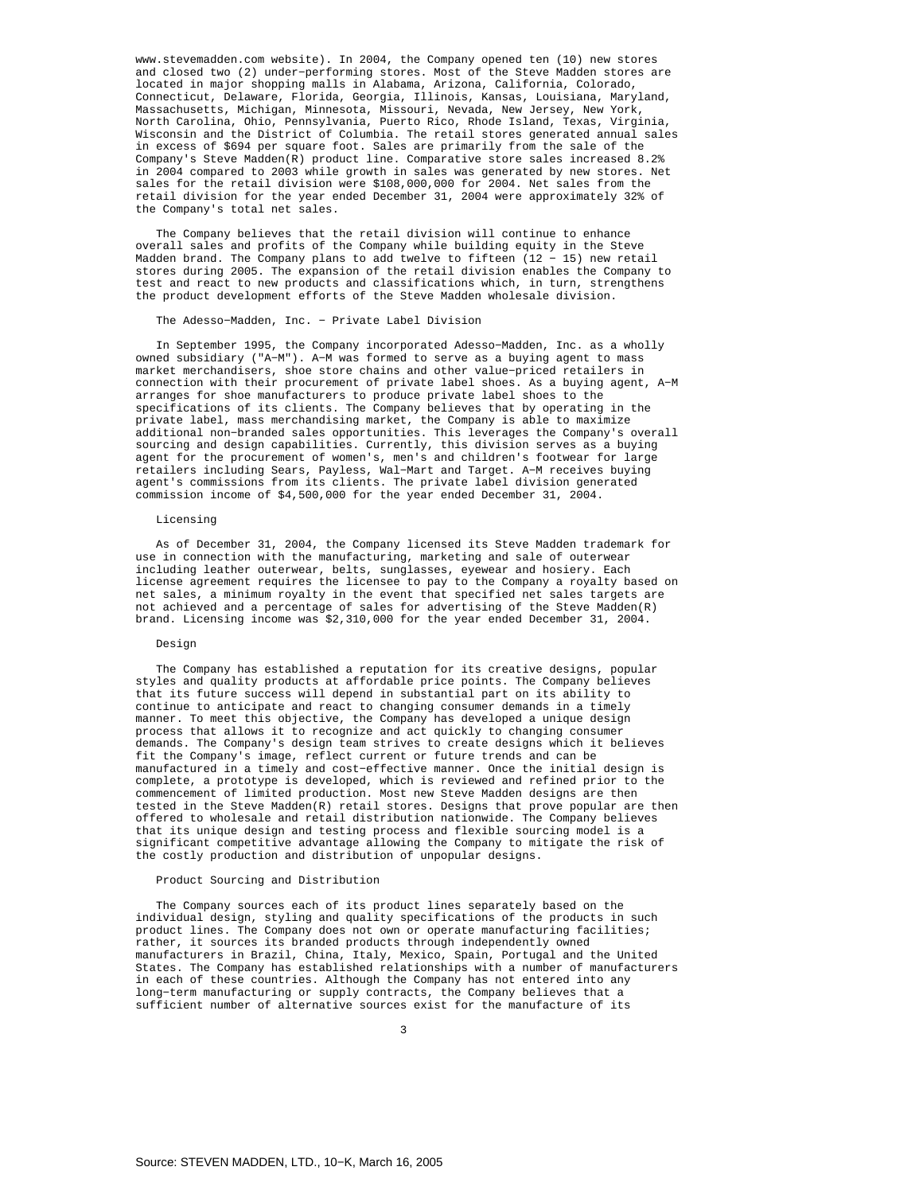www.stevemadden.com website). In 2004, the Company opened ten (10) new stores and closed two (2) under-performing stores. Most of the Steve Madden stores are located in major shopping malls in Alabama, Arizona, California, Colorado, Connecticut, Delaware, Florida, Georgia, Illinois, Kansas, Louisiana, Maryland, Massachusetts, Michigan, Minnesota, Missouri, Nevada, New Jersey, New York, North Carolina, Ohio, Pennsylvania, Puerto Rico, Rhode Island, Texas, Virginia, Wisconsin and the District of Columbia. The retail stores generated annual sales in excess of $694 per square foot. Sales are primarily from the sale of the Company's Steve Madden(R) product line. Comparative store sales increased 8.2% in 2004 compared to 2003 while growth in sales was generated by new stores. Net sales for the retail division were $108,000,000 for 2004. Net sales from the retail division for the year ended December 31, 2004 were approximately 32% of the Company's total net sales.

The Company believes that the retail division will continue to enhance overall sales and profits of the Company while building equity in the Steve Madden brand. The Company plans to add twelve to fifteen (12 - 15) new retail stores during 2005. The expansion of the retail division enables the Company to test and react to new products and classifications which, in turn, strengthens the product development efforts of the Steve Madden wholesale division.

### The Adesso-Madden, Inc. - Private Label Division

In September 1995, the Company incorporated Adesso-Madden, Inc. as a wholly owned subsidiary ("A-M"). A-M was formed to serve as a buying agent to mass market merchandisers, shoe store chains and other value-priced retailers in connection with their procurement of private label shoes. As a buying agent, A-M arranges for shoe manufacturers to produce private label shoes to the specifications of its clients. The Company believes that by operating in the private label, mass merchandising market, the Company is able to maximize additional non-branded sales opportunities. This leverages the Company's overall sourcing and design capabilities. Currently, this division serves as a buying agent for the procurement of women's, men's and children's footwear for large retailers including Sears, Payless, Wal-Mart and Target. A-M receives buying agent's commissions from its clients. The private label division generated commission income of $4,500,000 for the year ended December 31, 2004.

### Licensing

As of December 31, 2004, the Company licensed its Steve Madden trademark for use in connection with the manufacturing, marketing and sale of outerwear including leather outerwear, belts, sunglasses, eyewear and hosiery. Each license agreement requires the licensee to pay to the Company a royalty based on net sales, a minimum royalty in the event that specified net sales targets are not achieved and a percentage of sales for advertising of the Steve Madden(R) brand. Licensing income was $2,310,000 for the year ended December 31, 2004.

### Design

The Company has established a reputation for its creative designs, popular styles and quality products at affordable price points. The Company believes that its future success will depend in substantial part on its ability to continue to anticipate and react to changing consumer demands in a timely manner. To meet this objective, the Company has developed a unique design process that allows it to recognize and act quickly to changing consumer demands. The Company's design team strives to create designs which it believes fit the Company's image, reflect current or future trends and can be manufactured in a timely and cost-effective manner. Once the initial design is complete, a prototype is developed, which is reviewed and refined prior to the commencement of limited production. Most new Steve Madden designs are then tested in the Steve Madden(R) retail stores. Designs that prove popular are then offered to wholesale and retail distribution nationwide. The Company believes that its unique design and testing process and flexible sourcing model is a significant competitive advantage allowing the Company to mitigate the risk of the costly production and distribution of unpopular designs.

### Product Sourcing and Distribution

The Company sources each of its product lines separately based on the individual design, styling and quality specifications of the products in such product lines. The Company does not own or operate manufacturing facilities; rather, it sources its branded products through independently owned manufacturers in Brazil, China, Italy, Mexico, Spain, Portugal and the United States. The Company has established relationships with a number of manufacturers in each of these countries. Although the Company has not entered into any long-term manufacturing or supply contracts, the Company believes that a sufficient number of alternative sources exist for the manufacture of its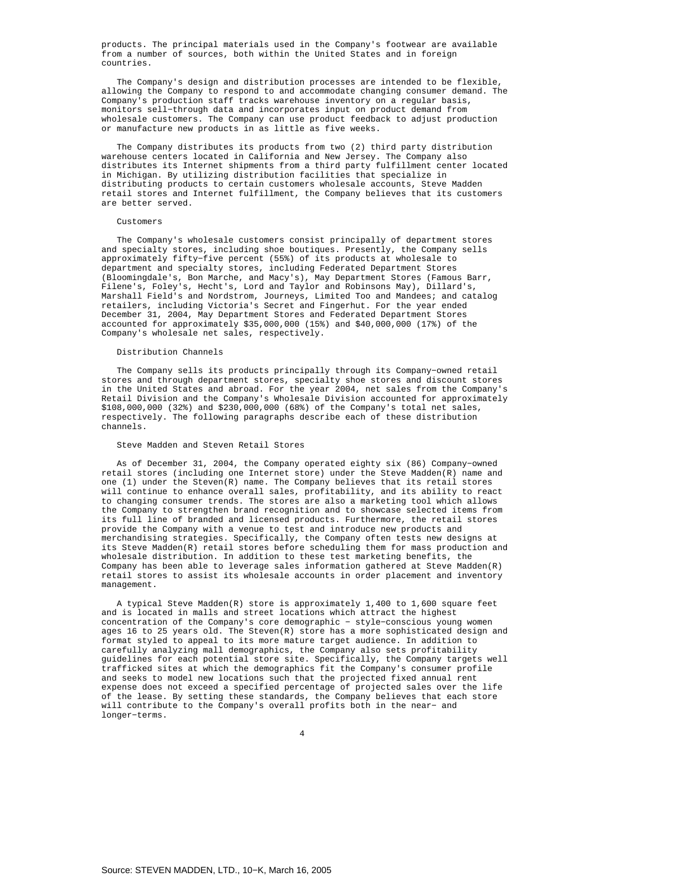products. The principal materials used in the Company's footwear are available from a number of sources, both within the United States and in foreign countries.

The Company's design and distribution processes are intended to be flexible, allowing the Company to respond to and accommodate changing consumer demand. The Company's production staff tracks warehouse inventory on a regular basis, monitors sell-through data and incorporates input on product demand from wholesale customers. The Company can use product feedback to adjust production or manufacture new products in as little as five weeks.

The Company distributes its products from two (2) third party distribution warehouse centers located in California and New Jersey. The Company also distributes its Internet shipments from a third party fulfillment center located in Michigan. By utilizing distribution facilities that specialize in distributing products to certain customers wholesale accounts, Steve Madden retail stores and Internet fulfillment, the Company believes that its customers are better served.

### Customers

The Company's wholesale customers consist principally of department stores and specialty stores, including shoe boutiques. Presently, the Company sells approximately fifty-five percent (55%) of its products at wholesale to department and specialty stores, including Federated Department Stores (Bloomingdale's, Bon Marche, and Macy's), May Department Stores (Famous Barr, Filene's, Foley's, Hecht's, Lord and Taylor and Robinsons May), Dillard's, Marshall Field's and Nordstrom, Journeys, Limited Too and Mandees; and catalog retailers, including Victoria's Secret and Fingerhut. For the year ended December 31, 2004, May Department Stores and Federated Department Stores accounted for approximately $35,000,000 (15%) and $40,000,000 (17%) of the Company's wholesale net sales, respectively.

### Distribution Channels

The Company sells its products principally through its Company-owned retail stores and through department stores, specialty shoe stores and discount stores in the United States and abroad. For the year 2004, net sales from the Company's Retail Division and the Company's Wholesale Division accounted for approximately $108,000,000 (32%) and $230,000,000 (68%) of the Company's total net sales, respectively. The following paragraphs describe each of these distribution channels.

### Steve Madden and Steven Retail Stores

As of December 31, 2004, the Company operated eighty six (86) Company-owned retail stores (including one Internet store) under the Steve Madden(R) name and one (1) under the Steven(R) name. The Company believes that its retail stores will continue to enhance overall sales, profitability, and its ability to react to changing consumer trends. The stores are also a marketing tool which allows the Company to strengthen brand recognition and to showcase selected items from its full line of branded and licensed products. Furthermore, the retail stores provide the Company with a venue to test and introduce new products and merchandising strategies. Specifically, the Company often tests new designs at its Steve Madden(R) retail stores before scheduling them for mass production and wholesale distribution. In addition to these test marketing benefits, the Company has been able to leverage sales information gathered at Steve Madden(R) retail stores to assist its wholesale accounts in order placement and inventory management.

A typical Steve Madden(R) store is approximately 1,400 to 1,600 square feet and is located in malls and street locations which attract the highest concentration of the Company's core demographic - style-conscious young women ages 16 to 25 years old. The Steven(R) store has a more sophisticated design and format styled to appeal to its more mature target audience. In addition to carefully analyzing mall demographics, the Company also sets profitability guidelines for each potential store site. Specifically, the Company targets well trafficked sites at which the demographics fit the Company's consumer profile and seeks to model new locations such that the projected fixed annual rent expense does not exceed a specified percentage of projected sales over the life of the lease. By setting these standards, the Company believes that each store will contribute to the Company's overall profits both in the near- and longer-terms.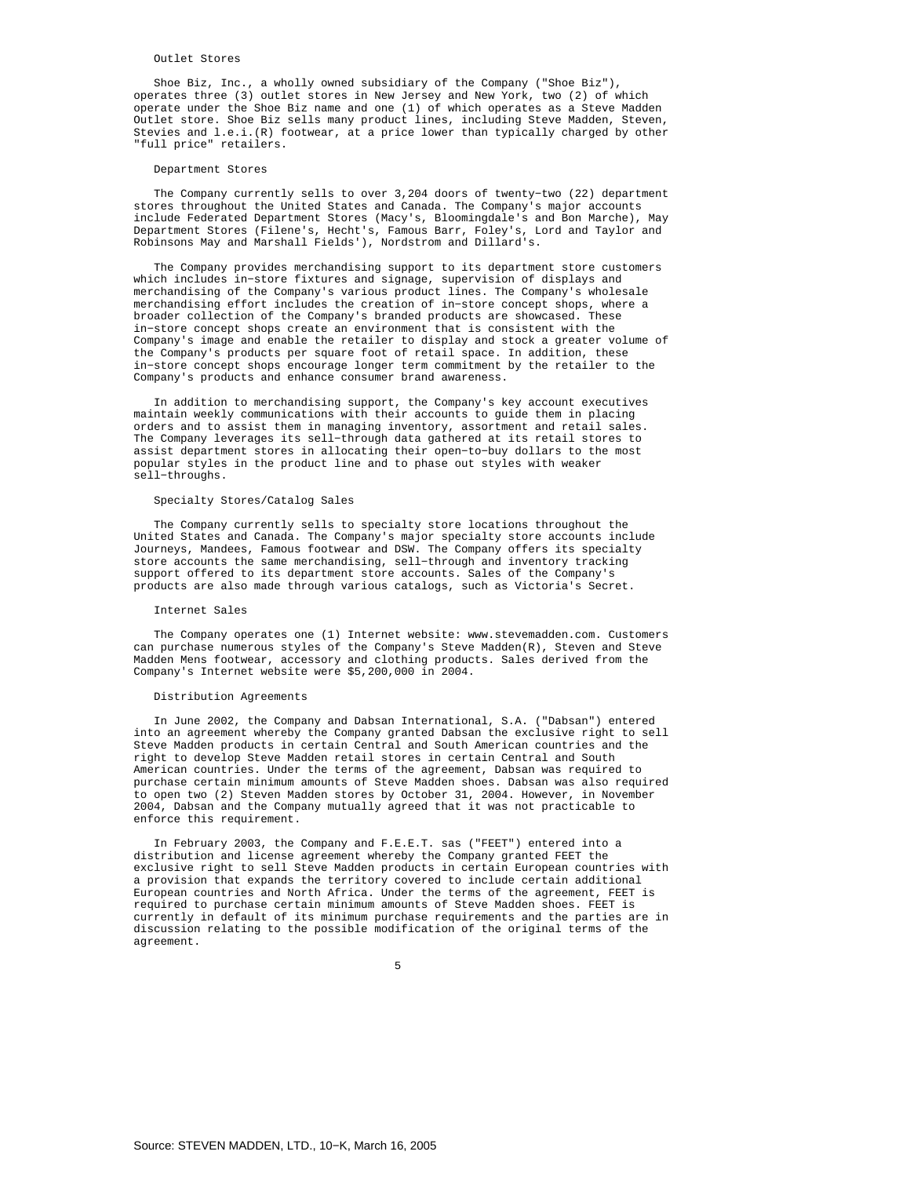### Outlet Stores

Shoe Biz, Inc., a wholly owned subsidiary of the Company ("Shoe Biz"), operates three (3) outlet stores in New Jersey and New York, two (2) of which operate under the Shoe Biz name and one (1) of which operates as a Steve Madden Outlet store. Shoe Biz sells many product lines, including Steve Madden, Steven, Stevies and l.e.i.(R) footwear, at a price lower than typically charged by other "full price" retailers.

### Department Stores

The Company currently sells to over 3,204 doors of twenty-two (22) department stores throughout the United States and Canada. The Company's major accounts include Federated Department Stores (Macy's, Bloomingdale's and Bon Marche), May Department Stores (Filene's, Hecht's, Famous Barr, Foley's, Lord and Taylor and Robinsons May and Marshall Fields'), Nordstrom and Dillard's.

The Company provides merchandising support to its department store customers which includes in-store fixtures and signage, supervision of displays and merchandising of the Company's various product lines. The Company's wholesale merchandising effort includes the creation of in-store concept shops, where a broader collection of the Company's branded products are showcased. These in-store concept shops create an environment that is consistent with the Company's image and enable the retailer to display and stock a greater volume of the Company's products per square foot of retail space. In addition, these in-store concept shops encourage longer term commitment by the retailer to the Company's products and enhance consumer brand awareness.

In addition to merchandising support, the Company's key account executives maintain weekly communications with their accounts to guide them in placing orders and to assist them in managing inventory, assortment and retail sales. The Company leverages its sell-through data gathered at its retail stores to assist department stores in allocating their open-to-buy dollars to the most popular styles in the product line and to phase out styles with weaker sell-throughs.

### Specialty Stores/Catalog Sales

The Company currently sells to specialty store locations throughout the United States and Canada. The Company's major specialty store accounts include Journeys, Mandees, Famous footwear and DSW. The Company offers its specialty store accounts the same merchandising, sell-through and inventory tracking support offered to its department store accounts. Sales of the Company's products are also made through various catalogs, such as Victoria's Secret.

### Internet Sales

The Company operates one (1) Internet website: www.stevemadden.com. Customers can purchase numerous styles of the Company's Steve Madden(R), Steven and Steve Madden Mens footwear, accessory and clothing products. Sales derived from the Company's Internet website were $5,200,000 in 2004.

### Distribution Agreements

In June 2002, the Company and Dabsan International, S.A. ("Dabsan") entered into an agreement whereby the Company granted Dabsan the exclusive right to sell Steve Madden products in certain Central and South American countries and the right to develop Steve Madden retail stores in certain Central and South American countries. Under the terms of the agreement, Dabsan was required to purchase certain minimum amounts of Steve Madden shoes. Dabsan was also required to open two (2) Steven Madden stores by October 31, 2004. However, in November 2004, Dabsan and the Company mutually agreed that it was not practicable to enforce this requirement.

In February 2003, the Company and F.E.E.T. sas ("FEET") entered into a distribution and license agreement whereby the Company granted FEET the exclusive right to sell Steve Madden products in certain European countries with a provision that expands the territory covered to include certain additional European countries and North Africa. Under the terms of the agreement, FEET is required to purchase certain minimum amounts of Steve Madden shoes. FEET is currently in default of its minimum purchase requirements and the parties are in discussion relating to the possible modification of the original terms of the agreement.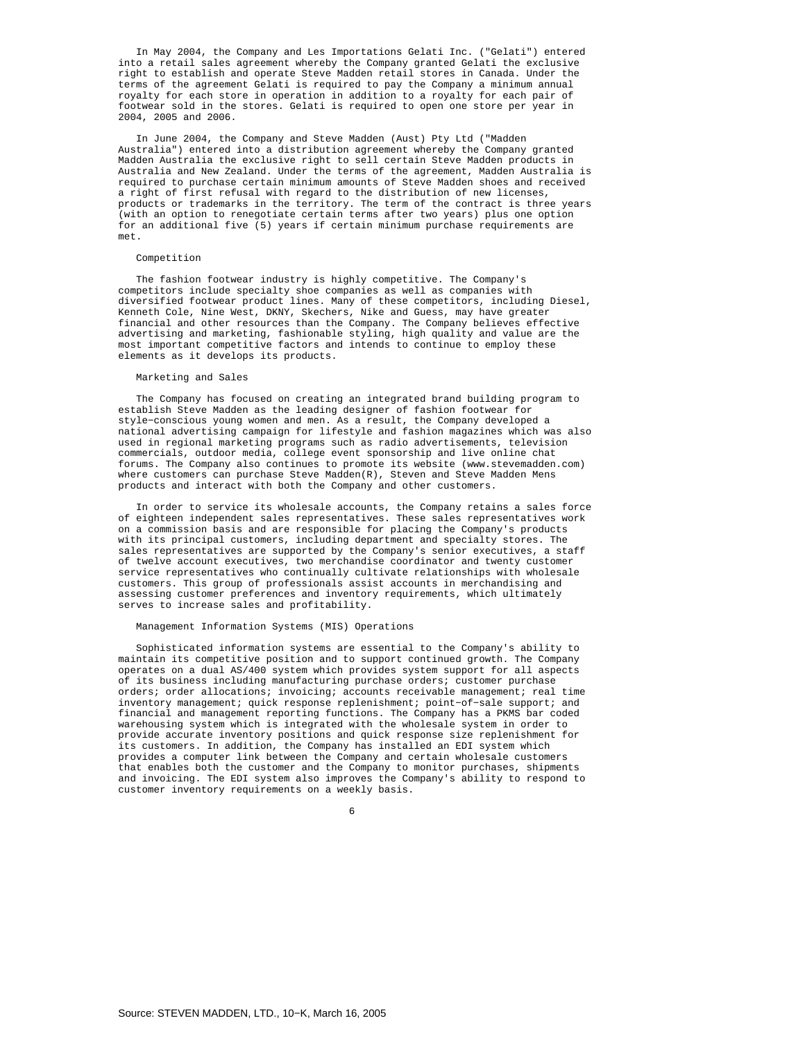In May 2004, the Company and Les Importations Gelati Inc. ("Gelati") entered into a retail sales agreement whereby the Company granted Gelati the exclusive right to establish and operate Steve Madden retail stores in Canada. Under the terms of the agreement Gelati is required to pay the Company a minimum annual royalty for each store in operation in addition to a royalty for each pair of footwear sold in the stores. Gelati is required to open one store per year in 2004, 2005 and 2006.

In June 2004, the Company and Steve Madden (Aust) Pty Ltd ("Madden Australia") entered into a distribution agreement whereby the Company granted Madden Australia the exclusive right to sell certain Steve Madden products in Australia and New Zealand. Under the terms of the agreement, Madden Australia is required to purchase certain minimum amounts of Steve Madden shoes and received a right of first refusal with regard to the distribution of new licenses, products or trademarks in the territory. The term of the contract is three years (with an option to renegotiate certain terms after two years) plus one option for an additional five (5) years if certain minimum purchase requirements are met.

## Competition

The fashion footwear industry is highly competitive. The Company's competitors include specialty shoe companies as well as companies with diversified footwear product lines. Many of these competitors, including Diesel, Kenneth Cole, Nine West, DKNY, Skechers, Nike and Guess, may have greater financial and other resources than the Company. The Company believes effective advertising and marketing, fashionable styling, high quality and value are the most important competitive factors and intends to continue to employ these elements as it develops its products.

## Marketing and Sales

The Company has focused on creating an integrated brand building program to establish Steve Madden as the leading designer of fashion footwear for style-conscious young women and men. As a result, the Company developed a national advertising campaign for lifestyle and fashion magazines which was also used in regional marketing programs such as radio advertisements, television commercials, outdoor media, college event sponsorship and live online chat forums. The Company also continues to promote its website (www.stevemadden.com) where customers can purchase Steve Madden(R), Steven and Steve Madden Mens products and interact with both the Company and other customers.

In order to service its wholesale accounts, the Company retains a sales force of eighteen independent sales representatives. These sales representatives work on a commission basis and are responsible for placing the Company's products with its principal customers, including department and specialty stores. The sales representatives are supported by the Company's senior executives, a staff of twelve account executives, two merchandise coordinator and twenty customer service representatives who continually cultivate relationships with wholesale customers. This group of professionals assist accounts in merchandising and assessing customer preferences and inventory requirements, which ultimately serves to increase sales and profitability.

## Management Information Systems (MIS) Operations

Sophisticated information systems are essential to the Company's ability to maintain its competitive position and to support continued growth. The Company operates on a dual AS/400 system which provides system support for all aspects of its business including manufacturing purchase orders; customer purchase orders; order allocations; invoicing; accounts receivable management; real time inventory management; quick response replenishment; point-of-sale support; and financial and management reporting functions. The Company has a PKMS bar coded warehousing system which is integrated with the wholesale system in order to provide accurate inventory positions and quick response size replenishment for its customers. In addition, the Company has installed an EDI system which provides a computer link between the Company and certain wholesale customers that enables both the customer and the Company to monitor purchases, shipments and invoicing. The EDI system also improves the Company's ability to respond to customer inventory requirements on a weekly basis.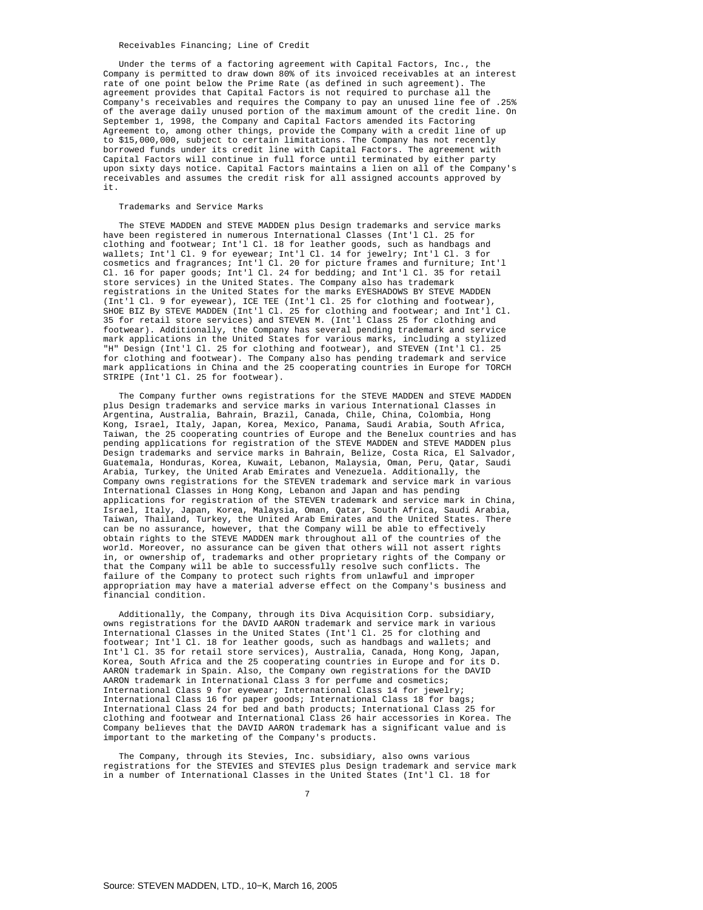### Receivables Financing; Line of Credit

Under the terms of a factoring agreement with Capital Factors, Inc., the Company is permitted to draw down 80% of its invoiced receivables at an interest rate of one point below the Prime Rate (as defined in such agreement). The agreement provides that Capital Factors is not required to purchase all the Company's receivables and requires the Company to pay an unused line fee of .25% of the average daily unused portion of the maximum amount of the credit line. On September 1, 1998, the Company and Capital Factors amended its Factoring Agreement to, among other things, provide the Company with a credit line of up to $15,000,000, subject to certain limitations. The Company has not recently borrowed funds under its credit line with Capital Factors. The agreement with Capital Factors will continue in full force until terminated by either party upon sixty days notice. Capital Factors maintains a lien on all of the Company's receivables and assumes the credit risk for all assigned accounts approved by it.

### Trademarks and Service Marks

The STEVE MADDEN and STEVE MADDEN plus Design trademarks and service marks have been registered in numerous International Classes (Int'l Cl. 25 for clothing and footwear; Int'l Cl. 18 for leather goods, such as handbags and wallets; Int'l Cl. 9 for eyewear; Int'l Cl. 14 for jewelry; Int'l Cl. 3 for cosmetics and fragrances; Int'l Cl. 20 for picture frames and furniture; Int'l Cl. 16 for paper goods; Int'l Cl. 24 for bedding; and Int'l Cl. 35 for retail store services) in the United States. The Company also has trademark registrations in the United States for the marks EYESHADOWS BY STEVE MADDEN (Int'l Cl. 9 for eyewear), ICE TEE (Int'l Cl. 25 for clothing and footwear), SHOE BIZ By STEVE MADDEN (Int'l Cl. 25 for clothing and footwear; and Int'l Cl. 35 for retail store services) and STEVEN M. (Int'l Class 25 for clothing and footwear). Additionally, the Company has several pending trademark and service mark applications in the United States for various marks, including a stylized "H" Design (Int'l Cl. 25 for clothing and footwear), and STEVEN (Int'l Cl. 25 for clothing and footwear). The Company also has pending trademark and service mark applications in China and the 25 cooperating countries in Europe for TORCH STRIPE (Int'l Cl. 25 for footwear).

The Company further owns registrations for the STEVE MADDEN and STEVE MADDEN plus Design trademarks and service marks in various International Classes in Argentina, Australia, Bahrain, Brazil, Canada, Chile, China, Colombia, Hong Kong, Israel, Italy, Japan, Korea, Mexico, Panama, Saudi Arabia, South Africa, Taiwan, the 25 cooperating countries of Europe and the Benelux countries and has pending applications for registration of the STEVE MADDEN and STEVE MADDEN plus Design trademarks and service marks in Bahrain, Belize, Costa Rica, El Salvador, Guatemala, Honduras, Korea, Kuwait, Lebanon, Malaysia, Oman, Peru, Qatar, Saudi Arabia, Turkey, the United Arab Emirates and Venezuela. Additionally, the Company owns registrations for the STEVEN trademark and service mark in various International Classes in Hong Kong, Lebanon and Japan and has pending applications for registration of the STEVEN trademark and service mark in China, Israel, Italy, Japan, Korea, Malaysia, Oman, Qatar, South Africa, Saudi Arabia, Taiwan, Thailand, Turkey, the United Arab Emirates and the United States. There can be no assurance, however, that the Company will be able to effectively obtain rights to the STEVE MADDEN mark throughout all of the countries of the world. Moreover, no assurance can be given that others will not assert rights in, or ownership of, trademarks and other proprietary rights of the Company or that the Company will be able to successfully resolve such conflicts. The failure of the Company to protect such rights from unlawful and improper appropriation may have a material adverse effect on the Company's business and financial condition.

Additionally, the Company, through its Diva Acquisition Corp. subsidiary, owns registrations for the DAVID AARON trademark and service mark in various International Classes in the United States (Int'l Cl. 25 for clothing and footwear; Int'l Cl. 18 for leather goods, such as handbags and wallets; and Int'l Cl. 35 for retail store services), Australia, Canada, Hong Kong, Japan, Korea, South Africa and the 25 cooperating countries in Europe and for its D. AARON trademark in Spain. Also, the Company own registrations for the DAVID AARON trademark in International Class 3 for perfume and cosmetics; International Class 9 for eyewear; International Class 14 for jewelry; International Class 16 for paper goods; International Class 18 for bags; International Class 24 for bed and bath products; International Class 25 for clothing and footwear and International Class 26 hair accessories in Korea. The Company believes that the DAVID AARON trademark has a significant value and is important to the marketing of the Company's products.

The Company, through its Stevies, Inc. subsidiary, also owns various registrations for the STEVIES and STEVIES plus Design trademark and service mark in a number of International Classes in the United States (Int'l Cl. 18 for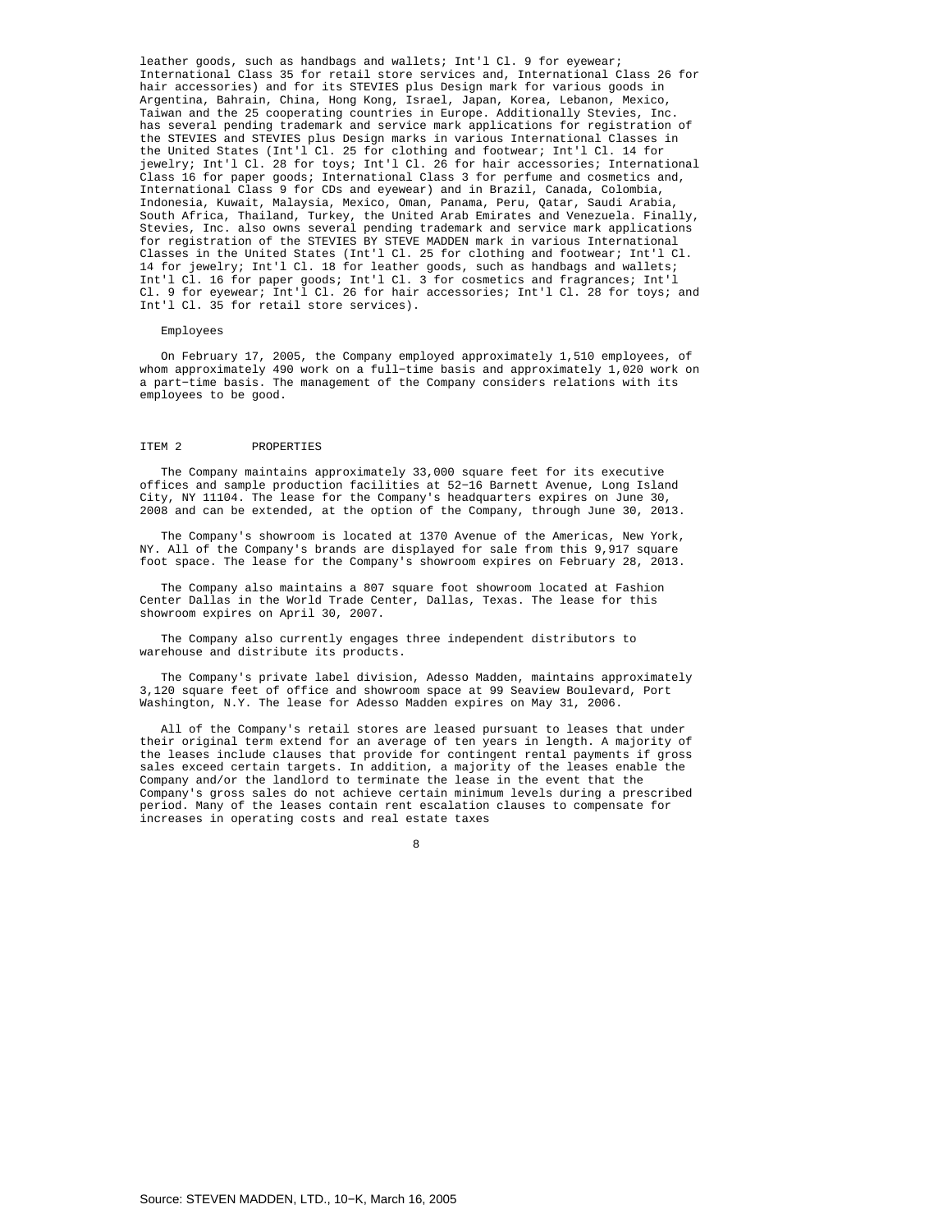leather goods, such as handbags and wallets; Int'l Cl. 9 for eyewear; International Class 35 for retail store services and, International Class 26 for hair accessories) and for its STEVIES plus Design mark for various goods in Argentina, Bahrain, China, Hong Kong, Israel, Japan, Korea, Lebanon, Mexico, Taiwan and the 25 cooperating countries in Europe. Additionally Stevies, Inc. has several pending trademark and service mark applications for registration of the STEVIES and STEVIES plus Design marks in various International Classes in the United States (Int'l Cl. 25 for clothing and footwear; Int'l Cl. 14 for jewelry; Int'l Cl. 28 for toys; Int'l Cl. 26 for hair accessories; International Class 16 for paper goods; International Class 3 for perfume and cosmetics and, International Class 9 for CDs and eyewear) and in Brazil, Canada, Colombia, Indonesia, Kuwait, Malaysia, Mexico, Oman, Panama, Peru, Qatar, Saudi Arabia, South Africa, Thailand, Turkey, the United Arab Emirates and Venezuela. Finally, Stevies, Inc. also owns several pending trademark and service mark applications for registration of the STEVIES BY STEVE MADDEN mark in various International Classes in the United States (Int'l Cl. 25 for clothing and footwear; Int'l Cl. 14 for jewelry; Int'l Cl. 18 for leather goods, such as handbags and wallets; Int'l Cl. 16 for paper goods; Int'l Cl. 3 for cosmetics and fragrances; Int'l Cl. 9 for eyewear; Int'l Cl. 26 for hair accessories; Int'l Cl. 28 for toys; and Int'l Cl. 35 for retail store services).

Employees

On February 17, 2005, the Company employed approximately 1,510 employees, of whom approximately 490 work on a full-time basis and approximately 1,020 work on a part-time basis. The management of the Company considers relations with its employees to be good.

## ITEM 2 PROPERTIES

The Company maintains approximately 33,000 square feet for its executive offices and sample production facilities at 52-16 Barnett Avenue, Long Island City, NY 11104. The lease for the Company's headquarters expires on June 30, 2008 and can be extended, at the option of the Company, through June 30, 2013.

The Company's showroom is located at 1370 Avenue of the Americas, New York, NY. All of the Company's brands are displayed for sale from this 9,917 square foot space. The lease for the Company's showroom expires on February 28, 2013.

The Company also maintains a 807 square foot showroom located at Fashion Center Dallas in the World Trade Center, Dallas, Texas. The lease for this showroom expires on April 30, 2007.

The Company also currently engages three independent distributors to warehouse and distribute its products.

The Company's private label division, Adesso Madden, maintains approximately 3,120 square feet of office and showroom space at 99 Seaview Boulevard, Port Washington, N.Y. The lease for Adesso Madden expires on May 31, 2006.

All of the Company's retail stores are leased pursuant to leases that under their original term extend for an average of ten years in length. A majority of the leases include clauses that provide for contingent rental payments if gross sales exceed certain targets. In addition, a majority of the leases enable the Company and/or the landlord to terminate the lease in the event that the Company's gross sales do not achieve certain minimum levels during a prescribed period. Many of the leases contain rent escalation clauses to compensate for increases in operating costs and real estate taxes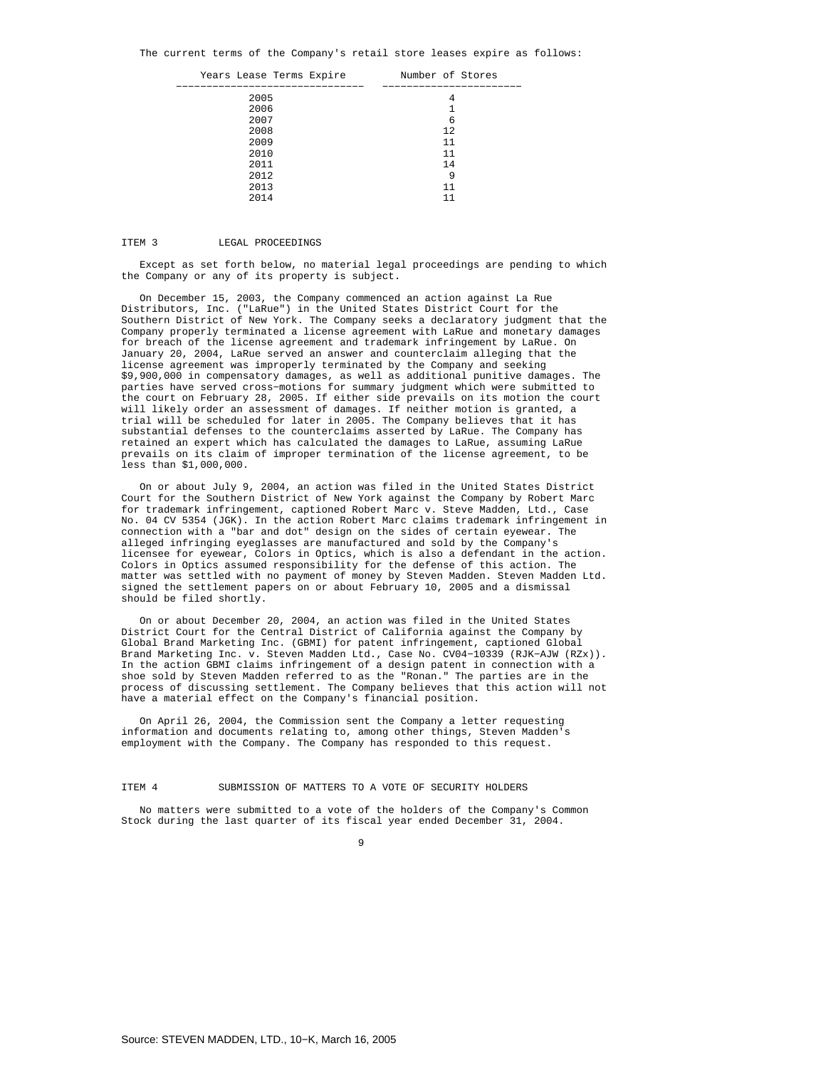The current terms of the Company's retail store leases expire as follows:

| Years Lease Terms Expire | Number of Stores |
|---|---|
| 2005 | 4 |
| 2006 | 1 |
| 2007 | 6 |
| 2008 | 12 |
| 2009 | 11 |
| 2010 | 11 |
| 2011 | 14 |
| 2012 | 9 |
| 2013 | 11 |
| 2014 | 11 |

## ITEM 3 LEGAL PROCEEDINGS

Except as set forth below, no material legal proceedings are pending to which the Company or any of its property is subject.

On December 15, 2003, the Company commenced an action against La Rue Distributors, Inc. ("LaRue") in the United States District Court for the Southern District of New York. The Company seeks a declaratory judgment that the Company properly terminated a license agreement with LaRue and monetary damages for breach of the license agreement and trademark infringement by LaRue. On January 20, 2004, LaRue served an answer and counterclaim alleging that the license agreement was improperly terminated by the Company and seeking $9,900,000 in compensatory damages, as well as additional punitive damages. The parties have served cross-motions for summary judgment which were submitted to the court on February 28, 2005. If either side prevails on its motion the court will likely order an assessment of damages. If neither motion is granted, a trial will be scheduled for later in 2005. The Company believes that it has substantial defenses to the counterclaims asserted by LaRue. The Company has retained an expert which has calculated the damages to LaRue, assuming LaRue prevails on its claim of improper termination of the license agreement, to be less than $1,000,000.

On or about July 9, 2004, an action was filed in the United States District Court for the Southern District of New York against the Company by Robert Marc for trademark infringement, captioned Robert Marc v. Steve Madden, Ltd., Case No. 04 CV 5354 (JGK). In the action Robert Marc claims trademark infringement in connection with a "bar and dot" design on the sides of certain eyewear. The alleged infringing eyeglasses are manufactured and sold by the Company's licensee for eyewear, Colors in Optics, which is also a defendant in the action. Colors in Optics assumed responsibility for the defense of this action. The matter was settled with no payment of money by Steven Madden. Steven Madden Ltd. signed the settlement papers on or about February 10, 2005 and a dismissal should be filed shortly.

On or about December 20, 2004, an action was filed in the United States District Court for the Central District of California against the Company by Global Brand Marketing Inc. (GBMI) for patent infringement, captioned Global Brand Marketing Inc. v. Steven Madden Ltd., Case No. CV04-10339 (RJK-AJW (RZx)). In the action GBMI claims infringement of a design patent in connection with a shoe sold by Steven Madden referred to as the "Ronan." The parties are in the process of discussing settlement. The Company believes that this action will not have a material effect on the Company's financial position.

On April 26, 2004, the Commission sent the Company a letter requesting information and documents relating to, among other things, Steven Madden's employment with the Company. The Company has responded to this request.

## ITEM 4 SUBMISSION OF MATTERS TO A VOTE OF SECURITY HOLDERS

No matters were submitted to a vote of the holders of the Company's Common Stock during the last quarter of its fiscal year ended December 31, 2004.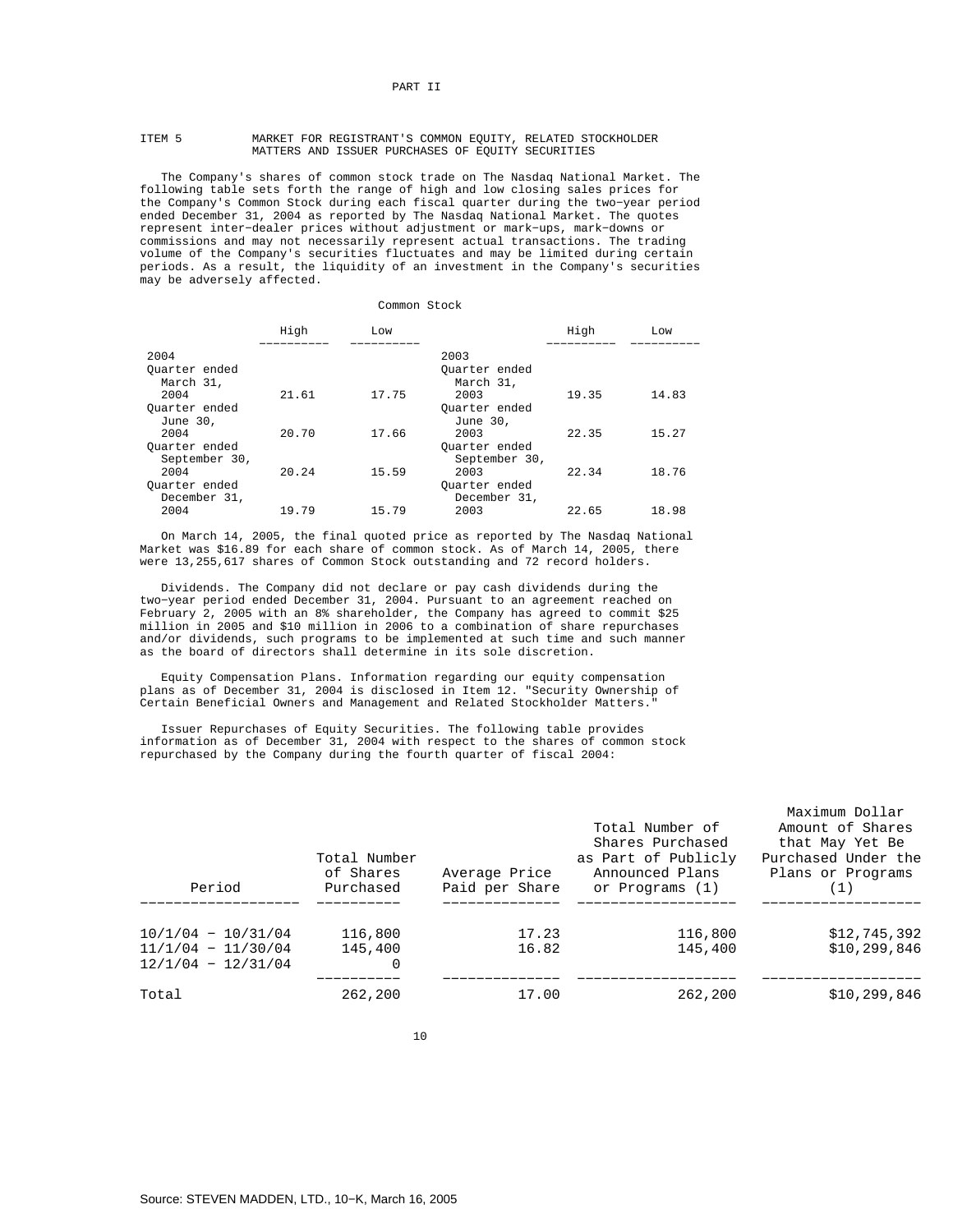# PART II

## ITEM 5 MARKET FOR REGISTRANT'S COMMON EQUITY, RELATED STOCKHOLDER MATTERS AND ISSUER PURCHASES OF EQUITY SECURITIES

The Company's shares of common stock trade on The Nasdaq National Market. The following table sets forth the range of high and low closing sales prices for the Company's Common Stock during each fiscal quarter during the two-year period ended December 31, 2004 as reported by The Nasdaq National Market. The quotes represent inter-dealer prices without adjustment or mark-ups, mark-downs or commissions and may not necessarily represent actual transactions. The trading volume of the Company's securities fluctuates and may be limited during certain periods. As a result, the liquidity of an investment in the Company's securities may be adversely affected.

Common Stock

| | High | Low | | High | Low |
|---|---|---|---|---|---|
| 2004 | | | 2003 | | |
| Quarter ended March 31, 2004 | 21.61 | 17.75 | Quarter ended March 31, 2003 | 19.35 | 14.83 |
| Quarter ended June 30, 2004 | 20.70 | 17.66 | Quarter ended June 30, 2003 | 22.35 | 15.27 |
| Quarter ended September 30, 2004 | 20.24 | 15.59 | Quarter ended September 30, 2003 | 22.34 | 18.76 |
| Quarter ended December 31, 2004 | 19.79 | 15.79 | Quarter ended December 31, 2003 | 22.65 | 18.98 |

On March 14, 2005, the final quoted price as reported by The Nasdaq National Market was $16.89 for each share of common stock. As of March 14, 2005, there were 13,255,617 shares of Common Stock outstanding and 72 record holders.

Dividends. The Company did not declare or pay cash dividends during the two-year period ended December 31, 2004. Pursuant to an agreement reached on February 2, 2005 with an 8% shareholder, the Company has agreed to commit $25 million in 2005 and $10 million in 2006 to a combination of share repurchases and/or dividends, such programs to be implemented at such time and such manner as the board of directors shall determine in its sole discretion.

Equity Compensation Plans. Information regarding our equity compensation plans as of December 31, 2004 is disclosed in Item 12. "Security Ownership of Certain Beneficial Owners and Management and Related Stockholder Matters."

Issuer Repurchases of Equity Securities. The following table provides information as of December 31, 2004 with respect to the shares of common stock repurchased by the Company during the fourth quarter of fiscal 2004:

| Period | Total Number of Shares Purchased | Average Price Paid per Share | Total Number of Shares Purchased as Part of Publicly Announced Plans or Programs (1) | Maximum Dollar Amount of Shares that May Yet Be Purchased Under the Plans or Programs (1) |
|---|---|---|---|---|
| 10/1/04 - 10/31/04 | 116,800 | 17.23 | 116,800 | $12,745,392 |
| 11/1/04 - 11/30/04 | 145,400 | 16.82 | 145,400 | $10,299,846 |
| 12/1/04 - 12/31/04 | 0 | | | |
| Total | 262,200 | 17.00 | 262,200 | $10,299,846 |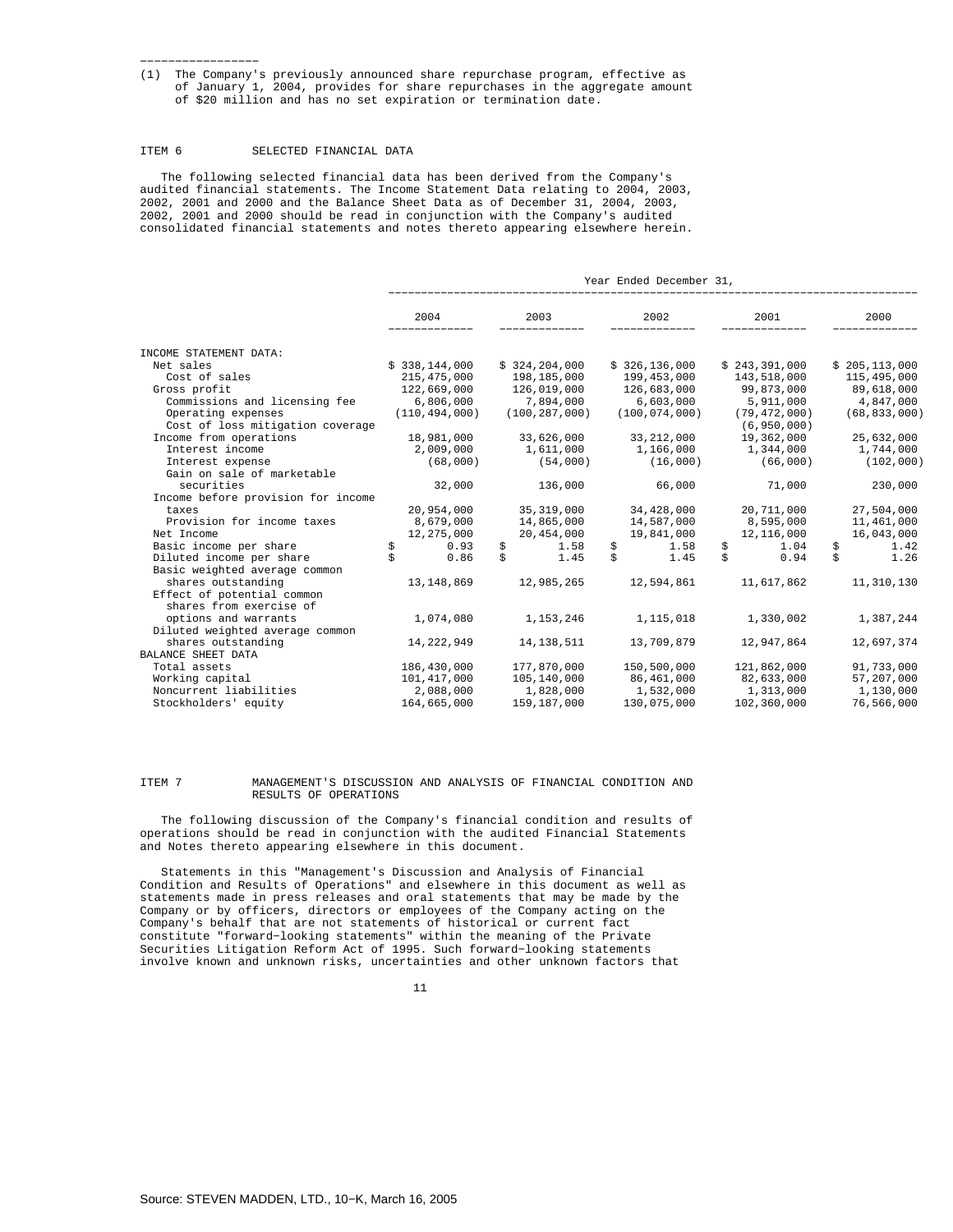(1) The Company's previously announced share repurchase program, effective as of January 1, 2004, provides for share repurchases in the aggregate amount of $20 million and has no set expiration or termination date.

## ITEM 6 SELECTED FINANCIAL DATA

The following selected financial data has been derived from the Company's audited financial statements. The Income Statement Data relating to 2004, 2003, 2002, 2001 and 2000 and the Balance Sheet Data as of December 31, 2004, 2003, 2002, 2001 and 2000 should be read in conjunction with the Company's audited consolidated financial statements and notes thereto appearing elsewhere herein.

| | Year Ended December 31, | | | | |
|---|---|---|---|---|---|
| | 2004 | 2003 | 2002 | 2001 | 2000 |
| INCOME STATEMENT DATA: | | | | | |
| Net sales | $ 338,144,000 | $ 324,204,000 | $ 326,136,000 | $ 243,391,000 | $ 205,113,000 |
| Cost of sales | 215,475,000 | 198,185,000 | 199,453,000 | 143,518,000 | 115,495,000 |
| Gross profit | 122,669,000 | 126,019,000 | 126,683,000 | 99,873,000 | 89,618,000 |
| Commissions and licensing fee | 6,806,000 | 7,894,000 | 6,603,000 | 5,911,000 | 4,847,000 |
| Operating expenses | (110,494,000) | (100,287,000) | (100,074,000) | (79,472,000) | (68,833,000) |
| Cost of loss mitigation coverage | | | | (6,950,000) | |
| Income from operations | 18,981,000 | 33,626,000 | 33,212,000 | 19,362,000 | 25,632,000 |
| Interest income | 2,009,000 | 1,611,000 | 1,166,000 | 1,344,000 | 1,744,000 |
| Interest expense | (68,000) | (54,000) | (16,000) | (66,000) | (102,000) |
| Gain on sale of marketable securities | 32,000 | 136,000 | 66,000 | 71,000 | 230,000 |
| Income before provision for income taxes | 20,954,000 | 35,319,000 | 34,428,000 | 20,711,000 | 27,504,000 |
| Provision for income taxes | 8,679,000 | 14,865,000 | 14,587,000 | 8,595,000 | 11,461,000 |
| Net Income | 12,275,000 | 20,454,000 | 19,841,000 | 12,116,000 | 16,043,000 |
| Basic income per share | $ 0.93 | $ 1.58 | $ 1.58 | $ 1.04 | $ 1.42 |
| Diluted income per share | $ 0.86 | $ 1.45 | $ 1.45 | $ 0.94 | $ 1.26 |
| Basic weighted average common shares outstanding | 13,148,869 | 12,985,265 | 12,594,861 | 11,617,862 | 11,310,130 |
| Effect of potential common shares from exercise of options and warrants | 1,074,080 | 1,153,246 | 1,115,018 | 1,330,002 | 1,387,244 |
| Diluted weighted average common shares outstanding | 14,222,949 | 14,138,511 | 13,709,879 | 12,947,864 | 12,697,374 |
| BALANCE SHEET DATA | | | | | |
| Total assets | 186,430,000 | 177,870,000 | 150,500,000 | 121,862,000 | 91,733,000 |
| Working capital | 101,417,000 | 105,140,000 | 86,461,000 | 82,633,000 | 57,207,000 |
| Noncurrent liabilities | 2,088,000 | 1,828,000 | 1,532,000 | 1,313,000 | 1,130,000 |
| Stockholders' equity | 164,665,000 | 159,187,000 | 130,075,000 | 102,360,000 | 76,566,000 |

## ITEM 7 MANAGEMENT'S DISCUSSION AND ANALYSIS OF FINANCIAL CONDITION AND RESULTS OF OPERATIONS

The following discussion of the Company's financial condition and results of operations should be read in conjunction with the audited Financial Statements and Notes thereto appearing elsewhere in this document.

Statements in this "Management's Discussion and Analysis of Financial Condition and Results of Operations" and elsewhere in this document as well as statements made in press releases and oral statements that may be made by the Company or by officers, directors or employees of the Company acting on the Company's behalf that are not statements of historical or current fact constitute "forward-looking statements" within the meaning of the Private Securities Litigation Reform Act of 1995. Such forward-looking statements involve known and unknown risks, uncertainties and other unknown factors that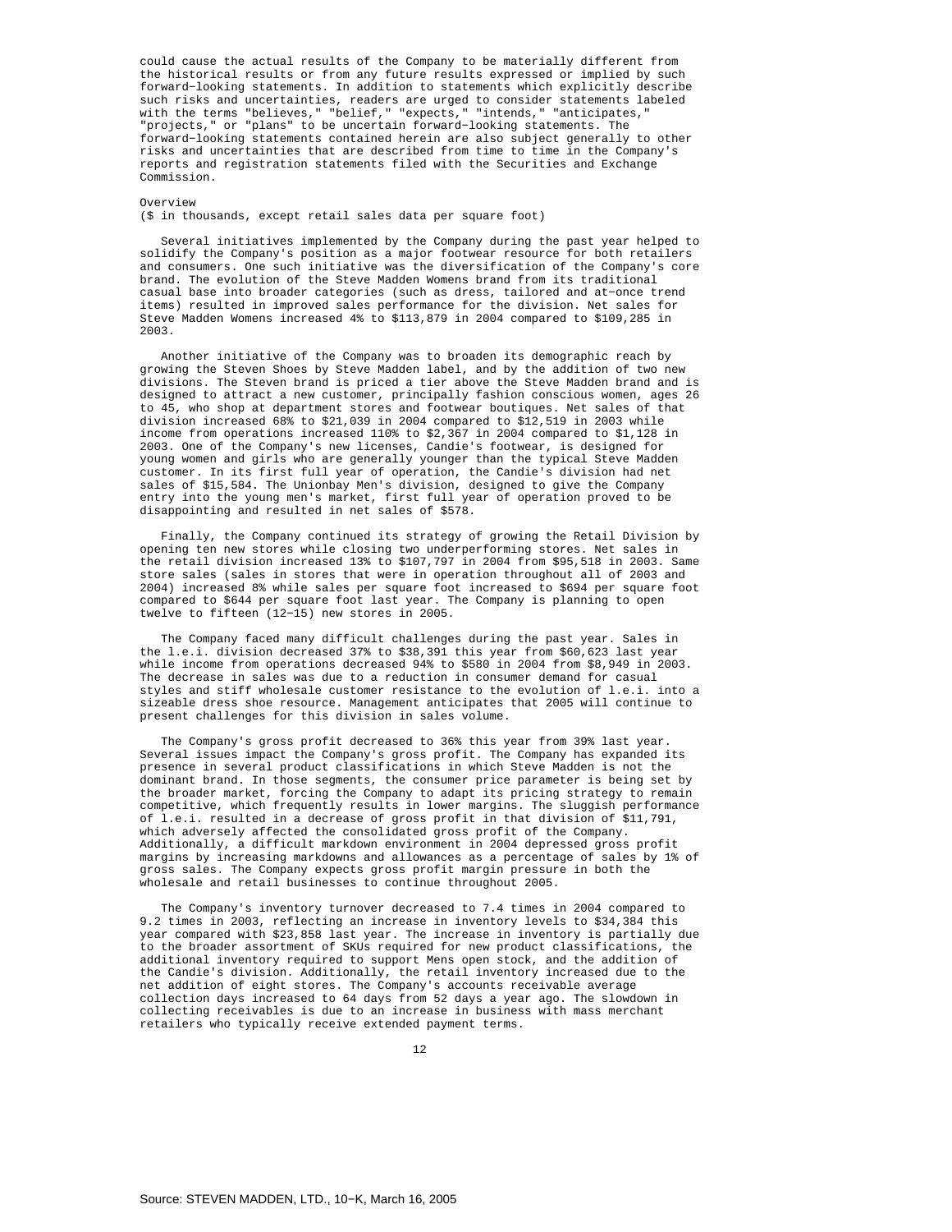could cause the actual results of the Company to be materially different from the historical results or from any future results expressed or implied by such forward-looking statements. In addition to statements which explicitly describe such risks and uncertainties, readers are urged to consider statements labeled with the terms "believes," "belief," "expects," "intends," "anticipates," "projects," or "plans" to be uncertain forward-looking statements. The forward-looking statements contained herein are also subject generally to other risks and uncertainties that are described from time to time in the Company's reports and registration statements filed with the Securities and Exchange Commission.

## Overview

($ in thousands, except retail sales data per square foot)

Several initiatives implemented by the Company during the past year helped to solidify the Company's position as a major footwear resource for both retailers and consumers. One such initiative was the diversification of the Company's core brand. The evolution of the Steve Madden Womens brand from its traditional casual base into broader categories (such as dress, tailored and at-once trend items) resulted in improved sales performance for the division. Net sales for Steve Madden Womens increased 4% to $113,879 in 2004 compared to $109,285 in 2003.

Another initiative of the Company was to broaden its demographic reach by growing the Steven Shoes by Steve Madden label, and by the addition of two new divisions. The Steven brand is priced a tier above the Steve Madden brand and is designed to attract a new customer, principally fashion conscious women, ages 26 to 45, who shop at department stores and footwear boutiques. Net sales of that division increased 68% to $21,039 in 2004 compared to $12,519 in 2003 while income from operations increased 110% to $2,367 in 2004 compared to $1,128 in 2003. One of the Company's new licenses, Candie's footwear, is designed for young women and girls who are generally younger than the typical Steve Madden customer. In its first full year of operation, the Candie's division had net sales of $15,584. The Unionbay Men's division, designed to give the Company entry into the young men's market, first full year of operation proved to be disappointing and resulted in net sales of $578.

Finally, the Company continued its strategy of growing the Retail Division by opening ten new stores while closing two underperforming stores. Net sales in the retail division increased 13% to $107,797 in 2004 from $95,518 in 2003. Same store sales (sales in stores that were in operation throughout all of 2003 and 2004) increased 8% while sales per square foot increased to $694 per square foot compared to $644 per square foot last year. The Company is planning to open twelve to fifteen (12-15) new stores in 2005.

The Company faced many difficult challenges during the past year. Sales in the l.e.i. division decreased 37% to $38,391 this year from $60,623 last year while income from operations decreased 94% to $580 in 2004 from $8,949 in 2003. The decrease in sales was due to a reduction in consumer demand for casual styles and stiff wholesale customer resistance to the evolution of l.e.i. into a sizeable dress shoe resource. Management anticipates that 2005 will continue to present challenges for this division in sales volume.

The Company's gross profit decreased to 36% this year from 39% last year. Several issues impact the Company's gross profit. The Company has expanded its presence in several product classifications in which Steve Madden is not the dominant brand. In those segments, the consumer price parameter is being set by the broader market, forcing the Company to adapt its pricing strategy to remain competitive, which frequently results in lower margins. The sluggish performance of l.e.i. resulted in a decrease of gross profit in that division of $11,791, which adversely affected the consolidated gross profit of the Company. Additionally, a difficult markdown environment in 2004 depressed gross profit margins by increasing markdowns and allowances as a percentage of sales by 1% of gross sales. The Company expects gross profit margin pressure in both the wholesale and retail businesses to continue throughout 2005.

The Company's inventory turnover decreased to 7.4 times in 2004 compared to 9.2 times in 2003, reflecting an increase in inventory levels to $34,384 this year compared with $23,858 last year. The increase in inventory is partially due to the broader assortment of SKUs required for new product classifications, the additional inventory required to support Mens open stock, and the addition of the Candie's division. Additionally, the retail inventory increased due to the net addition of eight stores. The Company's accounts receivable average collection days increased to 64 days from 52 days a year ago. The slowdown in collecting receivables is due to an increase in business with mass merchant retailers who typically receive extended payment terms.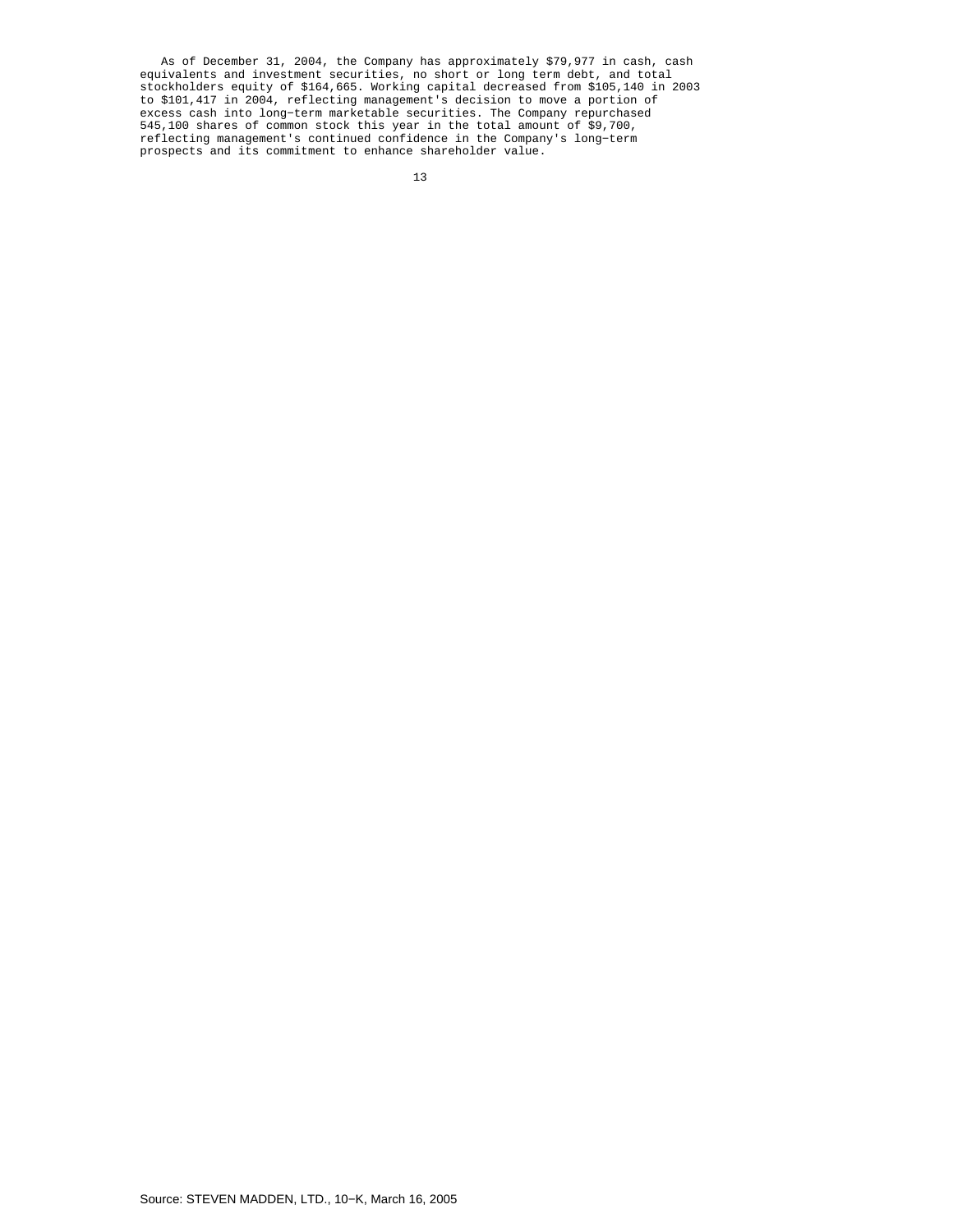As of December 31, 2004, the Company has approximately $79,977 in cash, cash equivalents and investment securities, no short or long term debt, and total stockholders equity of $164,665. Working capital decreased from $105,140 in 2003 to $101,417 in 2004, reflecting management's decision to move a portion of excess cash into long-term marketable securities. The Company repurchased 545,100 shares of common stock this year in the total amount of $9,700, reflecting management's continued confidence in the Company's long-term prospects and its commitment to enhance shareholder value.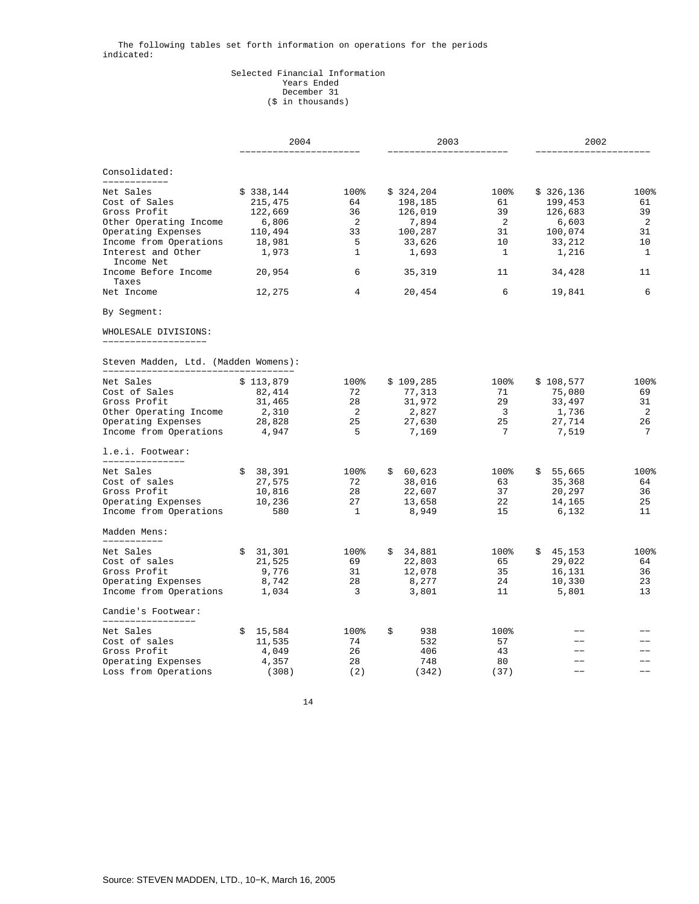The following tables set forth information on operations for the periods indicated:

Selected Financial Information
Years Ended
December 31
($ in thousands)

| | 2004 | | 2003 | | 2002 | |
|---|---|---|---|---|---|---|
| **Consolidated:** | | | | | | |
| Net Sales | $ 338,144 | 100% | $ 324,204 | 100% | $ 326,136 | 100% |
| Cost of Sales | 215,475 | 64 | 198,185 | 61 | 199,453 | 61 |
| Gross Profit | 122,669 | 36 | 126,019 | 39 | 126,683 | 39 |
| Other Operating Income | 6,806 | 2 | 7,894 | 2 | 6,603 | 2 |
| Operating Expenses | 110,494 | 33 | 100,287 | 31 | 100,074 | 31 |
| Income from Operations | 18,981 | 5 | 33,626 | 10 | 33,212 | 10 |
| Interest and Other Income Net | 1,973 | 1 | 1,693 | 1 | 1,216 | 1 |
| Income Before Income Taxes | 20,954 | 6 | 35,319 | 11 | 34,428 | 11 |
| Net Income | 12,275 | 4 | 20,454 | 6 | 19,841 | 6 |
| By Segment: | | | | | | |
| **WHOLESALE DIVISIONS:** | | | | | | |
| **Steven Madden, Ltd. (Madden Womens):** | | | | | | |
| Net Sales | $ 113,879 | 100% | $ 109,285 | 100% | $ 108,577 | 100% |
| Cost of Sales | 82,414 | 72 | 77,313 | 71 | 75,080 | 69 |
| Gross Profit | 31,465 | 28 | 31,972 | 29 | 33,497 | 31 |
| Other Operating Income | 2,310 | 2 | 2,827 | 3 | 1,736 | 2 |
| Operating Expenses | 28,828 | 25 | 27,630 | 25 | 27,714 | 26 |
| Income from Operations | 4,947 | 5 | 7,169 | 7 | 7,519 | 7 |
| **l.e.i. Footwear:** | | | | | | |
| Net Sales | $ 38,391 | 100% | $ 60,623 | 100% | $ 55,665 | 100% |
| Cost of sales | 27,575 | 72 | 38,016 | 63 | 35,368 | 64 |
| Gross Profit | 10,816 | 28 | 22,607 | 37 | 20,297 | 36 |
| Operating Expenses | 10,236 | 27 | 13,658 | 22 | 14,165 | 25 |
| Income from Operations | 580 | 1 | 8,949 | 15 | 6,132 | 11 |
| **Madden Mens:** | | | | | | |
| Net Sales | $ 31,301 | 100% | $ 34,881 | 100% | $ 45,153 | 100% |
| Cost of sales | 21,525 | 69 | 22,803 | 65 | 29,022 | 64 |
| Gross Profit | 9,776 | 31 | 12,078 | 35 | 16,131 | 36 |
| Operating Expenses | 8,742 | 28 | 8,277 | 24 | 10,330 | 23 |
| Income from Operations | 1,034 | 3 | 3,801 | 11 | 5,801 | 13 |
| **Candie's Footwear:** | | | | | | |
| Net Sales | $ 15,584 | 100% | $ 938 | 100% | -- | -- |
| Cost of sales | 11,535 | 74 | 532 | 57 | -- | -- |
| Gross Profit | 4,049 | 26 | 406 | 43 | -- | -- |
| Operating Expenses | 4,357 | 28 | 748 | 80 | -- | -- |
| Loss from Operations | (308) | (2) | (342) | (37) | -- | -- |

Source: STEVEN MADDEN, LTD., 10-K, March 16, 2005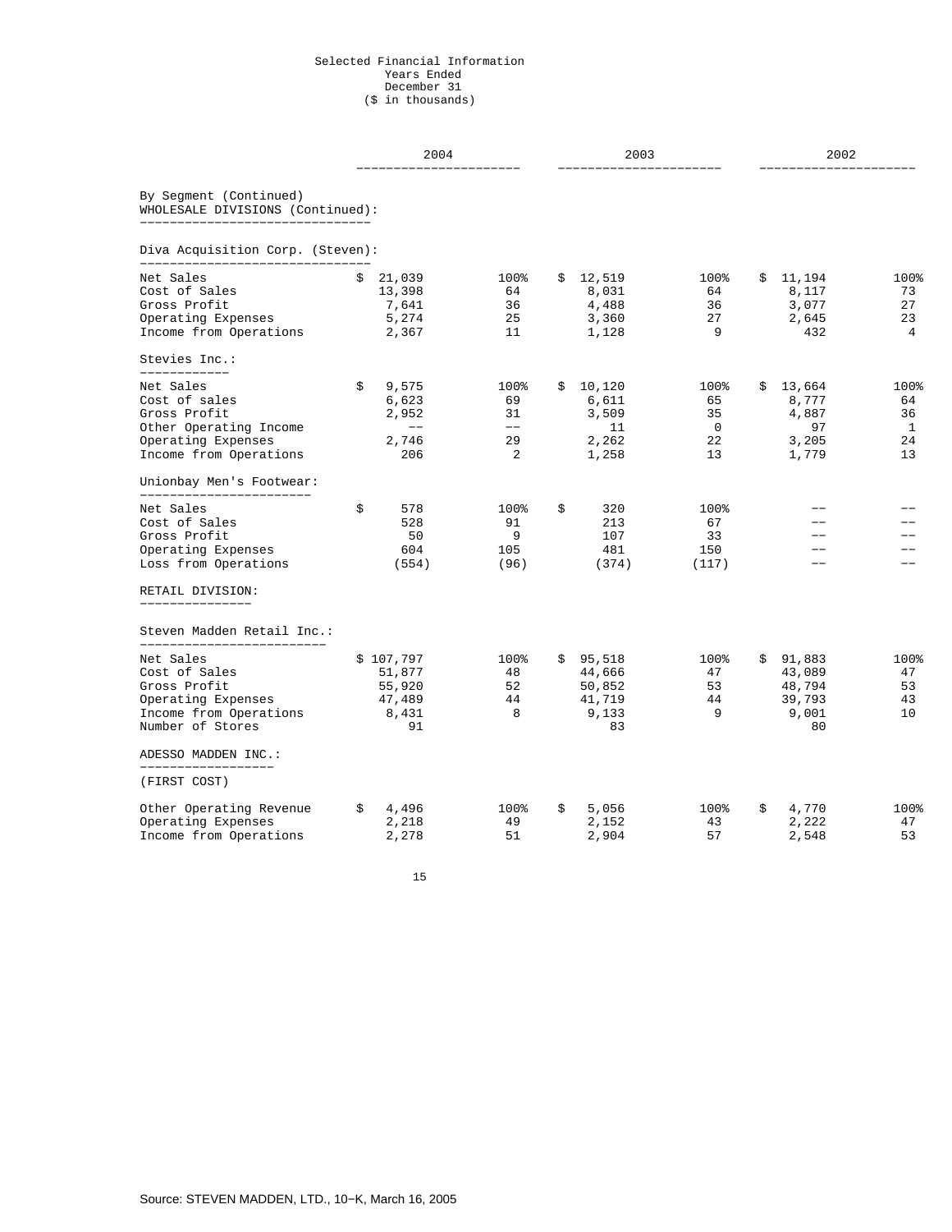Selected Financial Information
Years Ended
December 31
($ in thousands)

| | 2004 | | 2003 | | 2002 | |
|---|---|---|---|---|---|---|
| By Segment (Continued) | | | | | | |
| WHOLESALE DIVISIONS (Continued): | | | | | | |
| Diva Acquisition Corp. (Steven): | | | | | | |
| Net Sales | $ 21,039 | 100% | $ 12,519 | 100% | $ 11,194 | 100% |
| Cost of Sales | 13,398 | 64 | 8,031 | 64 | 8,117 | 73 |
| Gross Profit | 7,641 | 36 | 4,488 | 36 | 3,077 | 27 |
| Operating Expenses | 5,274 | 25 | 3,360 | 27 | 2,645 | 23 |
| Income from Operations | 2,367 | 11 | 1,128 | 9 | 432 | 4 |
| Stevies Inc.: | | | | | | |
| Net Sales | $ 9,575 | 100% | $ 10,120 | 100% | $ 13,664 | 100% |
| Cost of sales | 6,623 | 69 | 6,611 | 65 | 8,777 | 64 |
| Gross Profit | 2,952 | 31 | 3,509 | 35 | 4,887 | 36 |
| Other Operating Income | -- | -- | 11 | 0 | 97 | 1 |
| Operating Expenses | 2,746 | 29 | 2,262 | 22 | 3,205 | 24 |
| Income from Operations | 206 | 2 | 1,258 | 13 | 1,779 | 13 |
| Unionbay Men's Footwear: | | | | | | |
| Net Sales | $ 578 | 100% | $ 320 | 100% | -- | -- |
| Cost of Sales | 528 | 91 | 213 | 67 | -- | -- |
| Gross Profit | 50 | 9 | 107 | 33 | -- | -- |
| Operating Expenses | 604 | 105 | 481 | 150 | -- | -- |
| Loss from Operations | (554) | (96) | (374) | (117) | -- | -- |
| RETAIL DIVISION: | | | | | | |
| Steven Madden Retail Inc.: | | | | | | |
| Net Sales | $ 107,797 | 100% | $ 95,518 | 100% | $ 91,883 | 100% |
| Cost of Sales | 51,877 | 48 | 44,666 | 47 | 43,089 | 47 |
| Gross Profit | 55,920 | 52 | 50,852 | 53 | 48,794 | 53 |
| Operating Expenses | 47,489 | 44 | 41,719 | 44 | 39,793 | 43 |
| Income from Operations | 8,431 | 8 | 9,133 | 9 | 9,001 | 10 |
| Number of Stores | 91 | | 83 | | 80 | |
| ADESSO MADDEN INC.: | | | | | | |
| (FIRST COST) | | | | | | |
| Other Operating Revenue | $ 4,496 | 100% | $ 5,056 | 100% | $ 4,770 | 100% |
| Operating Expenses | 2,218 | 49 | 2,152 | 43 | 2,222 | 47 |
| Income from Operations | 2,278 | 51 | 2,904 | 57 | 2,548 | 53 |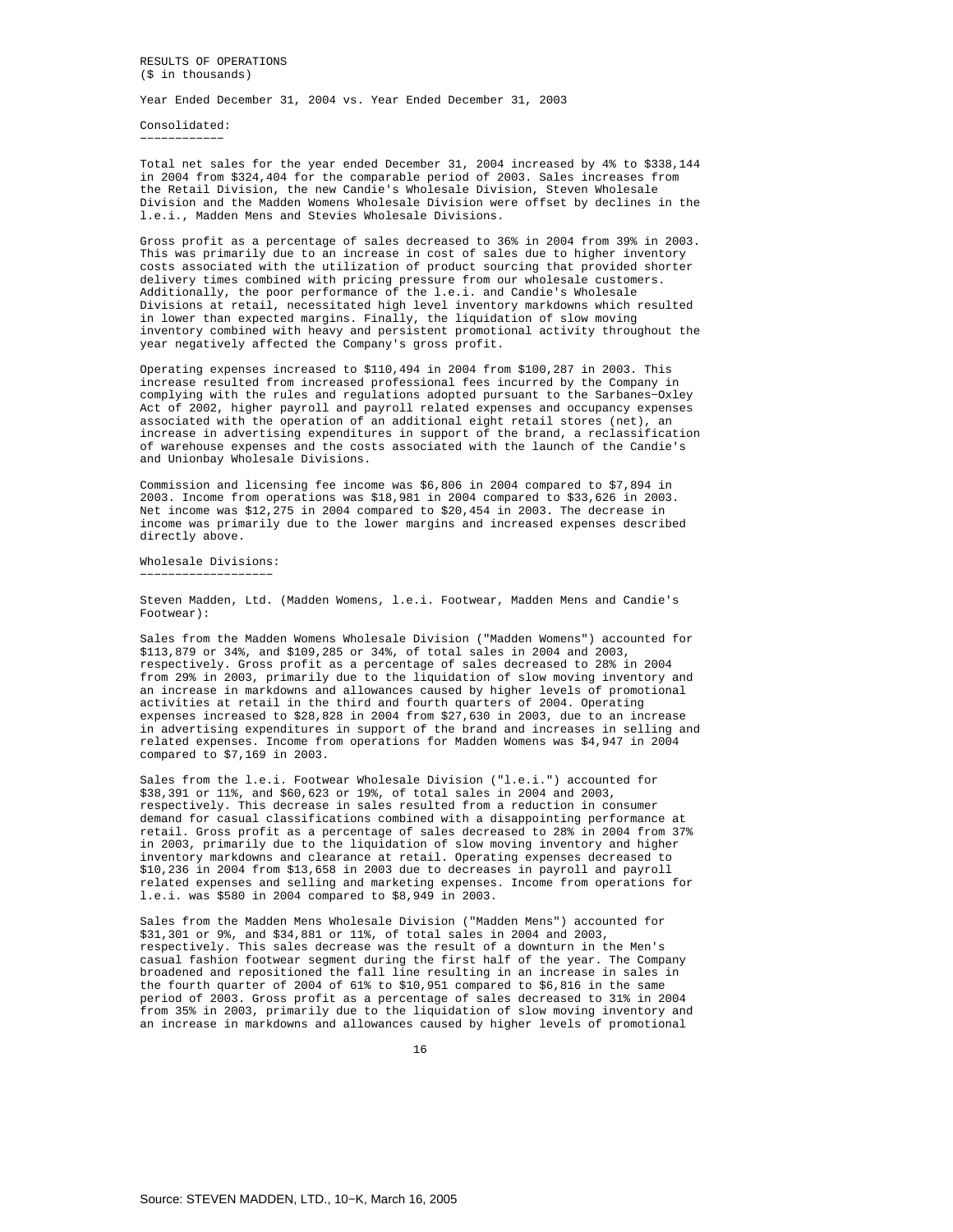RESULTS OF OPERATIONS
($ in thousands)

Year Ended December 31, 2004 vs. Year Ended December 31, 2003

## Consolidated:

Total net sales for the year ended December 31, 2004 increased by 4% to $338,144 in 2004 from $324,404 for the comparable period of 2003. Sales increases from the Retail Division, the new Candie's Wholesale Division, Steven Wholesale Division and the Madden Womens Wholesale Division were offset by declines in the l.e.i., Madden Mens and Stevies Wholesale Divisions.

Gross profit as a percentage of sales decreased to 36% in 2004 from 39% in 2003. This was primarily due to an increase in cost of sales due to higher inventory costs associated with the utilization of product sourcing that provided shorter delivery times combined with pricing pressure from our wholesale customers. Additionally, the poor performance of the l.e.i. and Candie's Wholesale Divisions at retail, necessitated high level inventory markdowns which resulted in lower than expected margins. Finally, the liquidation of slow moving inventory combined with heavy and persistent promotional activity throughout the year negatively affected the Company's gross profit.

Operating expenses increased to $110,494 in 2004 from $100,287 in 2003. This increase resulted from increased professional fees incurred by the Company in complying with the rules and regulations adopted pursuant to the Sarbanes-Oxley Act of 2002, higher payroll and payroll related expenses and occupancy expenses associated with the operation of an additional eight retail stores (net), an increase in advertising expenditures in support of the brand, a reclassification of warehouse expenses and the costs associated with the launch of the Candie's and Unionbay Wholesale Divisions.

Commission and licensing fee income was $6,806 in 2004 compared to $7,894 in 2003. Income from operations was $18,981 in 2004 compared to $33,626 in 2003. Net income was $12,275 in 2004 compared to $20,454 in 2003. The decrease in income was primarily due to the lower margins and increased expenses described directly above.

## Wholesale Divisions:

Steven Madden, Ltd. (Madden Womens, l.e.i. Footwear, Madden Mens and Candie's Footwear):

Sales from the Madden Womens Wholesale Division ("Madden Womens") accounted for $113,879 or 34%, and $109,285 or 34%, of total sales in 2004 and 2003, respectively. Gross profit as a percentage of sales decreased to 28% in 2004 from 29% in 2003, primarily due to the liquidation of slow moving inventory and an increase in markdowns and allowances caused by higher levels of promotional activities at retail in the third and fourth quarters of 2004. Operating expenses increased to $28,828 in 2004 from $27,630 in 2003, due to an increase in advertising expenditures in support of the brand and increases in selling and related expenses. Income from operations for Madden Womens was $4,947 in 2004 compared to $7,169 in 2003.

Sales from the l.e.i. Footwear Wholesale Division ("l.e.i.") accounted for $38,391 or 11%, and $60,623 or 19%, of total sales in 2004 and 2003, respectively. This decrease in sales resulted from a reduction in consumer demand for casual classifications combined with a disappointing performance at retail. Gross profit as a percentage of sales decreased to 28% in 2004 from 37% in 2003, primarily due to the liquidation of slow moving inventory and higher inventory markdowns and clearance at retail. Operating expenses decreased to $10,236 in 2004 from $13,658 in 2003 due to decreases in payroll and payroll related expenses and selling and marketing expenses. Income from operations for l.e.i. was $580 in 2004 compared to $8,949 in 2003.

Sales from the Madden Mens Wholesale Division ("Madden Mens") accounted for $31,301 or 9%, and $34,881 or 11%, of total sales in 2004 and 2003, respectively. This sales decrease was the result of a downturn in the Men's casual fashion footwear segment during the first half of the year. The Company broadened and repositioned the fall line resulting in an increase in sales in the fourth quarter of 2004 of 61% to $10,951 compared to $6,816 in the same period of 2003. Gross profit as a percentage of sales decreased to 31% in 2004 from 35% in 2003, primarily due to the liquidation of slow moving inventory and an increase in markdowns and allowances caused by higher levels of promotional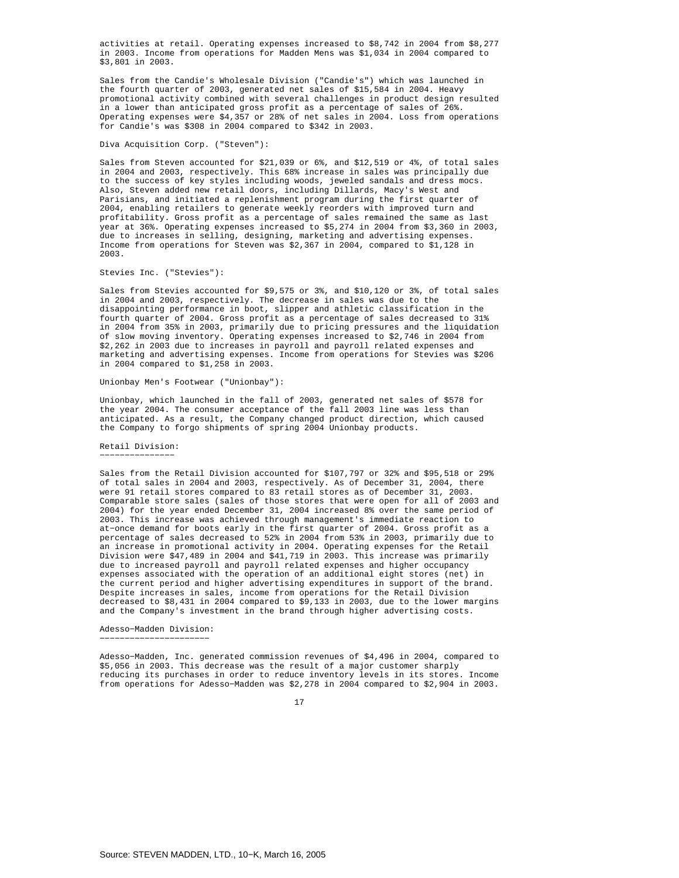activities at retail. Operating expenses increased to $8,742 in 2004 from $8,277 in 2003. Income from operations for Madden Mens was $1,034 in 2004 compared to $3,801 in 2003.

Sales from the Candie's Wholesale Division ("Candie's") which was launched in the fourth quarter of 2003, generated net sales of $15,584 in 2004. Heavy promotional activity combined with several challenges in product design resulted in a lower than anticipated gross profit as a percentage of sales of 26%. Operating expenses were $4,357 or 28% of net sales in 2004. Loss from operations for Candie's was $308 in 2004 compared to $342 in 2003.

Diva Acquisition Corp. ("Steven"):

Sales from Steven accounted for $21,039 or 6%, and $12,519 or 4%, of total sales in 2004 and 2003, respectively. This 68% increase in sales was principally due to the success of key styles including woods, jeweled sandals and dress mocs. Also, Steven added new retail doors, including Dillards, Macy's West and Parisians, and initiated a replenishment program during the first quarter of 2004, enabling retailers to generate weekly reorders with improved turn and profitability. Gross profit as a percentage of sales remained the same as last year at 36%. Operating expenses increased to $5,274 in 2004 from $3,360 in 2003, due to increases in selling, designing, marketing and advertising expenses. Income from operations for Steven was $2,367 in 2004, compared to $1,128 in 2003.

Stevies Inc. ("Stevies"):

Sales from Stevies accounted for $9,575 or 3%, and $10,120 or 3%, of total sales in 2004 and 2003, respectively. The decrease in sales was due to the disappointing performance in boot, slipper and athletic classification in the fourth quarter of 2004. Gross profit as a percentage of sales decreased to 31% in 2004 from 35% in 2003, primarily due to pricing pressures and the liquidation of slow moving inventory. Operating expenses increased to $2,746 in 2004 from $2,262 in 2003 due to increases in payroll and payroll related expenses and marketing and advertising expenses. Income from operations for Stevies was $206 in 2004 compared to $1,258 in 2003.

Unionbay Men's Footwear ("Unionbay"):

Unionbay, which launched in the fall of 2003, generated net sales of $578 for the year 2004. The consumer acceptance of the fall 2003 line was less than anticipated. As a result, the Company changed product direction, which caused the Company to forgo shipments of spring 2004 Unionbay products.

## Retail Division:

Sales from the Retail Division accounted for $107,797 or 32% and $95,518 or 29% of total sales in 2004 and 2003, respectively. As of December 31, 2004, there were 91 retail stores compared to 83 retail stores as of December 31, 2003. Comparable store sales (sales of those stores that were open for all of 2003 and 2004) for the year ended December 31, 2004 increased 8% over the same period of 2003. This increase was achieved through management's immediate reaction to at-once demand for boots early in the first quarter of 2004. Gross profit as a percentage of sales decreased to 52% in 2004 from 53% in 2003, primarily due to an increase in promotional activity in 2004. Operating expenses for the Retail Division were $47,489 in 2004 and $41,719 in 2003. This increase was primarily due to increased payroll and payroll related expenses and higher occupancy expenses associated with the operation of an additional eight stores (net) in the current period and higher advertising expenditures in support of the brand. Despite increases in sales, income from operations for the Retail Division decreased to $8,431 in 2004 compared to $9,133 in 2003, due to the lower margins and the Company's investment in the brand through higher advertising costs.

## Adesso-Madden Division:

Adesso-Madden, Inc. generated commission revenues of $4,496 in 2004, compared to $5,056 in 2003. This decrease was the result of a major customer sharply reducing its purchases in order to reduce inventory levels in its stores. Income from operations for Adesso-Madden was $2,278 in 2004 compared to $2,904 in 2003.

Source: STEVEN MADDEN, LTD., 10-K, March 16, 2005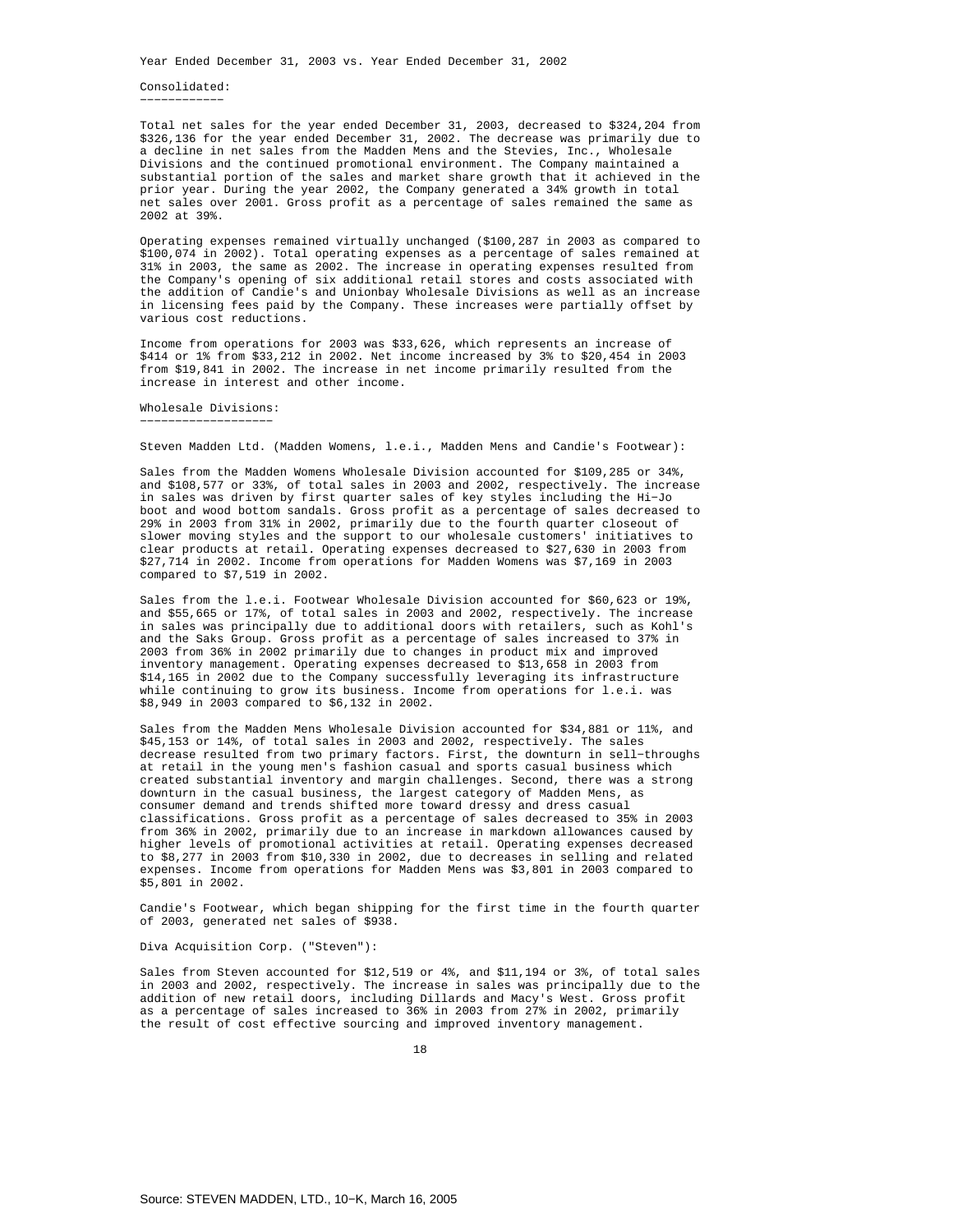Year Ended December 31, 2003 vs. Year Ended December 31, 2002

Consolidated:

Total net sales for the year ended December 31, 2003, decreased to $324,204 from $326,136 for the year ended December 31, 2002. The decrease was primarily due to a decline in net sales from the Madden Mens and the Stevies, Inc., Wholesale Divisions and the continued promotional environment. The Company maintained a substantial portion of the sales and market share growth that it achieved in the prior year. During the year 2002, the Company generated a 34% growth in total net sales over 2001. Gross profit as a percentage of sales remained the same as 2002 at 39%.

Operating expenses remained virtually unchanged ($100,287 in 2003 as compared to $100,074 in 2002). Total operating expenses as a percentage of sales remained at 31% in 2003, the same as 2002. The increase in operating expenses resulted from the Company's opening of six additional retail stores and costs associated with the addition of Candie's and Unionbay Wholesale Divisions as well as an increase in licensing fees paid by the Company. These increases were partially offset by various cost reductions.

Income from operations for 2003 was $33,626, which represents an increase of $414 or 1% from $33,212 in 2002. Net income increased by 3% to $20,454 in 2003 from $19,841 in 2002. The increase in net income primarily resulted from the increase in interest and other income.

Wholesale Divisions:

Steven Madden Ltd. (Madden Womens, l.e.i., Madden Mens and Candie's Footwear):

Sales from the Madden Womens Wholesale Division accounted for $109,285 or 34%, and $108,577 or 33%, of total sales in 2003 and 2002, respectively. The increase in sales was driven by first quarter sales of key styles including the Hi-Jo boot and wood bottom sandals. Gross profit as a percentage of sales decreased to 29% in 2003 from 31% in 2002, primarily due to the fourth quarter closeout of slower moving styles and the support to our wholesale customers' initiatives to clear products at retail. Operating expenses decreased to $27,630 in 2003 from $27,714 in 2002. Income from operations for Madden Womens was $7,169 in 2003 compared to $7,519 in 2002.

Sales from the l.e.i. Footwear Wholesale Division accounted for $60,623 or 19%, and $55,665 or 17%, of total sales in 2003 and 2002, respectively. The increase in sales was principally due to additional doors with retailers, such as Kohl's and the Saks Group. Gross profit as a percentage of sales increased to 37% in 2003 from 36% in 2002 primarily due to changes in product mix and improved inventory management. Operating expenses decreased to $13,658 in 2003 from $14,165 in 2002 due to the Company successfully leveraging its infrastructure while continuing to grow its business. Income from operations for l.e.i. was $8,949 in 2003 compared to $6,132 in 2002.

Sales from the Madden Mens Wholesale Division accounted for $34,881 or 11%, and $45,153 or 14%, of total sales in 2003 and 2002, respectively. The sales decrease resulted from two primary factors. First, the downturn in sell-throughs at retail in the young men's fashion casual and sports casual business which created substantial inventory and margin challenges. Second, there was a strong downturn in the casual business, the largest category of Madden Mens, as consumer demand and trends shifted more toward dressy and dress casual classifications. Gross profit as a percentage of sales decreased to 35% in 2003 from 36% in 2002, primarily due to an increase in markdown allowances caused by higher levels of promotional activities at retail. Operating expenses decreased to $8,277 in 2003 from $10,330 in 2002, due to decreases in selling and related expenses. Income from operations for Madden Mens was $3,801 in 2003 compared to $5,801 in 2002.

Candie's Footwear, which began shipping for the first time in the fourth quarter of 2003, generated net sales of $938.

Diva Acquisition Corp. ("Steven"):

Sales from Steven accounted for $12,519 or 4%, and $11,194 or 3%, of total sales in 2003 and 2002, respectively. The increase in sales was principally due to the addition of new retail doors, including Dillards and Macy's West. Gross profit as a percentage of sales increased to 36% in 2003 from 27% in 2002, primarily the result of cost effective sourcing and improved inventory management.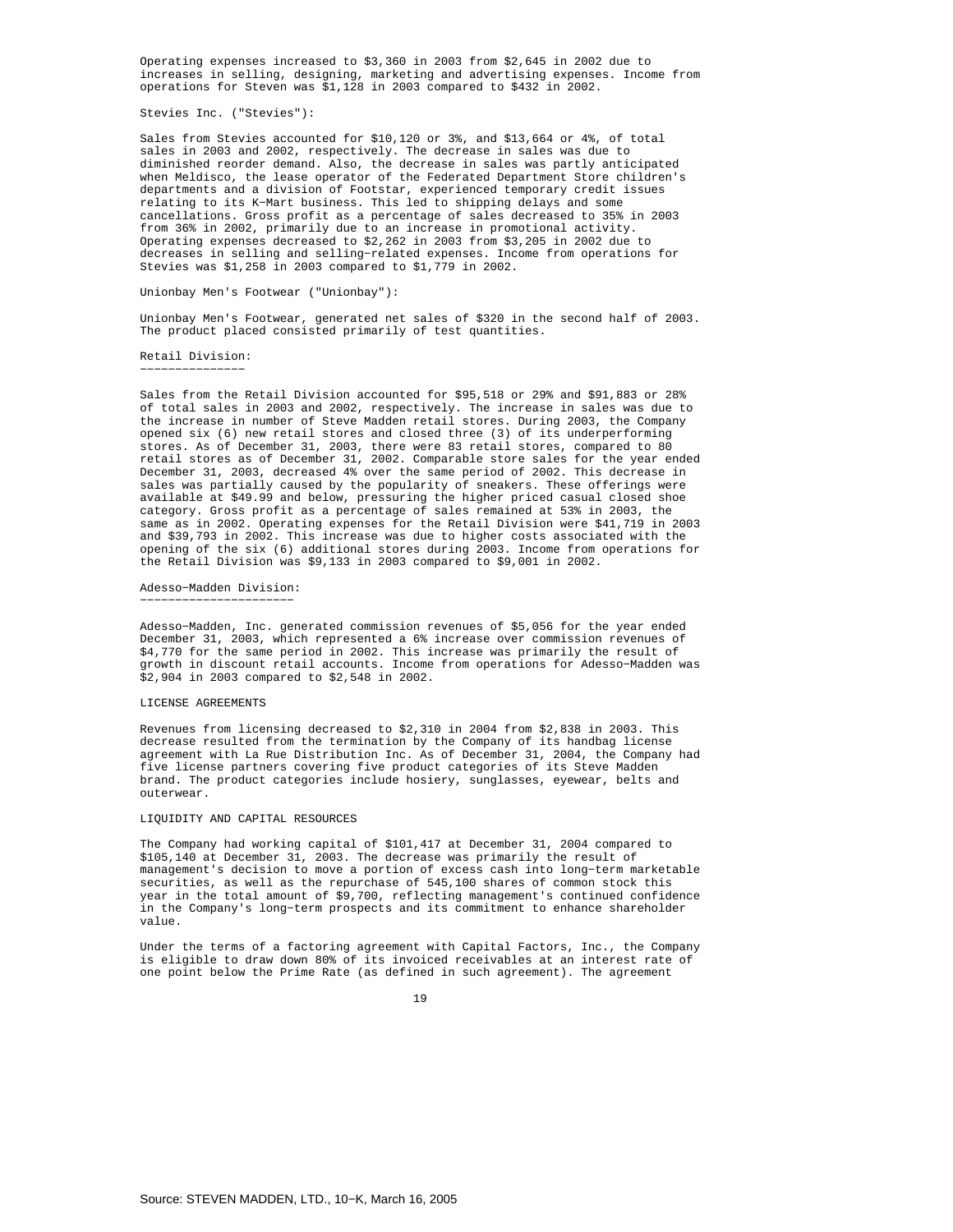Operating expenses increased to $3,360 in 2003 from $2,645 in 2002 due to increases in selling, designing, marketing and advertising expenses. Income from operations for Steven was $1,128 in 2003 compared to $432 in 2002.

Stevies Inc. ("Stevies"):

Sales from Stevies accounted for $10,120 or 3%, and $13,664 or 4%, of total sales in 2003 and 2002, respectively. The decrease in sales was due to diminished reorder demand. Also, the decrease in sales was partly anticipated when Meldisco, the lease operator of the Federated Department Store children's departments and a division of Footstar, experienced temporary credit issues relating to its K-Mart business. This led to shipping delays and some cancellations. Gross profit as a percentage of sales decreased to 35% in 2003 from 36% in 2002, primarily due to an increase in promotional activity. Operating expenses decreased to $2,262 in 2003 from $3,205 in 2002 due to decreases in selling and selling-related expenses. Income from operations for Stevies was $1,258 in 2003 compared to $1,779 in 2002.

Unionbay Men's Footwear ("Unionbay"):

Unionbay Men's Footwear, generated net sales of $320 in the second half of 2003. The product placed consisted primarily of test quantities.

Retail Division:

Sales from the Retail Division accounted for $95,518 or 29% and $91,883 or 28% of total sales in 2003 and 2002, respectively. The increase in sales was due to the increase in number of Steve Madden retail stores. During 2003, the Company opened six (6) new retail stores and closed three (3) of its underperforming stores. As of December 31, 2003, there were 83 retail stores, compared to 80 retail stores as of December 31, 2002. Comparable store sales for the year ended December 31, 2003, decreased 4% over the same period of 2002. This decrease in sales was partially caused by the popularity of sneakers. These offerings were available at $49.99 and below, pressuring the higher priced casual closed shoe category. Gross profit as a percentage of sales remained at 53% in 2003, the same as in 2002. Operating expenses for the Retail Division were $41,719 in 2003 and $39,793 in 2002. This increase was due to higher costs associated with the opening of the six (6) additional stores during 2003. Income from operations for the Retail Division was $9,133 in 2003 compared to $9,001 in 2002.

Adesso-Madden Division:

Adesso-Madden, Inc. generated commission revenues of $5,056 for the year ended December 31, 2003, which represented a 6% increase over commission revenues of $4,770 for the same period in 2002. This increase was primarily the result of growth in discount retail accounts. Income from operations for Adesso-Madden was $2,904 in 2003 compared to $2,548 in 2002.

LICENSE AGREEMENTS

Revenues from licensing decreased to $2,310 in 2004 from $2,838 in 2003. This decrease resulted from the termination by the Company of its handbag license agreement with La Rue Distribution Inc. As of December 31, 2004, the Company had five license partners covering five product categories of its Steve Madden brand. The product categories include hosiery, sunglasses, eyewear, belts and outerwear.

LIQUIDITY AND CAPITAL RESOURCES

The Company had working capital of $101,417 at December 31, 2004 compared to $105,140 at December 31, 2003. The decrease was primarily the result of management's decision to move a portion of excess cash into long-term marketable securities, as well as the repurchase of 545,100 shares of common stock this year in the total amount of $9,700, reflecting management's continued confidence in the Company's long-term prospects and its commitment to enhance shareholder value.

Under the terms of a factoring agreement with Capital Factors, Inc., the Company is eligible to draw down 80% of its invoiced receivables at an interest rate of one point below the Prime Rate (as defined in such agreement). The agreement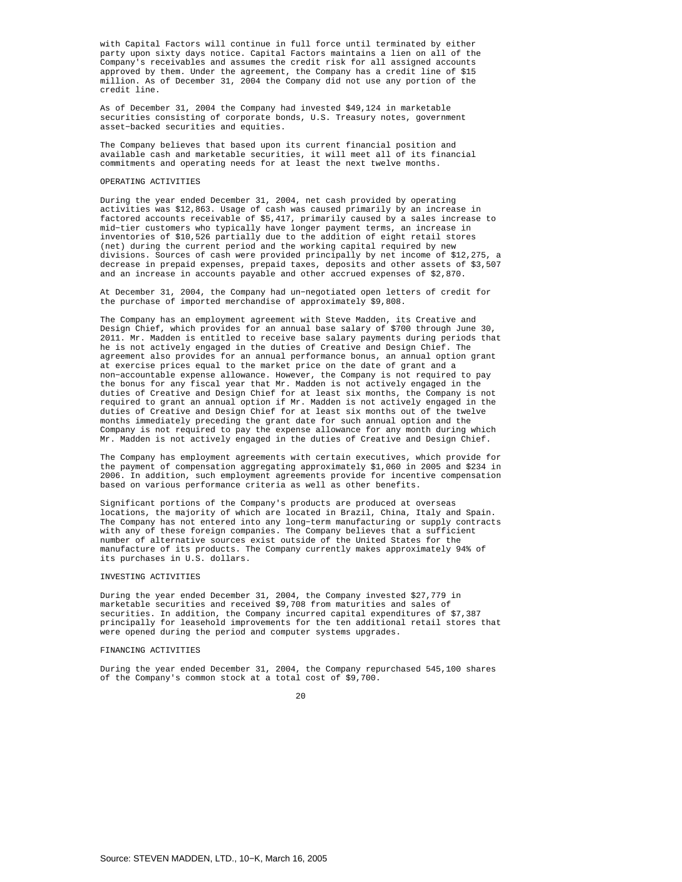with Capital Factors will continue in full force until terminated by either party upon sixty days notice. Capital Factors maintains a lien on all of the Company's receivables and assumes the credit risk for all assigned accounts approved by them. Under the agreement, the Company has a credit line of $15 million. As of December 31, 2004 the Company did not use any portion of the credit line.

As of December 31, 2004 the Company had invested $49,124 in marketable securities consisting of corporate bonds, U.S. Treasury notes, government asset-backed securities and equities.

The Company believes that based upon its current financial position and available cash and marketable securities, it will meet all of its financial commitments and operating needs for at least the next twelve months.

OPERATING ACTIVITIES

During the year ended December 31, 2004, net cash provided by operating activities was $12,863. Usage of cash was caused primarily by an increase in factored accounts receivable of $5,417, primarily caused by a sales increase to mid-tier customers who typically have longer payment terms, an increase in inventories of $10,526 partially due to the addition of eight retail stores (net) during the current period and the working capital required by new divisions. Sources of cash were provided principally by net income of $12,275, a decrease in prepaid expenses, prepaid taxes, deposits and other assets of $3,507 and an increase in accounts payable and other accrued expenses of $2,870.

At December 31, 2004, the Company had un-negotiated open letters of credit for the purchase of imported merchandise of approximately $9,808.

The Company has an employment agreement with Steve Madden, its Creative and Design Chief, which provides for an annual base salary of $700 through June 30, 2011. Mr. Madden is entitled to receive base salary payments during periods that he is not actively engaged in the duties of Creative and Design Chief. The agreement also provides for an annual performance bonus, an annual option grant at exercise prices equal to the market price on the date of grant and a non-accountable expense allowance. However, the Company is not required to pay the bonus for any fiscal year that Mr. Madden is not actively engaged in the duties of Creative and Design Chief for at least six months, the Company is not required to grant an annual option if Mr. Madden is not actively engaged in the duties of Creative and Design Chief for at least six months out of the twelve months immediately preceding the grant date for such annual option and the Company is not required to pay the expense allowance for any month during which Mr. Madden is not actively engaged in the duties of Creative and Design Chief.

The Company has employment agreements with certain executives, which provide for the payment of compensation aggregating approximately $1,060 in 2005 and $234 in 2006. In addition, such employment agreements provide for incentive compensation based on various performance criteria as well as other benefits.

Significant portions of the Company's products are produced at overseas locations, the majority of which are located in Brazil, China, Italy and Spain. The Company has not entered into any long-term manufacturing or supply contracts with any of these foreign companies. The Company believes that a sufficient number of alternative sources exist outside of the United States for the manufacture of its products. The Company currently makes approximately 94% of its purchases in U.S. dollars.

INVESTING ACTIVITIES

During the year ended December 31, 2004, the Company invested $27,779 in marketable securities and received $9,708 from maturities and sales of securities. In addition, the Company incurred capital expenditures of $7,387 principally for leasehold improvements for the ten additional retail stores that were opened during the period and computer systems upgrades.

FINANCING ACTIVITIES

During the year ended December 31, 2004, the Company repurchased 545,100 shares of the Company's common stock at a total cost of $9,700.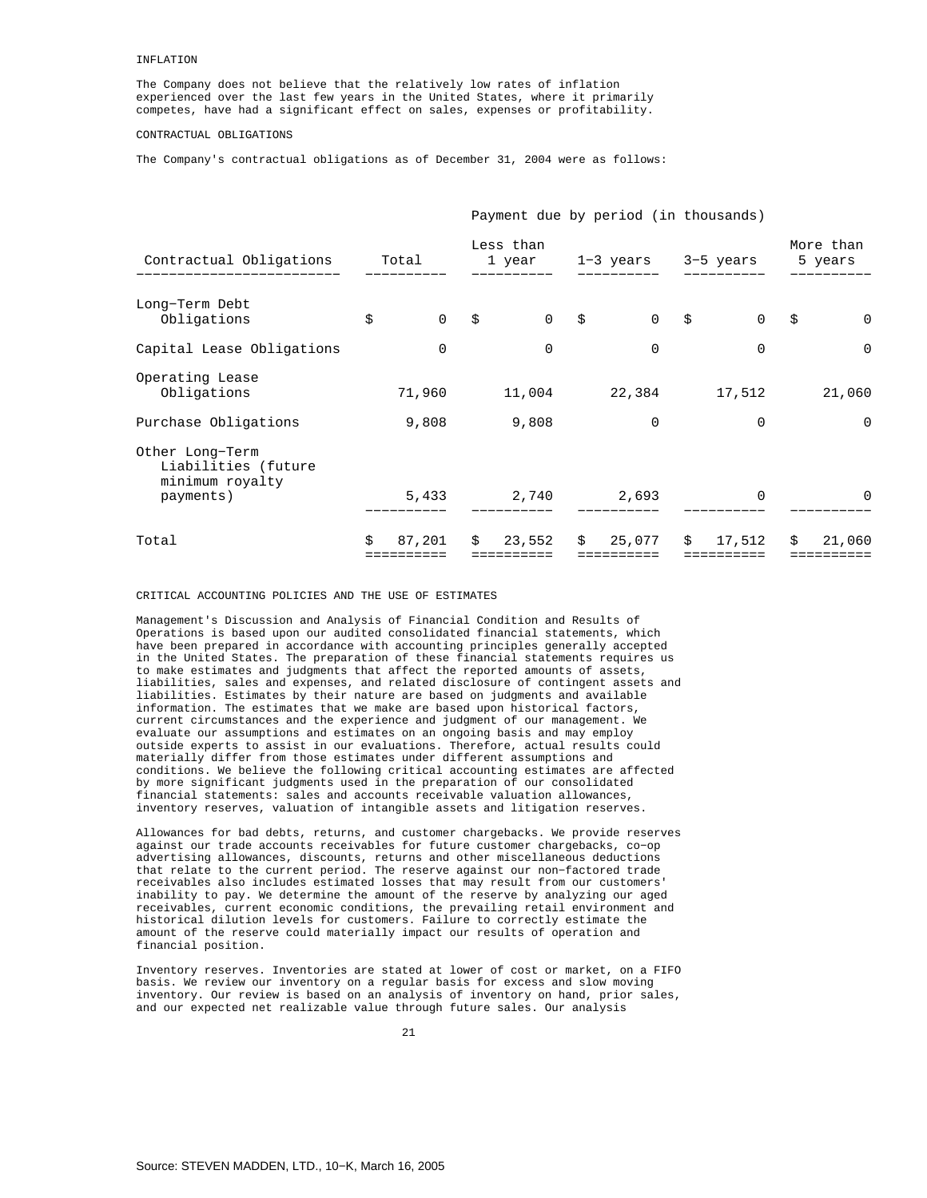## INFLATION

The Company does not believe that the relatively low rates of inflation experienced over the last few years in the United States, where it primarily competes, have had a significant effect on sales, expenses or profitability.

## CONTRACTUAL OBLIGATIONS

The Company's contractual obligations as of December 31, 2004 were as follows:

| | Payment due by period (in thousands) | | | | |
|---|---|---|---|---|---|
| Contractual Obligations | Total | Less than 1 year | 1-3 years | 3-5 years | More than 5 years |
| Long-Term Debt Obligations | $ 0 | $ 0 | $ 0 | $ 0 | $ 0 |
| Capital Lease Obligations | 0 | 0 | 0 | 0 | 0 |
| Operating Lease Obligations | 71,960 | 11,004 | 22,384 | 17,512 | 21,060 |
| Purchase Obligations | 9,808 | 9,808 | 0 | 0 | 0 |
| Other Long-Term Liabilities (future minimum royalty payments) | 5,433 | 2,740 | 2,693 | 0 | 0 |
| Total | $ 87,201 | $ 23,552 | $ 25,077 | $ 17,512 | $ 21,060 |

## CRITICAL ACCOUNTING POLICIES AND THE USE OF ESTIMATES

Management's Discussion and Analysis of Financial Condition and Results of Operations is based upon our audited consolidated financial statements, which have been prepared in accordance with accounting principles generally accepted in the United States. The preparation of these financial statements requires us to make estimates and judgments that affect the reported amounts of assets, liabilities, sales and expenses, and related disclosure of contingent assets and liabilities. Estimates by their nature are based on judgments and available information. The estimates that we make are based upon historical factors, current circumstances and the experience and judgment of our management. We evaluate our assumptions and estimates on an ongoing basis and may employ outside experts to assist in our evaluations. Therefore, actual results could materially differ from those estimates under different assumptions and conditions. We believe the following critical accounting estimates are affected by more significant judgments used in the preparation of our consolidated financial statements: sales and accounts receivable valuation allowances, inventory reserves, valuation of intangible assets and litigation reserves.

Allowances for bad debts, returns, and customer chargebacks. We provide reserves against our trade accounts receivables for future customer chargebacks, co-op advertising allowances, discounts, returns and other miscellaneous deductions that relate to the current period. The reserve against our non-factored trade receivables also includes estimated losses that may result from our customers' inability to pay. We determine the amount of the reserve by analyzing our aged receivables, current economic conditions, the prevailing retail environment and historical dilution levels for customers. Failure to correctly estimate the amount of the reserve could materially impact our results of operation and financial position.

Inventory reserves. Inventories are stated at lower of cost or market, on a FIFO basis. We review our inventory on a regular basis for excess and slow moving inventory. Our review is based on an analysis of inventory on hand, prior sales, and our expected net realizable value through future sales. Our analysis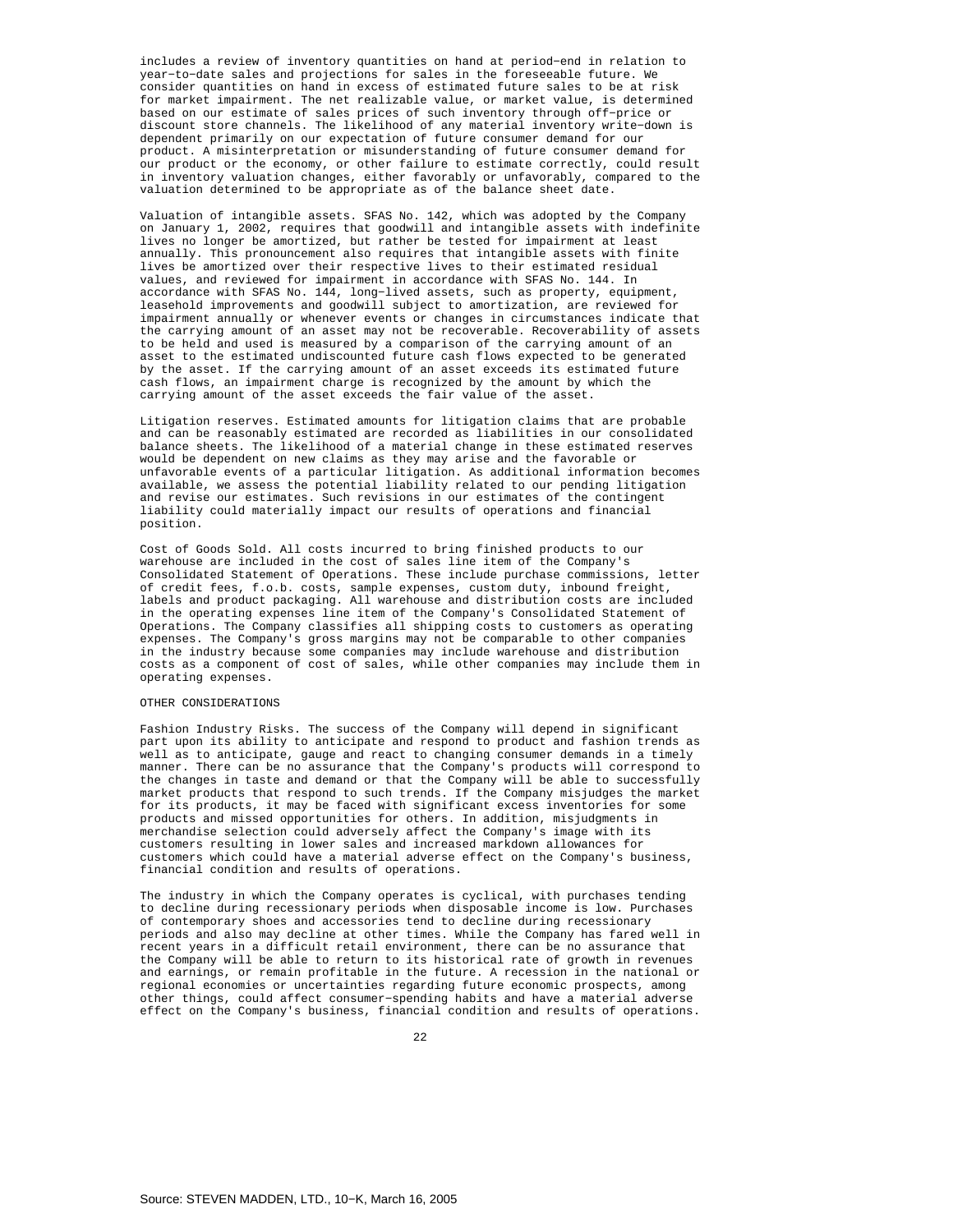includes a review of inventory quantities on hand at period-end in relation to year-to-date sales and projections for sales in the foreseeable future. We consider quantities on hand in excess of estimated future sales to be at risk for market impairment. The net realizable value, or market value, is determined based on our estimate of sales prices of such inventory through off-price or discount store channels. The likelihood of any material inventory write-down is dependent primarily on our expectation of future consumer demand for our product. A misinterpretation or misunderstanding of future consumer demand for our product or the economy, or other failure to estimate correctly, could result in inventory valuation changes, either favorably or unfavorably, compared to the valuation determined to be appropriate as of the balance sheet date.

Valuation of intangible assets. SFAS No. 142, which was adopted by the Company on January 1, 2002, requires that goodwill and intangible assets with indefinite lives no longer be amortized, but rather be tested for impairment at least annually. This pronouncement also requires that intangible assets with finite lives be amortized over their respective lives to their estimated residual values, and reviewed for impairment in accordance with SFAS No. 144. In accordance with SFAS No. 144, long-lived assets, such as property, equipment, leasehold improvements and goodwill subject to amortization, are reviewed for impairment annually or whenever events or changes in circumstances indicate that the carrying amount of an asset may not be recoverable. Recoverability of assets to be held and used is measured by a comparison of the carrying amount of an asset to the estimated undiscounted future cash flows expected to be generated by the asset. If the carrying amount of an asset exceeds its estimated future cash flows, an impairment charge is recognized by the amount by which the carrying amount of the asset exceeds the fair value of the asset.

Litigation reserves. Estimated amounts for litigation claims that are probable and can be reasonably estimated are recorded as liabilities in our consolidated balance sheets. The likelihood of a material change in these estimated reserves would be dependent on new claims as they may arise and the favorable or unfavorable events of a particular litigation. As additional information becomes available, we assess the potential liability related to our pending litigation and revise our estimates. Such revisions in our estimates of the contingent liability could materially impact our results of operations and financial position.

Cost of Goods Sold. All costs incurred to bring finished products to our warehouse are included in the cost of sales line item of the Company's Consolidated Statement of Operations. These include purchase commissions, letter of credit fees, f.o.b. costs, sample expenses, custom duty, inbound freight, labels and product packaging. All warehouse and distribution costs are included in the operating expenses line item of the Company's Consolidated Statement of Operations. The Company classifies all shipping costs to customers as operating expenses. The Company's gross margins may not be comparable to other companies in the industry because some companies may include warehouse and distribution costs as a component of cost of sales, while other companies may include them in operating expenses.

## OTHER CONSIDERATIONS

Fashion Industry Risks. The success of the Company will depend in significant part upon its ability to anticipate and respond to product and fashion trends as well as to anticipate, gauge and react to changing consumer demands in a timely manner. There can be no assurance that the Company's products will correspond to the changes in taste and demand or that the Company will be able to successfully market products that respond to such trends. If the Company misjudges the market for its products, it may be faced with significant excess inventories for some products and missed opportunities for others. In addition, misjudgments in merchandise selection could adversely affect the Company's image with its customers resulting in lower sales and increased markdown allowances for customers which could have a material adverse effect on the Company's business, financial condition and results of operations.

The industry in which the Company operates is cyclical, with purchases tending to decline during recessionary periods when disposable income is low. Purchases of contemporary shoes and accessories tend to decline during recessionary periods and also may decline at other times. While the Company has fared well in recent years in a difficult retail environment, there can be no assurance that the Company will be able to return to its historical rate of growth in revenues and earnings, or remain profitable in the future. A recession in the national or regional economies or uncertainties regarding future economic prospects, among other things, could affect consumer-spending habits and have a material adverse effect on the Company's business, financial condition and results of operations.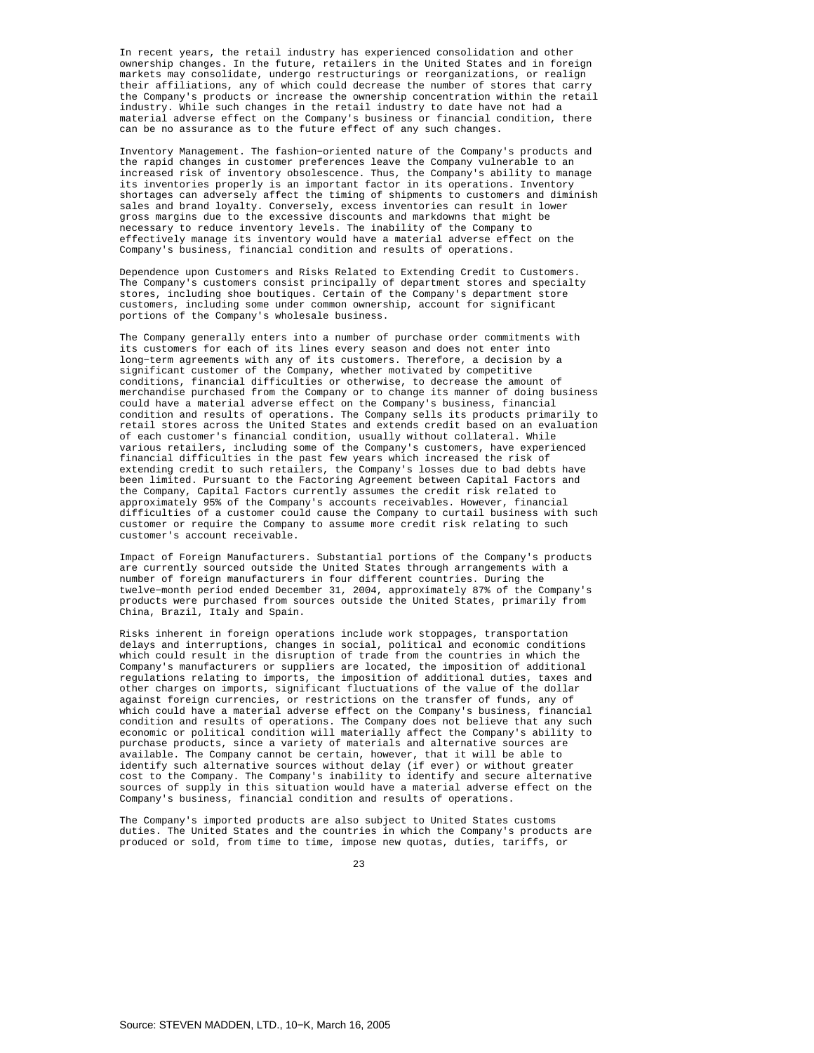In recent years, the retail industry has experienced consolidation and other ownership changes. In the future, retailers in the United States and in foreign markets may consolidate, undergo restructurings or reorganizations, or realign their affiliations, any of which could decrease the number of stores that carry the Company's products or increase the ownership concentration within the retail industry. While such changes in the retail industry to date have not had a material adverse effect on the Company's business or financial condition, there can be no assurance as to the future effect of any such changes.

Inventory Management. The fashion-oriented nature of the Company's products and the rapid changes in customer preferences leave the Company vulnerable to an increased risk of inventory obsolescence. Thus, the Company's ability to manage its inventories properly is an important factor in its operations. Inventory shortages can adversely affect the timing of shipments to customers and diminish sales and brand loyalty. Conversely, excess inventories can result in lower gross margins due to the excessive discounts and markdowns that might be necessary to reduce inventory levels. The inability of the Company to effectively manage its inventory would have a material adverse effect on the Company's business, financial condition and results of operations.

Dependence upon Customers and Risks Related to Extending Credit to Customers. The Company's customers consist principally of department stores and specialty stores, including shoe boutiques. Certain of the Company's department store customers, including some under common ownership, account for significant portions of the Company's wholesale business.

The Company generally enters into a number of purchase order commitments with its customers for each of its lines every season and does not enter into long-term agreements with any of its customers. Therefore, a decision by a significant customer of the Company, whether motivated by competitive conditions, financial difficulties or otherwise, to decrease the amount of merchandise purchased from the Company or to change its manner of doing business could have a material adverse effect on the Company's business, financial condition and results of operations. The Company sells its products primarily to retail stores across the United States and extends credit based on an evaluation of each customer's financial condition, usually without collateral. While various retailers, including some of the Company's customers, have experienced financial difficulties in the past few years which increased the risk of extending credit to such retailers, the Company's losses due to bad debts have been limited. Pursuant to the Factoring Agreement between Capital Factors and the Company, Capital Factors currently assumes the credit risk related to approximately 95% of the Company's accounts receivables. However, financial difficulties of a customer could cause the Company to curtail business with such customer or require the Company to assume more credit risk relating to such customer's account receivable.

Impact of Foreign Manufacturers. Substantial portions of the Company's products are currently sourced outside the United States through arrangements with a number of foreign manufacturers in four different countries. During the twelve-month period ended December 31, 2004, approximately 87% of the Company's products were purchased from sources outside the United States, primarily from China, Brazil, Italy and Spain.

Risks inherent in foreign operations include work stoppages, transportation delays and interruptions, changes in social, political and economic conditions which could result in the disruption of trade from the countries in which the Company's manufacturers or suppliers are located, the imposition of additional regulations relating to imports, the imposition of additional duties, taxes and other charges on imports, significant fluctuations of the value of the dollar against foreign currencies, or restrictions on the transfer of funds, any of which could have a material adverse effect on the Company's business, financial condition and results of operations. The Company does not believe that any such economic or political condition will materially affect the Company's ability to purchase products, since a variety of materials and alternative sources are available. The Company cannot be certain, however, that it will be able to identify such alternative sources without delay (if ever) or without greater cost to the Company. The Company's inability to identify and secure alternative sources of supply in this situation would have a material adverse effect on the Company's business, financial condition and results of operations.

The Company's imported products are also subject to United States customs duties. The United States and the countries in which the Company's products are produced or sold, from time to time, impose new quotas, duties, tariffs, or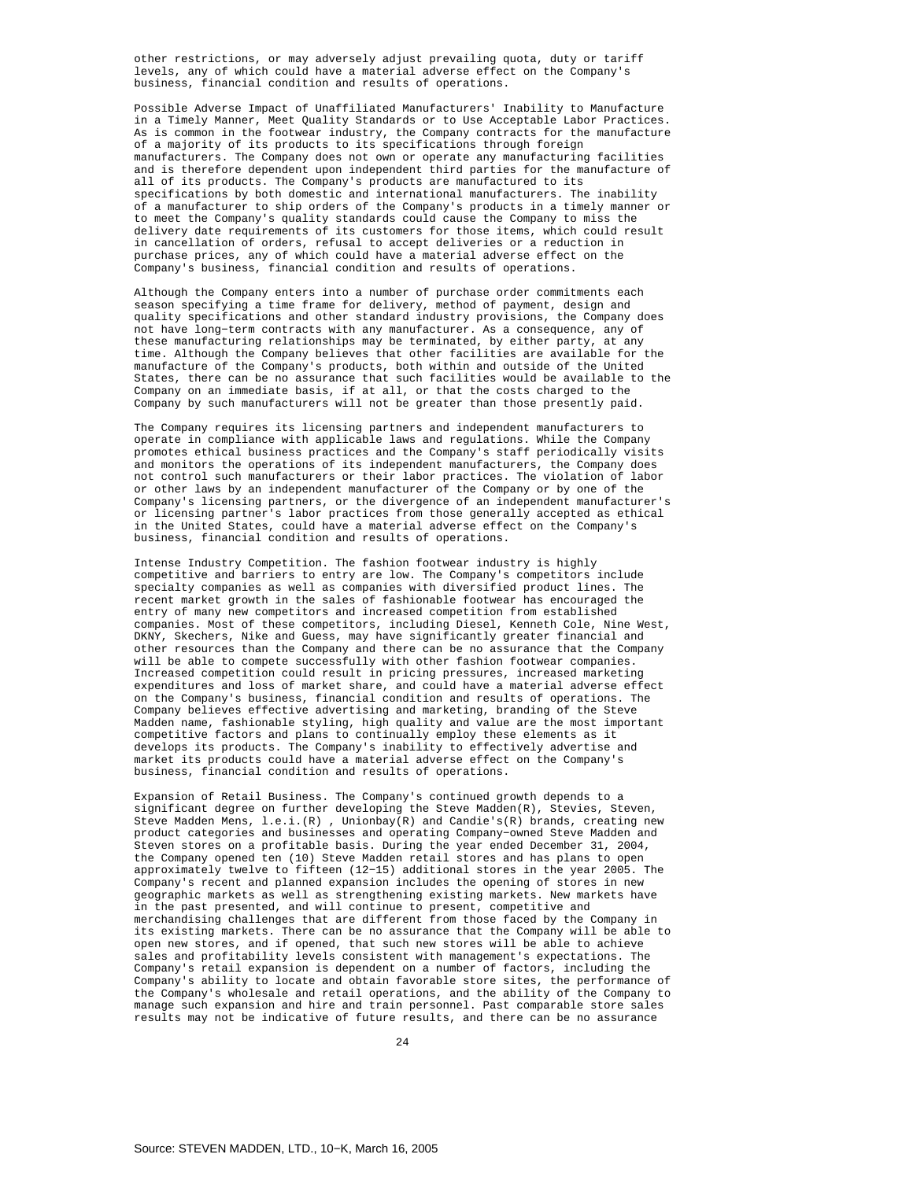other restrictions, or may adversely adjust prevailing quota, duty or tariff levels, any of which could have a material adverse effect on the Company's business, financial condition and results of operations.

Possible Adverse Impact of Unaffiliated Manufacturers' Inability to Manufacture in a Timely Manner, Meet Quality Standards or to Use Acceptable Labor Practices. As is common in the footwear industry, the Company contracts for the manufacture of a majority of its products to its specifications through foreign manufacturers. The Company does not own or operate any manufacturing facilities and is therefore dependent upon independent third parties for the manufacture of all of its products. The Company's products are manufactured to its specifications by both domestic and international manufacturers. The inability of a manufacturer to ship orders of the Company's products in a timely manner or to meet the Company's quality standards could cause the Company to miss the delivery date requirements of its customers for those items, which could result in cancellation of orders, refusal to accept deliveries or a reduction in purchase prices, any of which could have a material adverse effect on the Company's business, financial condition and results of operations.

Although the Company enters into a number of purchase order commitments each season specifying a time frame for delivery, method of payment, design and quality specifications and other standard industry provisions, the Company does not have long-term contracts with any manufacturer. As a consequence, any of these manufacturing relationships may be terminated, by either party, at any time. Although the Company believes that other facilities are available for the manufacture of the Company's products, both within and outside of the United States, there can be no assurance that such facilities would be available to the Company on an immediate basis, if at all, or that the costs charged to the Company by such manufacturers will not be greater than those presently paid.

The Company requires its licensing partners and independent manufacturers to operate in compliance with applicable laws and regulations. While the Company promotes ethical business practices and the Company's staff periodically visits and monitors the operations of its independent manufacturers, the Company does not control such manufacturers or their labor practices. The violation of labor or other laws by an independent manufacturer of the Company or by one of the Company's licensing partners, or the divergence of an independent manufacturer's or licensing partner's labor practices from those generally accepted as ethical in the United States, could have a material adverse effect on the Company's business, financial condition and results of operations.

Intense Industry Competition. The fashion footwear industry is highly competitive and barriers to entry are low. The Company's competitors include specialty companies as well as companies with diversified product lines. The recent market growth in the sales of fashionable footwear has encouraged the entry of many new competitors and increased competition from established companies. Most of these competitors, including Diesel, Kenneth Cole, Nine West, DKNY, Skechers, Nike and Guess, may have significantly greater financial and other resources than the Company and there can be no assurance that the Company will be able to compete successfully with other fashion footwear companies. Increased competition could result in pricing pressures, increased marketing expenditures and loss of market share, and could have a material adverse effect on the Company's business, financial condition and results of operations. The Company believes effective advertising and marketing, branding of the Steve Madden name, fashionable styling, high quality and value are the most important competitive factors and plans to continually employ these elements as it develops its products. The Company's inability to effectively advertise and market its products could have a material adverse effect on the Company's business, financial condition and results of operations.

Expansion of Retail Business. The Company's continued growth depends to a significant degree on further developing the Steve Madden(R), Stevies, Steven, Steve Madden Mens, l.e.i.(R) , Unionbay(R) and Candie's(R) brands, creating new product categories and businesses and operating Company-owned Steve Madden and Steven stores on a profitable basis. During the year ended December 31, 2004, the Company opened ten (10) Steve Madden retail stores and has plans to open approximately twelve to fifteen (12-15) additional stores in the year 2005. The Company's recent and planned expansion includes the opening of stores in new geographic markets as well as strengthening existing markets. New markets have in the past presented, and will continue to present, competitive and merchandising challenges that are different from those faced by the Company in its existing markets. There can be no assurance that the Company will be able to open new stores, and if opened, that such new stores will be able to achieve sales and profitability levels consistent with management's expectations. The Company's retail expansion is dependent on a number of factors, including the Company's ability to locate and obtain favorable store sites, the performance of the Company's wholesale and retail operations, and the ability of the Company to manage such expansion and hire and train personnel. Past comparable store sales results may not be indicative of future results, and there can be no assurance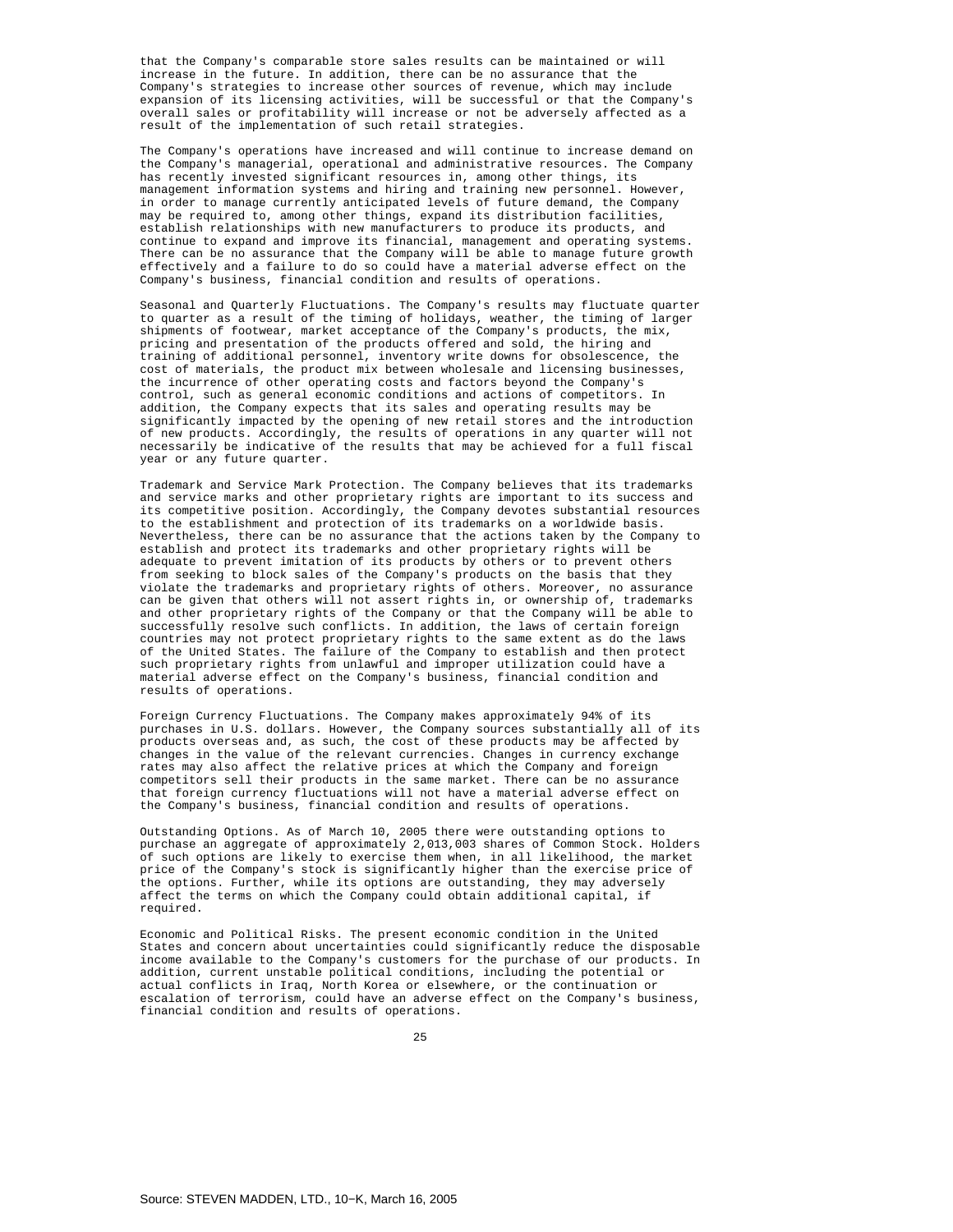that the Company's comparable store sales results can be maintained or will increase in the future. In addition, there can be no assurance that the Company's strategies to increase other sources of revenue, which may include expansion of its licensing activities, will be successful or that the Company's overall sales or profitability will increase or not be adversely affected as a result of the implementation of such retail strategies.

The Company's operations have increased and will continue to increase demand on the Company's managerial, operational and administrative resources. The Company has recently invested significant resources in, among other things, its management information systems and hiring and training new personnel. However, in order to manage currently anticipated levels of future demand, the Company may be required to, among other things, expand its distribution facilities, establish relationships with new manufacturers to produce its products, and continue to expand and improve its financial, management and operating systems. There can be no assurance that the Company will be able to manage future growth effectively and a failure to do so could have a material adverse effect on the Company's business, financial condition and results of operations.

Seasonal and Quarterly Fluctuations. The Company's results may fluctuate quarter to quarter as a result of the timing of holidays, weather, the timing of larger shipments of footwear, market acceptance of the Company's products, the mix, pricing and presentation of the products offered and sold, the hiring and training of additional personnel, inventory write downs for obsolescence, the cost of materials, the product mix between wholesale and licensing businesses, the incurrence of other operating costs and factors beyond the Company's control, such as general economic conditions and actions of competitors. In addition, the Company expects that its sales and operating results may be significantly impacted by the opening of new retail stores and the introduction of new products. Accordingly, the results of operations in any quarter will not necessarily be indicative of the results that may be achieved for a full fiscal year or any future quarter.

Trademark and Service Mark Protection. The Company believes that its trademarks and service marks and other proprietary rights are important to its success and its competitive position. Accordingly, the Company devotes substantial resources to the establishment and protection of its trademarks on a worldwide basis. Nevertheless, there can be no assurance that the actions taken by the Company to establish and protect its trademarks and other proprietary rights will be adequate to prevent imitation of its products by others or to prevent others from seeking to block sales of the Company's products on the basis that they violate the trademarks and proprietary rights of others. Moreover, no assurance can be given that others will not assert rights in, or ownership of, trademarks and other proprietary rights of the Company or that the Company will be able to successfully resolve such conflicts. In addition, the laws of certain foreign countries may not protect proprietary rights to the same extent as do the laws of the United States. The failure of the Company to establish and then protect such proprietary rights from unlawful and improper utilization could have a material adverse effect on the Company's business, financial condition and results of operations.

Foreign Currency Fluctuations. The Company makes approximately 94% of its purchases in U.S. dollars. However, the Company sources substantially all of its products overseas and, as such, the cost of these products may be affected by changes in the value of the relevant currencies. Changes in currency exchange rates may also affect the relative prices at which the Company and foreign competitors sell their products in the same market. There can be no assurance that foreign currency fluctuations will not have a material adverse effect on the Company's business, financial condition and results of operations.

Outstanding Options. As of March 10, 2005 there were outstanding options to purchase an aggregate of approximately 2,013,003 shares of Common Stock. Holders of such options are likely to exercise them when, in all likelihood, the market price of the Company's stock is significantly higher than the exercise price of the options. Further, while its options are outstanding, they may adversely affect the terms on which the Company could obtain additional capital, if required.

Economic and Political Risks. The present economic condition in the United States and concern about uncertainties could significantly reduce the disposable income available to the Company's customers for the purchase of our products. In addition, current unstable political conditions, including the potential or actual conflicts in Iraq, North Korea or elsewhere, or the continuation or escalation of terrorism, could have an adverse effect on the Company's business, financial condition and results of operations.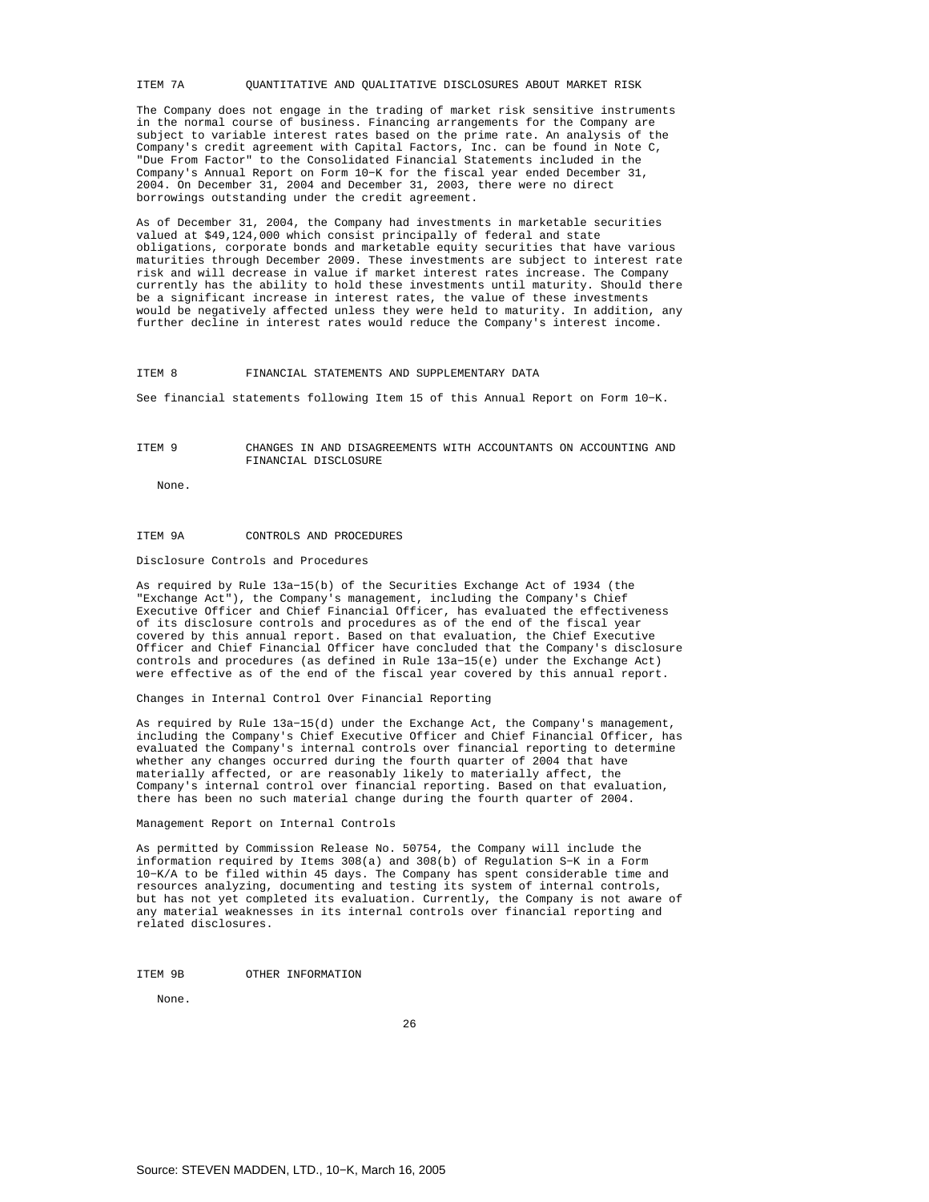## ITEM 7A QUANTITATIVE AND QUALITATIVE DISCLOSURES ABOUT MARKET RISK

The Company does not engage in the trading of market risk sensitive instruments in the normal course of business. Financing arrangements for the Company are subject to variable interest rates based on the prime rate. An analysis of the Company's credit agreement with Capital Factors, Inc. can be found in Note C, "Due From Factor" to the Consolidated Financial Statements included in the Company's Annual Report on Form 10-K for the fiscal year ended December 31, 2004. On December 31, 2004 and December 31, 2003, there were no direct borrowings outstanding under the credit agreement.

As of December 31, 2004, the Company had investments in marketable securities valued at $49,124,000 which consist principally of federal and state obligations, corporate bonds and marketable equity securities that have various maturities through December 2009. These investments are subject to interest rate risk and will decrease in value if market interest rates increase. The Company currently has the ability to hold these investments until maturity. Should there be a significant increase in interest rates, the value of these investments would be negatively affected unless they were held to maturity. In addition, any further decline in interest rates would reduce the Company's interest income.

## ITEM 8 FINANCIAL STATEMENTS AND SUPPLEMENTARY DATA

See financial statements following Item 15 of this Annual Report on Form 10-K.

## ITEM 9 CHANGES IN AND DISAGREEMENTS WITH ACCOUNTANTS ON ACCOUNTING AND FINANCIAL DISCLOSURE

None.

## ITEM 9A CONTROLS AND PROCEDURES

Disclosure Controls and Procedures

As required by Rule 13a-15(b) of the Securities Exchange Act of 1934 (the "Exchange Act"), the Company's management, including the Company's Chief Executive Officer and Chief Financial Officer, has evaluated the effectiveness of its disclosure controls and procedures as of the end of the fiscal year covered by this annual report. Based on that evaluation, the Chief Executive Officer and Chief Financial Officer have concluded that the Company's disclosure controls and procedures (as defined in Rule 13a-15(e) under the Exchange Act) were effective as of the end of the fiscal year covered by this annual report.

Changes in Internal Control Over Financial Reporting

As required by Rule 13a-15(d) under the Exchange Act, the Company's management, including the Company's Chief Executive Officer and Chief Financial Officer, has evaluated the Company's internal controls over financial reporting to determine whether any changes occurred during the fourth quarter of 2004 that have materially affected, or are reasonably likely to materially affect, the Company's internal control over financial reporting. Based on that evaluation, there has been no such material change during the fourth quarter of 2004.

Management Report on Internal Controls

As permitted by Commission Release No. 50754, the Company will include the information required by Items 308(a) and 308(b) of Regulation S-K in a Form 10-K/A to be filed within 45 days. The Company has spent considerable time and resources analyzing, documenting and testing its system of internal controls, but has not yet completed its evaluation. Currently, the Company is not aware of any material weaknesses in its internal controls over financial reporting and related disclosures.

## ITEM 9B OTHER INFORMATION

None.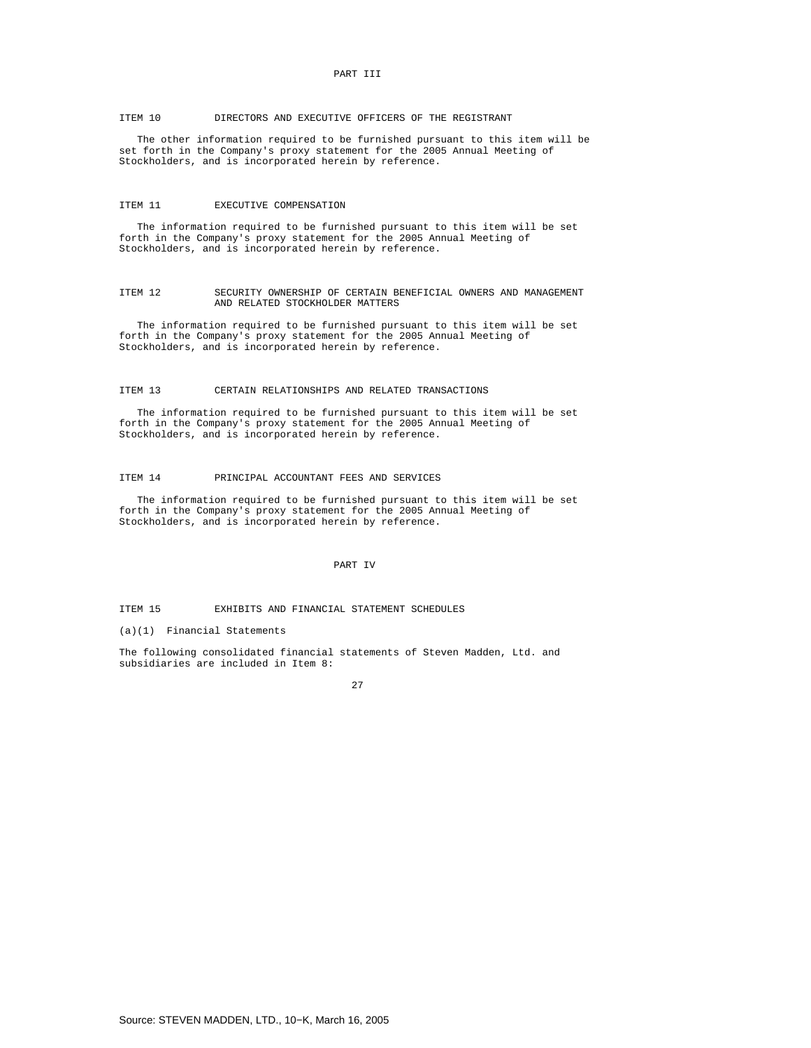# PART III

## ITEM 10 DIRECTORS AND EXECUTIVE OFFICERS OF THE REGISTRANT

The other information required to be furnished pursuant to this item will be set forth in the Company's proxy statement for the 2005 Annual Meeting of Stockholders, and is incorporated herein by reference.

## ITEM 11 EXECUTIVE COMPENSATION

The information required to be furnished pursuant to this item will be set forth in the Company's proxy statement for the 2005 Annual Meeting of Stockholders, and is incorporated herein by reference.

## ITEM 12 SECURITY OWNERSHIP OF CERTAIN BENEFICIAL OWNERS AND MANAGEMENT AND RELATED STOCKHOLDER MATTERS

The information required to be furnished pursuant to this item will be set forth in the Company's proxy statement for the 2005 Annual Meeting of Stockholders, and is incorporated herein by reference.

## ITEM 13 CERTAIN RELATIONSHIPS AND RELATED TRANSACTIONS

The information required to be furnished pursuant to this item will be set forth in the Company's proxy statement for the 2005 Annual Meeting of Stockholders, and is incorporated herein by reference.

## ITEM 14 PRINCIPAL ACCOUNTANT FEES AND SERVICES

The information required to be furnished pursuant to this item will be set forth in the Company's proxy statement for the 2005 Annual Meeting of Stockholders, and is incorporated herein by reference.

# PART IV

## ITEM 15 EXHIBITS AND FINANCIAL STATEMENT SCHEDULES

(a)(1) Financial Statements

The following consolidated financial statements of Steven Madden, Ltd. and subsidiaries are included in Item 8: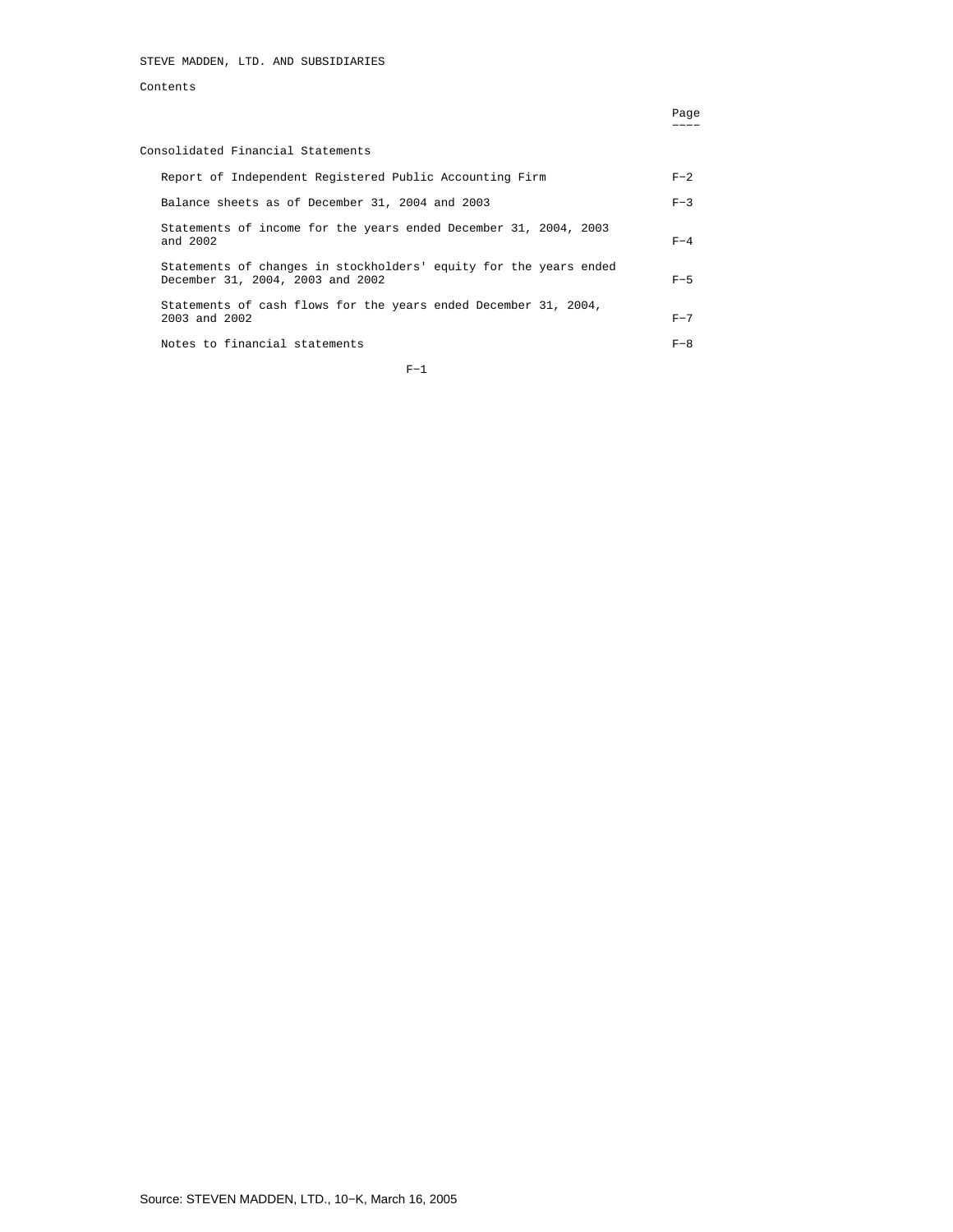STEVE MADDEN, LTD. AND SUBSIDIARIES

Contents

| | Page |
|---|---|
| **Consolidated Financial Statements** | |
| Report of Independent Registered Public Accounting Firm | F-2 |
| Balance sheets as of December 31, 2004 and 2003 | F-3 |
| Statements of income for the years ended December 31, 2004, 2003 and 2002 | F-4 |
| Statements of changes in stockholders' equity for the years ended December 31, 2004, 2003 and 2002 | F-5 |
| Statements of cash flows for the years ended December 31, 2004, 2003 and 2002 | F-7 |
| Notes to financial statements | F-8 |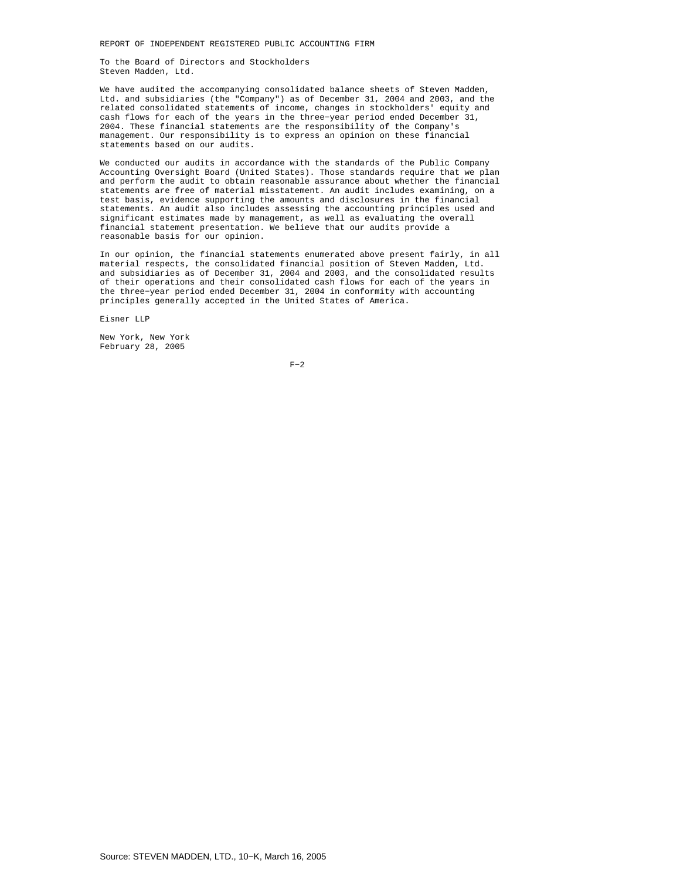# REPORT OF INDEPENDENT REGISTERED PUBLIC ACCOUNTING FIRM

To the Board of Directors and Stockholders
Steven Madden, Ltd.

We have audited the accompanying consolidated balance sheets of Steven Madden, Ltd. and subsidiaries (the "Company") as of December 31, 2004 and 2003, and the related consolidated statements of income, changes in stockholders' equity and cash flows for each of the years in the three−year period ended December 31, 2004. These financial statements are the responsibility of the Company's management. Our responsibility is to express an opinion on these financial statements based on our audits.

We conducted our audits in accordance with the standards of the Public Company Accounting Oversight Board (United States). Those standards require that we plan and perform the audit to obtain reasonable assurance about whether the financial statements are free of material misstatement. An audit includes examining, on a test basis, evidence supporting the amounts and disclosures in the financial statements. An audit also includes assessing the accounting principles used and significant estimates made by management, as well as evaluating the overall financial statement presentation. We believe that our audits provide a reasonable basis for our opinion.

In our opinion, the financial statements enumerated above present fairly, in all material respects, the consolidated financial position of Steven Madden, Ltd. and subsidiaries as of December 31, 2004 and 2003, and the consolidated results of their operations and their consolidated cash flows for each of the years in the three−year period ended December 31, 2004 in conformity with accounting principles generally accepted in the United States of America.

Eisner LLP

New York, New York
February 28, 2005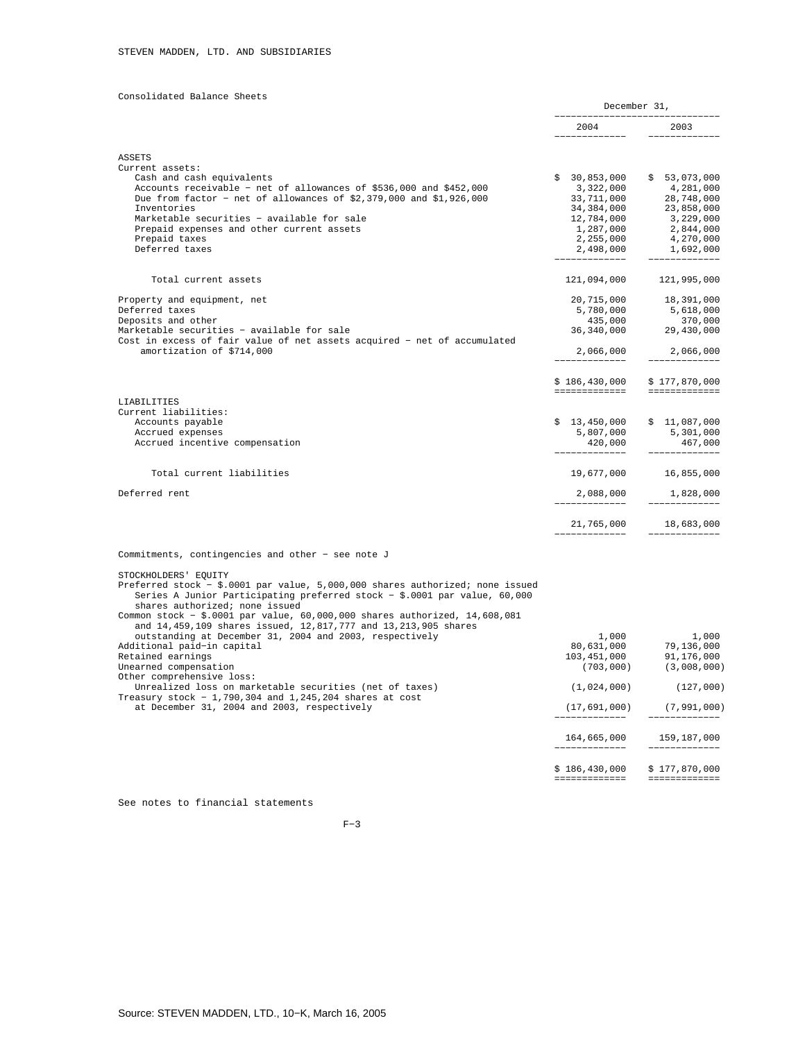STEVEN MADDEN, LTD. AND SUBSIDIARIES

Consolidated Balance Sheets

| | December 31, | |
|---|---|---|
| | 2004 | 2003 |
| **ASSETS** | | |
| Current assets: | | |
| Cash and cash equivalents | $ 30,853,000 | $ 53,073,000 |
| Accounts receivable - net of allowances of $536,000 and $452,000 | 3,322,000 | 4,281,000 |
| Due from factor - net of allowances of $2,379,000 and $1,926,000 | 33,711,000 | 28,748,000 |
| Inventories | 34,384,000 | 23,858,000 |
| Marketable securities - available for sale | 12,784,000 | 3,229,000 |
| Prepaid expenses and other current assets | 1,287,000 | 2,844,000 |
| Prepaid taxes | 2,255,000 | 4,270,000 |
| Deferred taxes | 2,498,000 | 1,692,000 |
| Total current assets | 121,094,000 | 121,995,000 |
| Property and equipment, net | 20,715,000 | 18,391,000 |
| Deferred taxes | 5,780,000 | 5,618,000 |
| Deposits and other | 435,000 | 370,000 |
| Marketable securities - available for sale | 36,340,000 | 29,430,000 |
| Cost in excess of fair value of net assets acquired - net of accumulated amortization of $714,000 | 2,066,000 | 2,066,000 |
| | $ 186,430,000 | $ 177,870,000 |
| **LIABILITIES** | | |
| Current liabilities: | | |
| Accounts payable | $ 13,450,000 | $ 11,087,000 |
| Accrued expenses | 5,807,000 | 5,301,000 |
| Accrued incentive compensation | 420,000 | 467,000 |
| Total current liabilities | 19,677,000 | 16,855,000 |
| Deferred rent | 2,088,000 | 1,828,000 |
| | 21,765,000 | 18,683,000 |
| Commitments, contingencies and other - see note J | | |
| **STOCKHOLDERS' EQUITY** | | |
| Preferred stock - $.0001 par value, 5,000,000 shares authorized; none issued Series A Junior Participating preferred stock - $.0001 par value, 60,000 shares authorized; none issued | | |
| Common stock - $.0001 par value, 60,000,000 shares authorized, 14,608,081 and 14,459,109 shares issued, 12,817,777 and 13,213,905 shares outstanding at December 31, 2004 and 2003, respectively | 1,000 | 1,000 |
| Additional paid-in capital | 80,631,000 | 79,136,000 |
| Retained earnings | 103,451,000 | 91,176,000 |
| Unearned compensation | (703,000) | (3,008,000) |
| Other comprehensive loss: | | |
| Unrealized loss on marketable securities (net of taxes) | (1,024,000) | (127,000) |
| Treasury stock - 1,790,304 and 1,245,204 shares at cost at December 31, 2004 and 2003, respectively | (17,691,000) | (7,991,000) |
| | 164,665,000 | 159,187,000 |
| | $ 186,430,000 | $ 177,870,000 |

See notes to financial statements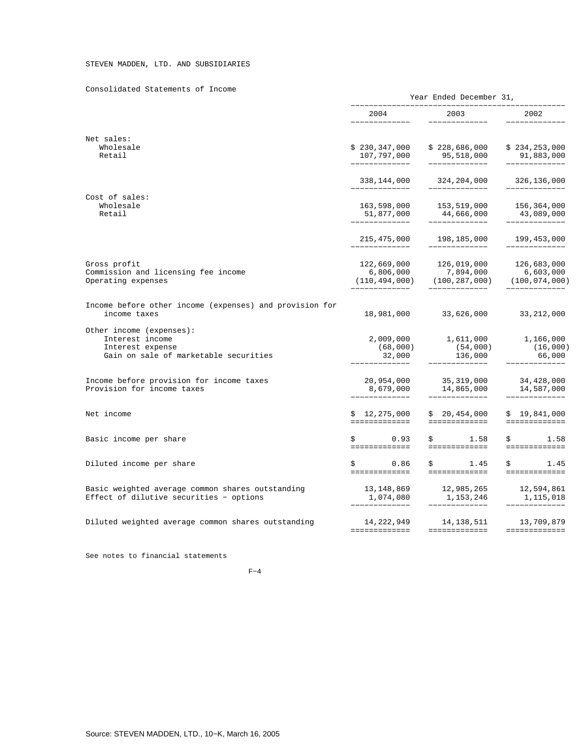STEVEN MADDEN, LTD. AND SUBSIDIARIES

Consolidated Statements of Income

| | Year Ended December 31, | | |
|---|---|---|---|
| | 2004 | 2003 | 2002 |
| Net sales: | | | |
| Wholesale | $ 230,347,000 | $ 228,686,000 | $ 234,253,000 |
| Retail | 107,797,000 | 95,518,000 | 91,883,000 |
| | 338,144,000 | 324,204,000 | 326,136,000 |
| Cost of sales: | | | |
| Wholesale | 163,598,000 | 153,519,000 | 156,364,000 |
| Retail | 51,877,000 | 44,666,000 | 43,089,000 |
| | 215,475,000 | 198,185,000 | 199,453,000 |
| Gross profit | 122,669,000 | 126,019,000 | 126,683,000 |
| Commission and licensing fee income | 6,806,000 | 7,894,000 | 6,603,000 |
| Operating expenses | (110,494,000) | (100,287,000) | (100,074,000) |
| Income before other income (expenses) and provision for income taxes | 18,981,000 | 33,626,000 | 33,212,000 |
| Other income (expenses): | | | |
| Interest income | 2,009,000 | 1,611,000 | 1,166,000 |
| Interest expense | (68,000) | (54,000) | (16,000) |
| Gain on sale of marketable securities | 32,000 | 136,000 | 66,000 |
| Income before provision for income taxes | 20,954,000 | 35,319,000 | 34,428,000 |
| Provision for income taxes | 8,679,000 | 14,865,000 | 14,587,000 |
| Net income | $ 12,275,000 | $ 20,454,000 | $ 19,841,000 |
| Basic income per share | $ 0.93 | $ 1.58 | $ 1.58 |
| Diluted income per share | $ 0.86 | $ 1.45 | $ 1.45 |
| Basic weighted average common shares outstanding | 13,148,869 | 12,985,265 | 12,594,861 |
| Effect of dilutive securities − options | 1,074,080 | 1,153,246 | 1,115,018 |
| Diluted weighted average common shares outstanding | 14,222,949 | 14,138,511 | 13,709,879 |

See notes to financial statements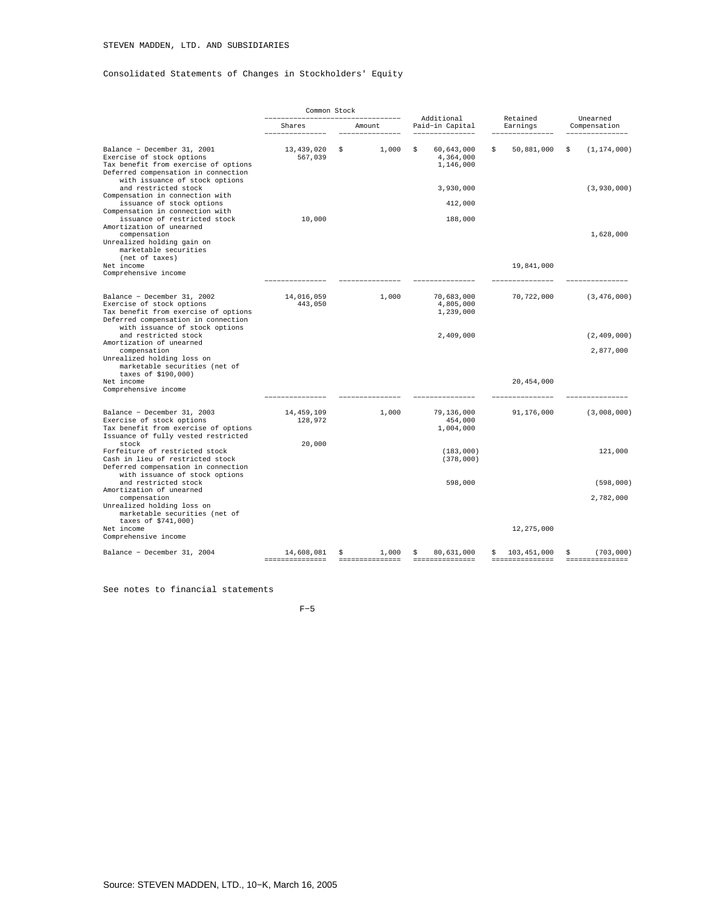STEVEN MADDEN, LTD. AND SUBSIDIARIES

Consolidated Statements of Changes in Stockholders' Equity

| | Common Stock | | Additional Paid-in Capital | Retained Earnings | Unearned Compensation |
|---|---|---|---|---|---|
| | Shares | Amount | | | |
| Balance - December 31, 2001 | 13,439,020 | $ 1,000 | $ 60,643,000 | $ 50,881,000 | $ (1,174,000) |
| Exercise of stock options | 567,039 | | 4,364,000 | | |
| Tax benefit from exercise of options | | | 1,146,000 | | |
| Deferred compensation in connection with issuance of stock options and restricted stock | | | 3,930,000 | | (3,930,000) |
| Compensation in connection with issuance of stock options | | | 412,000 | | |
| Compensation in connection with issuance of restricted stock | 10,000 | | 188,000 | | |
| Amortization of unearned compensation | | | | | 1,628,000 |
| Unrealized holding gain on marketable securities (net of taxes) | | | | | |
| Net income | | | | 19,841,000 | |
| Comprehensive income | | | | | |
| Balance - December 31, 2002 | 14,016,059 | 1,000 | 70,683,000 | 70,722,000 | (3,476,000) |
| Exercise of stock options | 443,050 | | 4,805,000 | | |
| Tax benefit from exercise of options | | | 1,239,000 | | |
| Deferred compensation in connection with issuance of stock options and restricted stock | | | 2,409,000 | | (2,409,000) |
| Amortization of unearned compensation | | | | | 2,877,000 |
| Unrealized holding loss on marketable securities (net of taxes of $190,000) | | | | | |
| Net income | | | | 20,454,000 | |
| Comprehensive income | | | | | |
| Balance - December 31, 2003 | 14,459,109 | 1,000 | 79,136,000 | 91,176,000 | (3,008,000) |
| Exercise of stock options | 128,972 | | 454,000 | | |
| Tax benefit from exercise of options | | | 1,004,000 | | |
| Issuance of fully vested restricted stock | 20,000 | | | | |
| Forfeiture of restricted stock | | | (183,000) | | 121,000 |
| Cash in lieu of restricted stock | | | (378,000) | | |
| Deferred compensation in connection with issuance of stock options and restricted stock | | | 598,000 | | (598,000) |
| Amortization of unearned compensation | | | | | 2,782,000 |
| Unrealized holding loss on marketable securities (net of taxes of $741,000) | | | | | |
| Net income | | | | 12,275,000 | |
| Comprehensive income | | | | | |
| Balance - December 31, 2004 | 14,608,081 | $ 1,000 | $ 80,631,000 | $ 103,451,000 | $ (703,000) |

See notes to financial statements

Source: STEVEN MADDEN, LTD., 10-K, March 16, 2005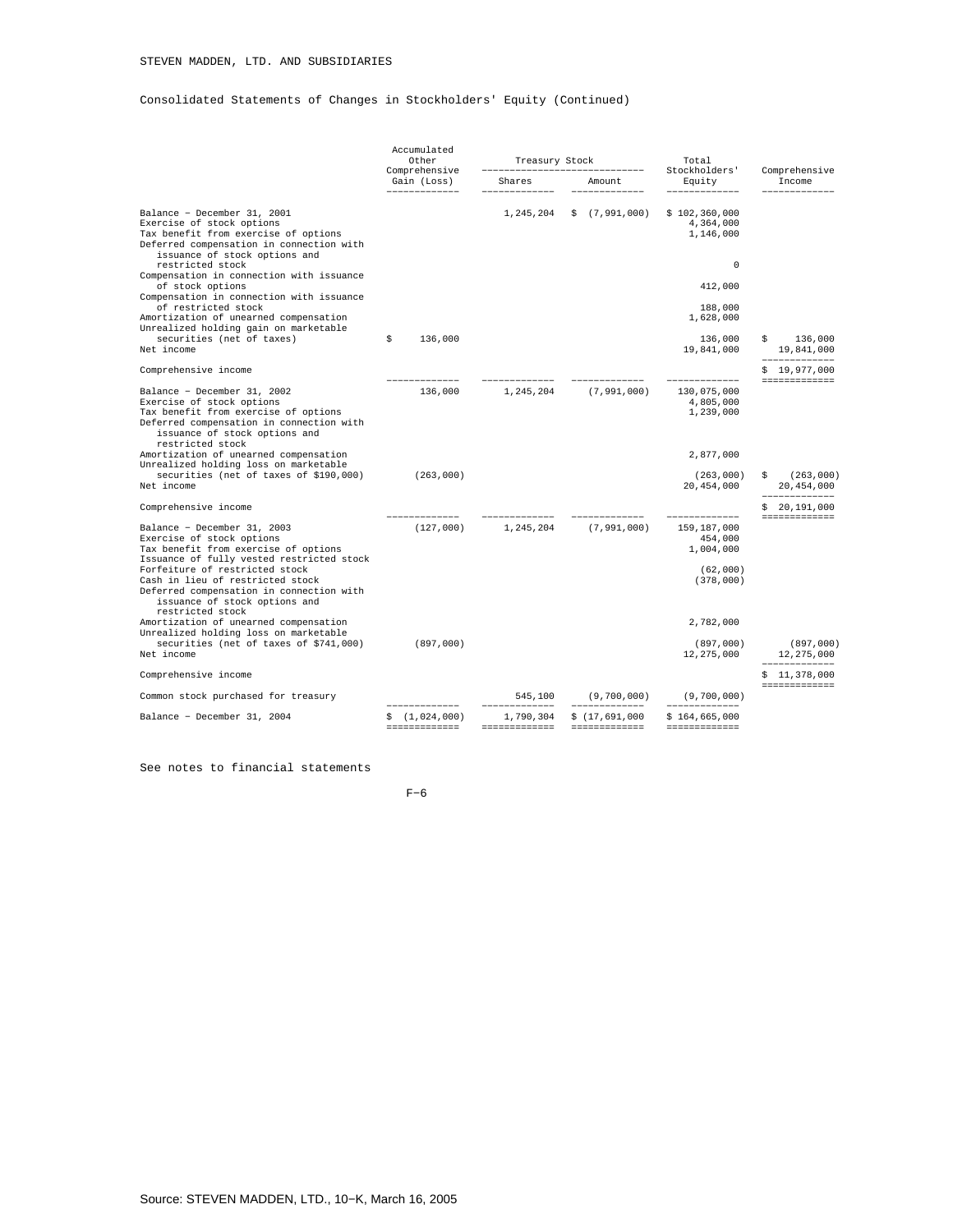STEVEN MADDEN, LTD. AND SUBSIDIARIES

Consolidated Statements of Changes in Stockholders' Equity (Continued)

| | Accumulated Other Comprehensive Gain (Loss) | Treasury Stock Shares | Treasury Stock Amount | Total Stockholders' Equity | Comprehensive Income |
|---|---|---|---|---|---|
| Balance - December 31, 2001 | | 1,245,204 | $ (7,991,000) | $ 102,360,000 | |
| Exercise of stock options | | | | 4,364,000 | |
| Tax benefit from exercise of options | | | | 1,146,000 | |
| Deferred compensation in connection with issuance of stock options and restricted stock | | | | 0 | |
| Compensation in connection with issuance of stock options | | | | 412,000 | |
| Compensation in connection with issuance of restricted stock | | | | 188,000 | |
| Amortization of unearned compensation | | | | 1,628,000 | |
| Unrealized holding gain on marketable securities (net of taxes) | $ 136,000 | | | 136,000 | $ 136,000 |
| Net income | | | | 19,841,000 | 19,841,000 |
| Comprehensive income | | | | | $ 19,977,000 |
| Balance - December 31, 2002 | 136,000 | 1,245,204 | (7,991,000) | 130,075,000 | |
| Exercise of stock options | | | | 4,805,000 | |
| Tax benefit from exercise of options | | | | 1,239,000 | |
| Deferred compensation in connection with issuance of stock options and restricted stock | | | | | |
| Amortization of unearned compensation | | | | 2,877,000 | |
| Unrealized holding loss on marketable securities (net of taxes of $190,000) | (263,000) | | | (263,000) | $ (263,000) |
| Net income | | | | 20,454,000 | 20,454,000 |
| Comprehensive income | | | | | $ 20,191,000 |
| Balance - December 31, 2003 | (127,000) | 1,245,204 | (7,991,000) | 159,187,000 | |
| Exercise of stock options | | | | 454,000 | |
| Tax benefit from exercise of options | | | | 1,004,000 | |
| Issuance of fully vested restricted stock | | | | | |
| Forfeiture of restricted stock | | | | (62,000) | |
| Cash in lieu of restricted stock | | | | (378,000) | |
| Deferred compensation in connection with issuance of stock options and restricted stock | | | | | |
| Amortization of unearned compensation | | | | 2,782,000 | |
| Unrealized holding loss on marketable securities (net of taxes of $741,000) | (897,000) | | | (897,000) | (897,000) |
| Net income | | | | 12,275,000 | 12,275,000 |
| Comprehensive income | | | | | $ 11,378,000 |
| Common stock purchased for treasury | | 545,100 | (9,700,000) | (9,700,000) | |
| Balance - December 31, 2004 | $ (1,024,000) | 1,790,304 | $ (17,691,000 | $ 164,665,000 | |

See notes to financial statements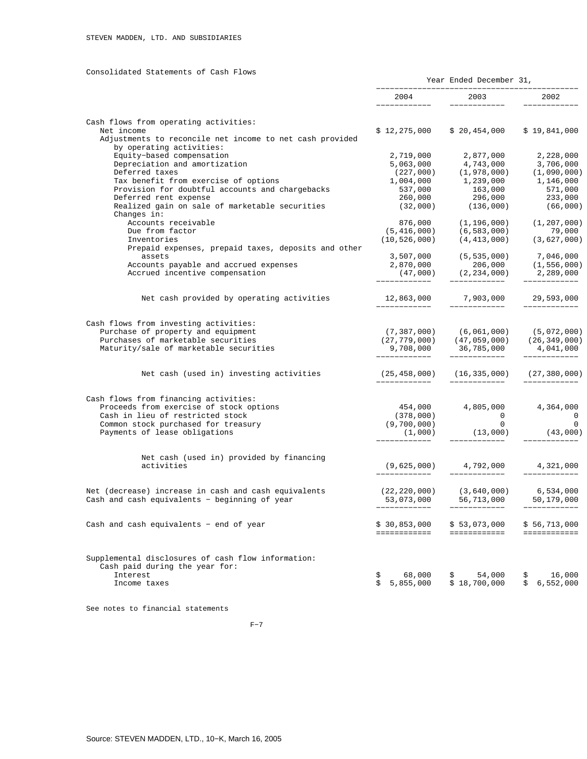STEVEN MADDEN, LTD. AND SUBSIDIARIES

## Consolidated Statements of Cash Flows

| | Year Ended December 31, | | |
|---|---|---|---|
| | 2004 | 2003 | 2002 |
| **Cash flows from operating activities:** | | | |
| Net income | $ 12,275,000 | $ 20,454,000 | $ 19,841,000 |
| Adjustments to reconcile net income to net cash provided by operating activities: | | | |
| Equity-based compensation | 2,719,000 | 2,877,000 | 2,228,000 |
| Depreciation and amortization | 5,063,000 | 4,743,000 | 3,706,000 |
| Deferred taxes | (227,000) | (1,978,000) | (1,090,000) |
| Tax benefit from exercise of options | 1,004,000 | 1,239,000 | 1,146,000 |
| Provision for doubtful accounts and chargebacks | 537,000 | 163,000 | 571,000 |
| Deferred rent expense | 260,000 | 296,000 | 233,000 |
| Realized gain on sale of marketable securities | (32,000) | (136,000) | (66,000) |
| Changes in: | | | |
| Accounts receivable | 876,000 | (1,196,000) | (1,207,000) |
| Due from factor | (5,416,000) | (6,583,000) | 79,000 |
| Inventories | (10,526,000) | (4,413,000) | (3,627,000) |
| Prepaid expenses, prepaid taxes, deposits and other assets | 3,507,000 | (5,535,000) | 7,046,000 |
| Accounts payable and accrued expenses | 2,870,000 | 206,000 | (1,556,000) |
| Accrued incentive compensation | (47,000) | (2,234,000) | 2,289,000 |
| Net cash provided by operating activities | 12,863,000 | 7,903,000 | 29,593,000 |
| **Cash flows from investing activities:** | | | |
| Purchase of property and equipment | (7,387,000) | (6,061,000) | (5,072,000) |
| Purchases of marketable securities | (27,779,000) | (47,059,000) | (26,349,000) |
| Maturity/sale of marketable securities | 9,708,000 | 36,785,000 | 4,041,000 |
| Net cash (used in) investing activities | (25,458,000) | (16,335,000) | (27,380,000) |
| **Cash flows from financing activities:** | | | |
| Proceeds from exercise of stock options | 454,000 | 4,805,000 | 4,364,000 |
| Cash in lieu of restricted stock | (378,000) | 0 | 0 |
| Common stock purchased for treasury | (9,700,000) | 0 | 0 |
| Payments of lease obligations | (1,000) | (13,000) | (43,000) |
| Net cash (used in) provided by financing activities | (9,625,000) | 4,792,000 | 4,321,000 |
| Net (decrease) increase in cash and cash equivalents | (22,220,000) | (3,640,000) | 6,534,000 |
| Cash and cash equivalents - beginning of year | 53,073,000 | 56,713,000 | 50,179,000 |
| Cash and cash equivalents - end of year | $ 30,853,000 | $ 53,073,000 | $ 56,713,000 |
| **Supplemental disclosures of cash flow information:** | | | |
| Cash paid during the year for: | | | |
| Interest | $ 68,000 | $ 54,000 | $ 16,000 |
| Income taxes | $ 5,855,000 | $ 18,700,000 | $ 6,552,000 |

See notes to financial statements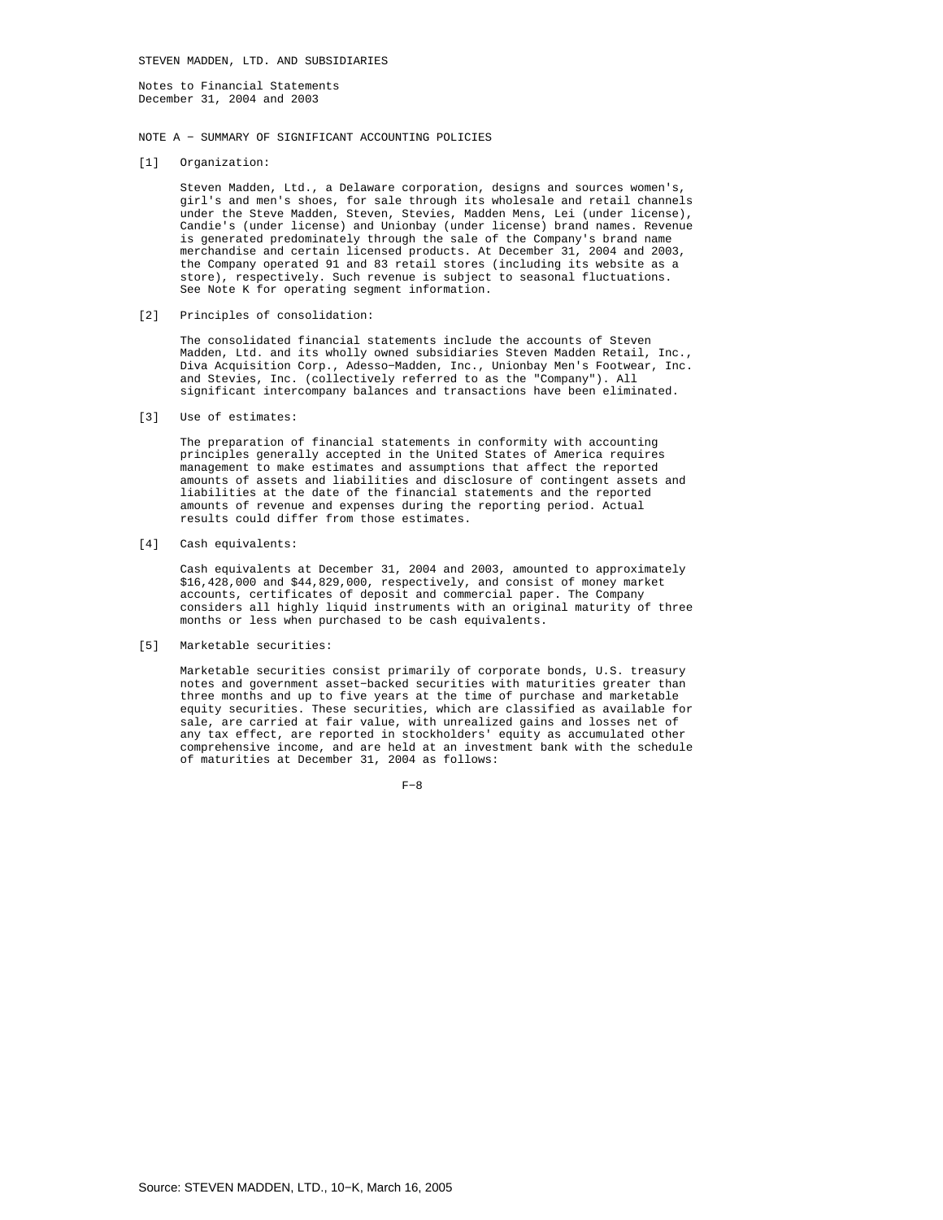STEVEN MADDEN, LTD. AND SUBSIDIARIES

Notes to Financial Statements
December 31, 2004 and 2003

## NOTE A - SUMMARY OF SIGNIFICANT ACCOUNTING POLICIES

[1] Organization:

Steven Madden, Ltd., a Delaware corporation, designs and sources women's, girl's and men's shoes, for sale through its wholesale and retail channels under the Steve Madden, Steven, Stevies, Madden Mens, Lei (under license), Candie's (under license) and Unionbay (under license) brand names. Revenue is generated predominately through the sale of the Company's brand name merchandise and certain licensed products. At December 31, 2004 and 2003, the Company operated 91 and 83 retail stores (including its website as a store), respectively. Such revenue is subject to seasonal fluctuations. See Note K for operating segment information.

[2] Principles of consolidation:

The consolidated financial statements include the accounts of Steven Madden, Ltd. and its wholly owned subsidiaries Steven Madden Retail, Inc., Diva Acquisition Corp., Adesso-Madden, Inc., Unionbay Men's Footwear, Inc. and Stevies, Inc. (collectively referred to as the "Company"). All significant intercompany balances and transactions have been eliminated.

[3] Use of estimates:

The preparation of financial statements in conformity with accounting principles generally accepted in the United States of America requires management to make estimates and assumptions that affect the reported amounts of assets and liabilities and disclosure of contingent assets and liabilities at the date of the financial statements and the reported amounts of revenue and expenses during the reporting period. Actual results could differ from those estimates.

[4] Cash equivalents:

Cash equivalents at December 31, 2004 and 2003, amounted to approximately $16,428,000 and $44,829,000, respectively, and consist of money market accounts, certificates of deposit and commercial paper. The Company considers all highly liquid instruments with an original maturity of three months or less when purchased to be cash equivalents.

[5] Marketable securities:

Marketable securities consist primarily of corporate bonds, U.S. treasury notes and government asset-backed securities with maturities greater than three months and up to five years at the time of purchase and marketable equity securities. These securities, which are classified as available for sale, are carried at fair value, with unrealized gains and losses net of any tax effect, are reported in stockholders' equity as accumulated other comprehensive income, and are held at an investment bank with the schedule of maturities at December 31, 2004 as follows:

Source: STEVEN MADDEN, LTD., 10-K, March 16, 2005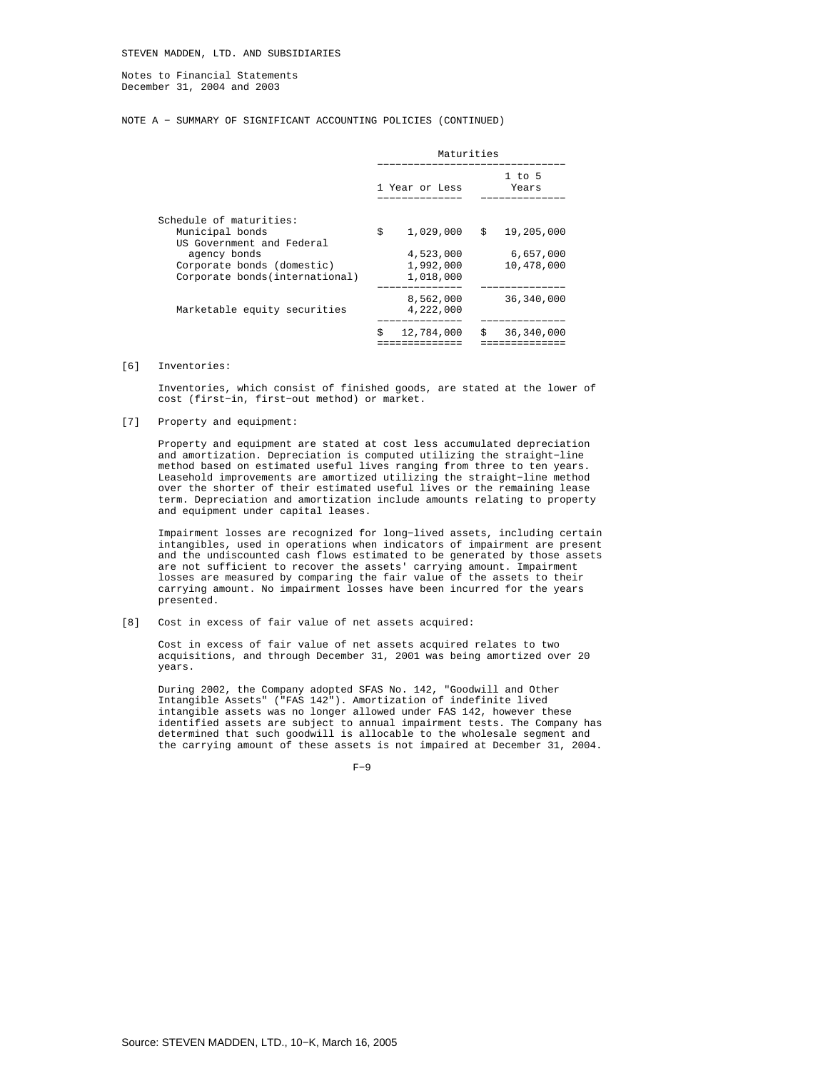STEVEN MADDEN, LTD. AND SUBSIDIARIES

Notes to Financial Statements
December 31, 2004 and 2003

NOTE A - SUMMARY OF SIGNIFICANT ACCOUNTING POLICIES (CONTINUED)

| | Maturities | |
|---|---|---|
| | 1 Year or Less | 1 to 5 Years |
| Schedule of maturities: | | |
| Municipal bonds | $ 1,029,000 | $ 19,205,000 |
| US Government and Federal agency bonds | 4,523,000 | 6,657,000 |
| Corporate bonds (domestic) | 1,992,000 | 10,478,000 |
| Corporate bonds(international) | 1,018,000 | |
| | 8,562,000 | 36,340,000 |
| Marketable equity securities | 4,222,000 | |
| | $ 12,784,000 | $ 36,340,000 |

[6] Inventories:

Inventories, which consist of finished goods, are stated at the lower of cost (first-in, first-out method) or market.

[7] Property and equipment:

Property and equipment are stated at cost less accumulated depreciation and amortization. Depreciation is computed utilizing the straight-line method based on estimated useful lives ranging from three to ten years. Leasehold improvements are amortized utilizing the straight-line method over the shorter of their estimated useful lives or the remaining lease term. Depreciation and amortization include amounts relating to property and equipment under capital leases.

Impairment losses are recognized for long-lived assets, including certain intangibles, used in operations when indicators of impairment are present and the undiscounted cash flows estimated to be generated by those assets are not sufficient to recover the assets' carrying amount. Impairment losses are measured by comparing the fair value of the assets to their carrying amount. No impairment losses have been incurred for the years presented.

[8] Cost in excess of fair value of net assets acquired:

Cost in excess of fair value of net assets acquired relates to two acquisitions, and through December 31, 2001 was being amortized over 20 years.

During 2002, the Company adopted SFAS No. 142, "Goodwill and Other Intangible Assets" ("FAS 142"). Amortization of indefinite lived intangible assets was no longer allowed under FAS 142, however these identified assets are subject to annual impairment tests. The Company has determined that such goodwill is allocable to the wholesale segment and the carrying amount of these assets is not impaired at December 31, 2004.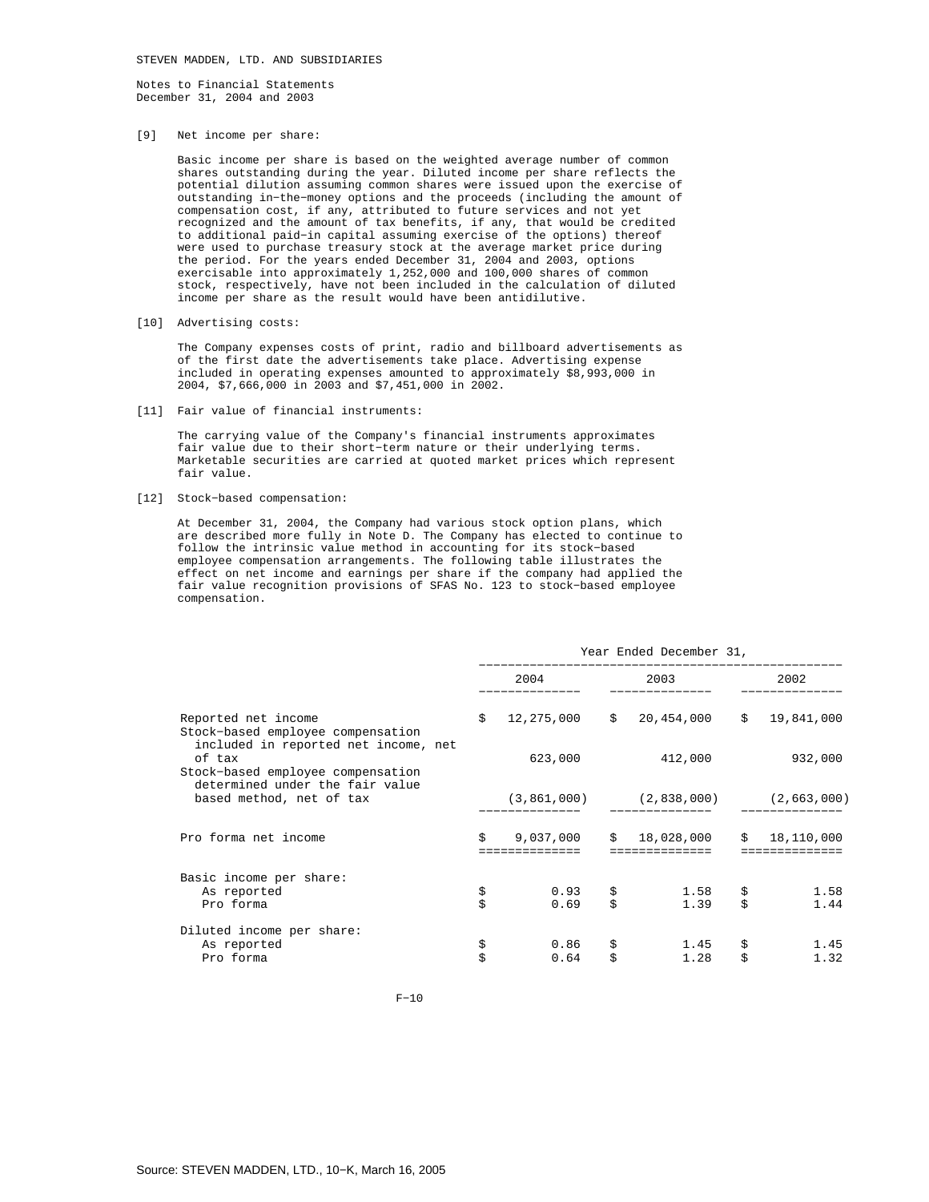STEVEN MADDEN, LTD. AND SUBSIDIARIES

Notes to Financial Statements
December 31, 2004 and 2003

[9] Net income per share:

Basic income per share is based on the weighted average number of common shares outstanding during the year. Diluted income per share reflects the potential dilution assuming common shares were issued upon the exercise of outstanding in-the-money options and the proceeds (including the amount of compensation cost, if any, attributed to future services and not yet recognized and the amount of tax benefits, if any, that would be credited to additional paid-in capital assuming exercise of the options) thereof were used to purchase treasury stock at the average market price during the period. For the years ended December 31, 2004 and 2003, options exercisable into approximately 1,252,000 and 100,000 shares of common stock, respectively, have not been included in the calculation of diluted income per share as the result would have been antidilutive.

[10] Advertising costs:

The Company expenses costs of print, radio and billboard advertisements as of the first date the advertisements take place. Advertising expense included in operating expenses amounted to approximately $8,993,000 in 2004, $7,666,000 in 2003 and $7,451,000 in 2002.

[11] Fair value of financial instruments:

The carrying value of the Company's financial instruments approximates fair value due to their short-term nature or their underlying terms. Marketable securities are carried at quoted market prices which represent fair value.

[12] Stock-based compensation:

At December 31, 2004, the Company had various stock option plans, which are described more fully in Note D. The Company has elected to continue to follow the intrinsic value method in accounting for its stock-based employee compensation arrangements. The following table illustrates the effect on net income and earnings per share if the company had applied the fair value recognition provisions of SFAS No. 123 to stock-based employee compensation.

| | Year Ended December 31, | | |
|---|---|---|---|
| | 2004 | 2003 | 2002 |
| Reported net income | $ 12,275,000 | $ 20,454,000 | $ 19,841,000 |
| Stock-based employee compensation included in reported net income, net of tax | 623,000 | 412,000 | 932,000 |
| Stock-based employee compensation determined under the fair value based method, net of tax | (3,861,000) | (2,838,000) | (2,663,000) |
| Pro forma net income | $ 9,037,000 | $ 18,028,000 | $ 18,110,000 |
| Basic income per share: | | | |
| As reported | $ 0.93 | $ 1.58 | $ 1.58 |
| Pro forma | $ 0.69 | $ 1.39 | $ 1.44 |
| Diluted income per share: | | | |
| As reported | $ 0.86 | $ 1.45 | $ 1.45 |
| Pro forma | $ 0.64 | $ 1.28 | $ 1.32 |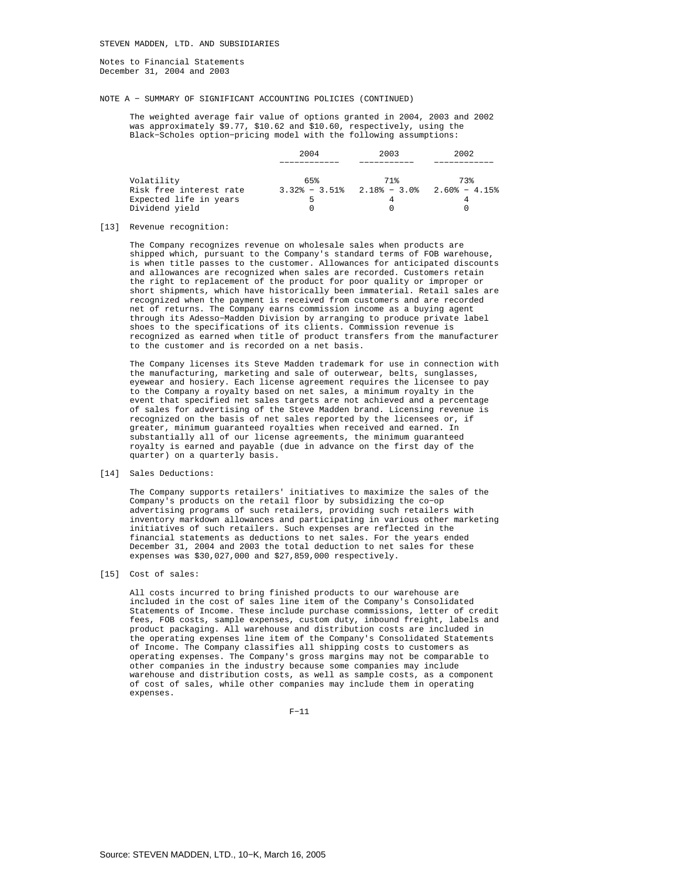STEVEN MADDEN, LTD. AND SUBSIDIARIES

Notes to Financial Statements
December 31, 2004 and 2003

NOTE A - SUMMARY OF SIGNIFICANT ACCOUNTING POLICIES (CONTINUED)

The weighted average fair value of options granted in 2004, 2003 and 2002 was approximately $9.77, $10.62 and $10.60, respectively, using the Black-Scholes option-pricing model with the following assumptions:

| | 2004 | 2003 | 2002 |
|---|---|---|---|
| Volatility | 65% | 71% | 73% |
| Risk free interest rate | 3.32% - 3.51% | 2.18% - 3.0% | 2.60% - 4.15% |
| Expected life in years | 5 | 4 | 4 |
| Dividend yield | 0 | 0 | 0 |

[13] Revenue recognition:

The Company recognizes revenue on wholesale sales when products are shipped which, pursuant to the Company's standard terms of FOB warehouse, is when title passes to the customer. Allowances for anticipated discounts and allowances are recognized when sales are recorded. Customers retain the right to replacement of the product for poor quality or improper or short shipments, which have historically been immaterial. Retail sales are recognized when the payment is received from customers and are recorded net of returns. The Company earns commission income as a buying agent through its Adesso-Madden Division by arranging to produce private label shoes to the specifications of its clients. Commission revenue is recognized as earned when title of product transfers from the manufacturer to the customer and is recorded on a net basis.

The Company licenses its Steve Madden trademark for use in connection with the manufacturing, marketing and sale of outerwear, belts, sunglasses, eyewear and hosiery. Each license agreement requires the licensee to pay to the Company a royalty based on net sales, a minimum royalty in the event that specified net sales targets are not achieved and a percentage of sales for advertising of the Steve Madden brand. Licensing revenue is recognized on the basis of net sales reported by the licensees or, if greater, minimum guaranteed royalties when received and earned. In substantially all of our license agreements, the minimum guaranteed royalty is earned and payable (due in advance on the first day of the quarter) on a quarterly basis.

[14] Sales Deductions:

The Company supports retailers' initiatives to maximize the sales of the Company's products on the retail floor by subsidizing the co-op advertising programs of such retailers, providing such retailers with inventory markdown allowances and participating in various other marketing initiatives of such retailers. Such expenses are reflected in the financial statements as deductions to net sales. For the years ended December 31, 2004 and 2003 the total deduction to net sales for these expenses was $30,027,000 and $27,859,000 respectively.

[15] Cost of sales:

All costs incurred to bring finished products to our warehouse are included in the cost of sales line item of the Company's Consolidated Statements of Income. These include purchase commissions, letter of credit fees, FOB costs, sample expenses, custom duty, inbound freight, labels and product packaging. All warehouse and distribution costs are included in the operating expenses line item of the Company's Consolidated Statements of Income. The Company classifies all shipping costs to customers as operating expenses. The Company's gross margins may not be comparable to other companies in the industry because some companies may include warehouse and distribution costs, as well as sample costs, as a component of cost of sales, while other companies may include them in operating expenses.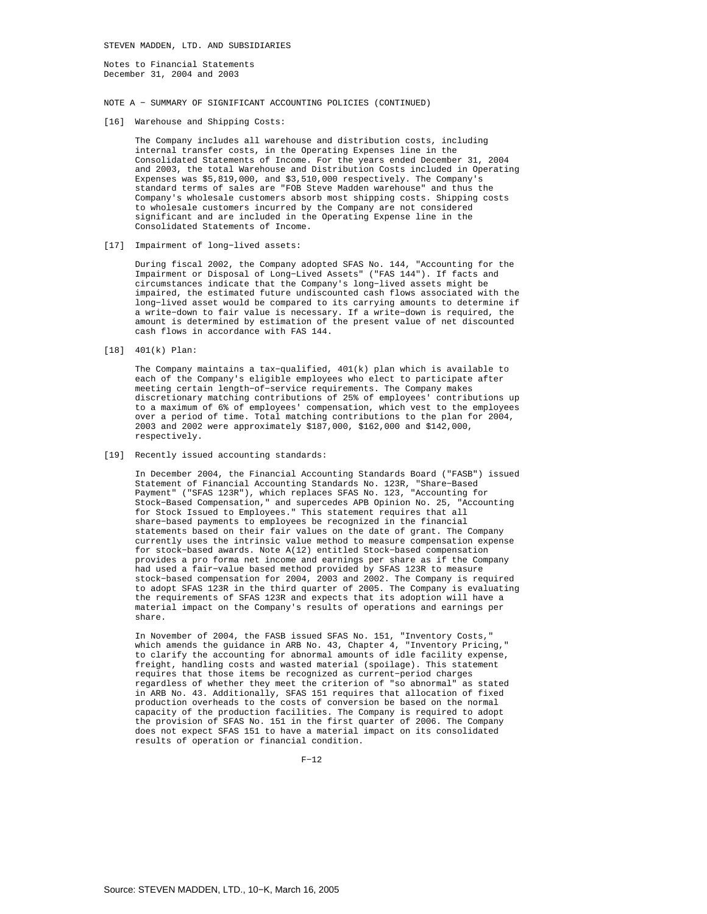STEVEN MADDEN, LTD. AND SUBSIDIARIES

Notes to Financial Statements
December 31, 2004 and 2003

NOTE A − SUMMARY OF SIGNIFICANT ACCOUNTING POLICIES (CONTINUED)

[16] Warehouse and Shipping Costs:

The Company includes all warehouse and distribution costs, including internal transfer costs, in the Operating Expenses line in the Consolidated Statements of Income. For the years ended December 31, 2004 and 2003, the total Warehouse and Distribution Costs included in Operating Expenses was $5,819,000, and $3,510,000 respectively. The Company's standard terms of sales are "FOB Steve Madden warehouse" and thus the Company's wholesale customers absorb most shipping costs. Shipping costs to wholesale customers incurred by the Company are not considered significant and are included in the Operating Expense line in the Consolidated Statements of Income.

[17] Impairment of long−lived assets:

During fiscal 2002, the Company adopted SFAS No. 144, "Accounting for the Impairment or Disposal of Long−Lived Assets" ("FAS 144"). If facts and circumstances indicate that the Company's long−lived assets might be impaired, the estimated future undiscounted cash flows associated with the long−lived asset would be compared to its carrying amounts to determine if a write−down to fair value is necessary. If a write−down is required, the amount is determined by estimation of the present value of net discounted cash flows in accordance with FAS 144.

[18] 401(k) Plan:

The Company maintains a tax−qualified, 401(k) plan which is available to each of the Company's eligible employees who elect to participate after meeting certain length−of−service requirements. The Company makes discretionary matching contributions of 25% of employees' contributions up to a maximum of 6% of employees' compensation, which vest to the employees over a period of time. Total matching contributions to the plan for 2004, 2003 and 2002 were approximately $187,000, $162,000 and $142,000, respectively.

[19] Recently issued accounting standards:

In December 2004, the Financial Accounting Standards Board ("FASB") issued Statement of Financial Accounting Standards No. 123R, "Share−Based Payment" ("SFAS 123R"), which replaces SFAS No. 123, "Accounting for Stock−Based Compensation," and supercedes APB Opinion No. 25, "Accounting for Stock Issued to Employees." This statement requires that all share−based payments to employees be recognized in the financial statements based on their fair values on the date of grant. The Company currently uses the intrinsic value method to measure compensation expense for stock−based awards. Note A(12) entitled Stock−based compensation provides a pro forma net income and earnings per share as if the Company had used a fair−value based method provided by SFAS 123R to measure stock−based compensation for 2004, 2003 and 2002. The Company is required to adopt SFAS 123R in the third quarter of 2005. The Company is evaluating the requirements of SFAS 123R and expects that its adoption will have a material impact on the Company's results of operations and earnings per share.

In November of 2004, the FASB issued SFAS No. 151, "Inventory Costs," which amends the guidance in ARB No. 43, Chapter 4, "Inventory Pricing," to clarify the accounting for abnormal amounts of idle facility expense, freight, handling costs and wasted material (spoilage). This statement requires that those items be recognized as current−period charges regardless of whether they meet the criterion of "so abnormal" as stated in ARB No. 43. Additionally, SFAS 151 requires that allocation of fixed production overheads to the costs of conversion be based on the normal capacity of the production facilities. The Company is required to adopt the provision of SFAS No. 151 in the first quarter of 2006. The Company does not expect SFAS 151 to have a material impact on its consolidated results of operation or financial condition.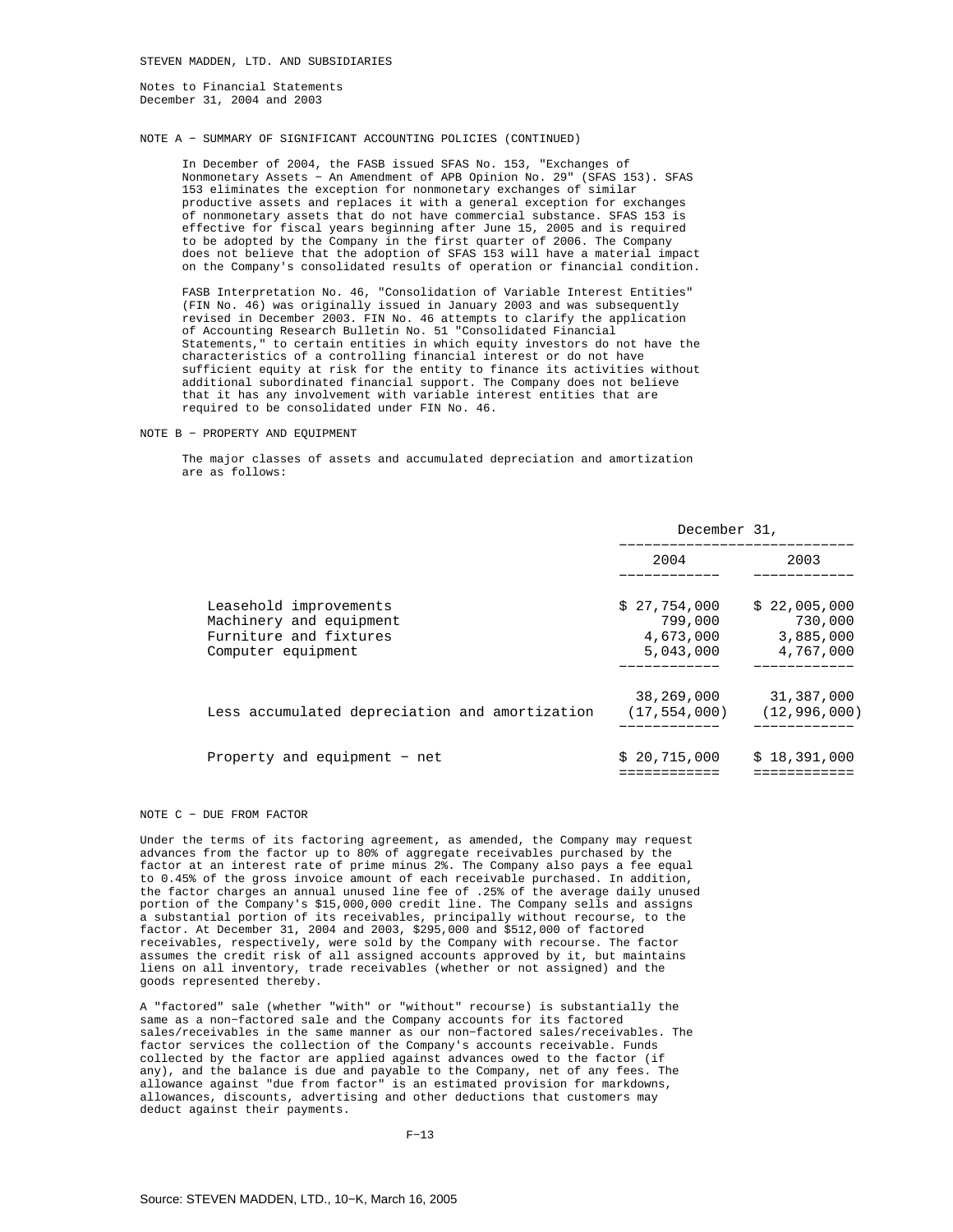STEVEN MADDEN, LTD. AND SUBSIDIARIES

Notes to Financial Statements
December 31, 2004 and 2003

NOTE A - SUMMARY OF SIGNIFICANT ACCOUNTING POLICIES (CONTINUED)

In December of 2004, the FASB issued SFAS No. 153, "Exchanges of Nonmonetary Assets - An Amendment of APB Opinion No. 29" (SFAS 153). SFAS 153 eliminates the exception for nonmonetary exchanges of similar productive assets and replaces it with a general exception for exchanges of nonmonetary assets that do not have commercial substance. SFAS 153 is effective for fiscal years beginning after June 15, 2005 and is required to be adopted by the Company in the first quarter of 2006. The Company does not believe that the adoption of SFAS 153 will have a material impact on the Company's consolidated results of operation or financial condition.

FASB Interpretation No. 46, "Consolidation of Variable Interest Entities" (FIN No. 46) was originally issued in January 2003 and was subsequently revised in December 2003. FIN No. 46 attempts to clarify the application of Accounting Research Bulletin No. 51 "Consolidated Financial Statements," to certain entities in which equity investors do not have the characteristics of a controlling financial interest or do not have sufficient equity at risk for the entity to finance its activities without additional subordinated financial support. The Company does not believe that it has any involvement with variable interest entities that are required to be consolidated under FIN No. 46.

NOTE B - PROPERTY AND EQUIPMENT

The major classes of assets and accumulated depreciation and amortization are as follows:

| | December 31, 2004 | December 31, 2003 |
|---|---|---|
| Leasehold improvements | $ 27,754,000 | $ 22,005,000 |
| Machinery and equipment | 799,000 | 730,000 |
| Furniture and fixtures | 4,673,000 | 3,885,000 |
| Computer equipment | 5,043,000 | 4,767,000 |
| | 38,269,000 | 31,387,000 |
| Less accumulated depreciation and amortization | (17,554,000) | (12,996,000) |
| Property and equipment - net | $ 20,715,000 | $ 18,391,000 |

NOTE C - DUE FROM FACTOR

Under the terms of its factoring agreement, as amended, the Company may request advances from the factor up to 80% of aggregate receivables purchased by the factor at an interest rate of prime minus 2%. The Company also pays a fee equal to 0.45% of the gross invoice amount of each receivable purchased. In addition, the factor charges an annual unused line fee of .25% of the average daily unused portion of the Company's $15,000,000 credit line. The Company sells and assigns a substantial portion of its receivables, principally without recourse, to the factor. At December 31, 2004 and 2003, $295,000 and $512,000 of factored receivables, respectively, were sold by the Company with recourse. The factor assumes the credit risk of all assigned accounts approved by it, but maintains liens on all inventory, trade receivables (whether or not assigned) and the goods represented thereby.

A "factored" sale (whether "with" or "without" recourse) is substantially the same as a non-factored sale and the Company accounts for its factored sales/receivables in the same manner as our non-factored sales/receivables. The factor services the collection of the Company's accounts receivable. Funds collected by the factor are applied against advances owed to the factor (if any), and the balance is due and payable to the Company, net of any fees. The allowance against "due from factor" is an estimated provision for markdowns, allowances, discounts, advertising and other deductions that customers may deduct against their payments.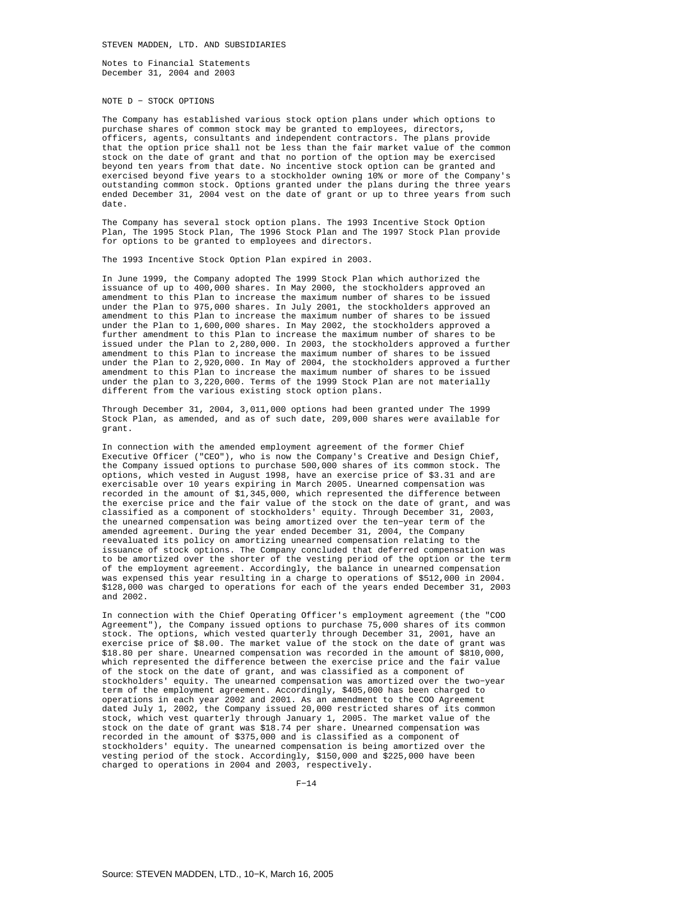STEVEN MADDEN, LTD. AND SUBSIDIARIES

Notes to Financial Statements
December 31, 2004 and 2003

NOTE D − STOCK OPTIONS

The Company has established various stock option plans under which options to purchase shares of common stock may be granted to employees, directors, officers, agents, consultants and independent contractors. The plans provide that the option price shall not be less than the fair market value of the common stock on the date of grant and that no portion of the option may be exercised beyond ten years from that date. No incentive stock option can be granted and exercised beyond five years to a stockholder owning 10% or more of the Company's outstanding common stock. Options granted under the plans during the three years ended December 31, 2004 vest on the date of grant or up to three years from such date.

The Company has several stock option plans. The 1993 Incentive Stock Option Plan, The 1995 Stock Plan, The 1996 Stock Plan and The 1997 Stock Plan provide for options to be granted to employees and directors.

The 1993 Incentive Stock Option Plan expired in 2003.

In June 1999, the Company adopted The 1999 Stock Plan which authorized the issuance of up to 400,000 shares. In May 2000, the stockholders approved an amendment to this Plan to increase the maximum number of shares to be issued under the Plan to 975,000 shares. In July 2001, the stockholders approved an amendment to this Plan to increase the maximum number of shares to be issued under the Plan to 1,600,000 shares. In May 2002, the stockholders approved a further amendment to this Plan to increase the maximum number of shares to be issued under the Plan to 2,280,000. In 2003, the stockholders approved a further amendment to this Plan to increase the maximum number of shares to be issued under the Plan to 2,920,000. In May of 2004, the stockholders approved a further amendment to this Plan to increase the maximum number of shares to be issued under the plan to 3,220,000. Terms of the 1999 Stock Plan are not materially different from the various existing stock option plans.

Through December 31, 2004, 3,011,000 options had been granted under The 1999 Stock Plan, as amended, and as of such date, 209,000 shares were available for grant.

In connection with the amended employment agreement of the former Chief Executive Officer ("CEO"), who is now the Company's Creative and Design Chief, the Company issued options to purchase 500,000 shares of its common stock. The options, which vested in August 1998, have an exercise price of $3.31 and are exercisable over 10 years expiring in March 2005. Unearned compensation was recorded in the amount of $1,345,000, which represented the difference between the exercise price and the fair value of the stock on the date of grant, and was classified as a component of stockholders' equity. Through December 31, 2003, the unearned compensation was being amortized over the ten−year term of the amended agreement. During the year ended December 31, 2004, the Company reevaluated its policy on amortizing unearned compensation relating to the issuance of stock options. The Company concluded that deferred compensation was to be amortized over the shorter of the vesting period of the option or the term of the employment agreement. Accordingly, the balance in unearned compensation was expensed this year resulting in a charge to operations of $512,000 in 2004. $128,000 was charged to operations for each of the years ended December 31, 2003 and 2002.

In connection with the Chief Operating Officer's employment agreement (the "COO Agreement"), the Company issued options to purchase 75,000 shares of its common stock. The options, which vested quarterly through December 31, 2001, have an exercise price of $8.00. The market value of the stock on the date of grant was $18.80 per share. Unearned compensation was recorded in the amount of $810,000, which represented the difference between the exercise price and the fair value of the stock on the date of grant, and was classified as a component of stockholders' equity. The unearned compensation was amortized over the two−year term of the employment agreement. Accordingly, $405,000 has been charged to operations in each year 2002 and 2001. As an amendment to the COO Agreement dated July 1, 2002, the Company issued 20,000 restricted shares of its common stock, which vest quarterly through January 1, 2005. The market value of the stock on the date of grant was $18.74 per share. Unearned compensation was recorded in the amount of $375,000 and is classified as a component of stockholders' equity. The unearned compensation is being amortized over the vesting period of the stock. Accordingly, $150,000 and $225,000 have been charged to operations in 2004 and 2003, respectively.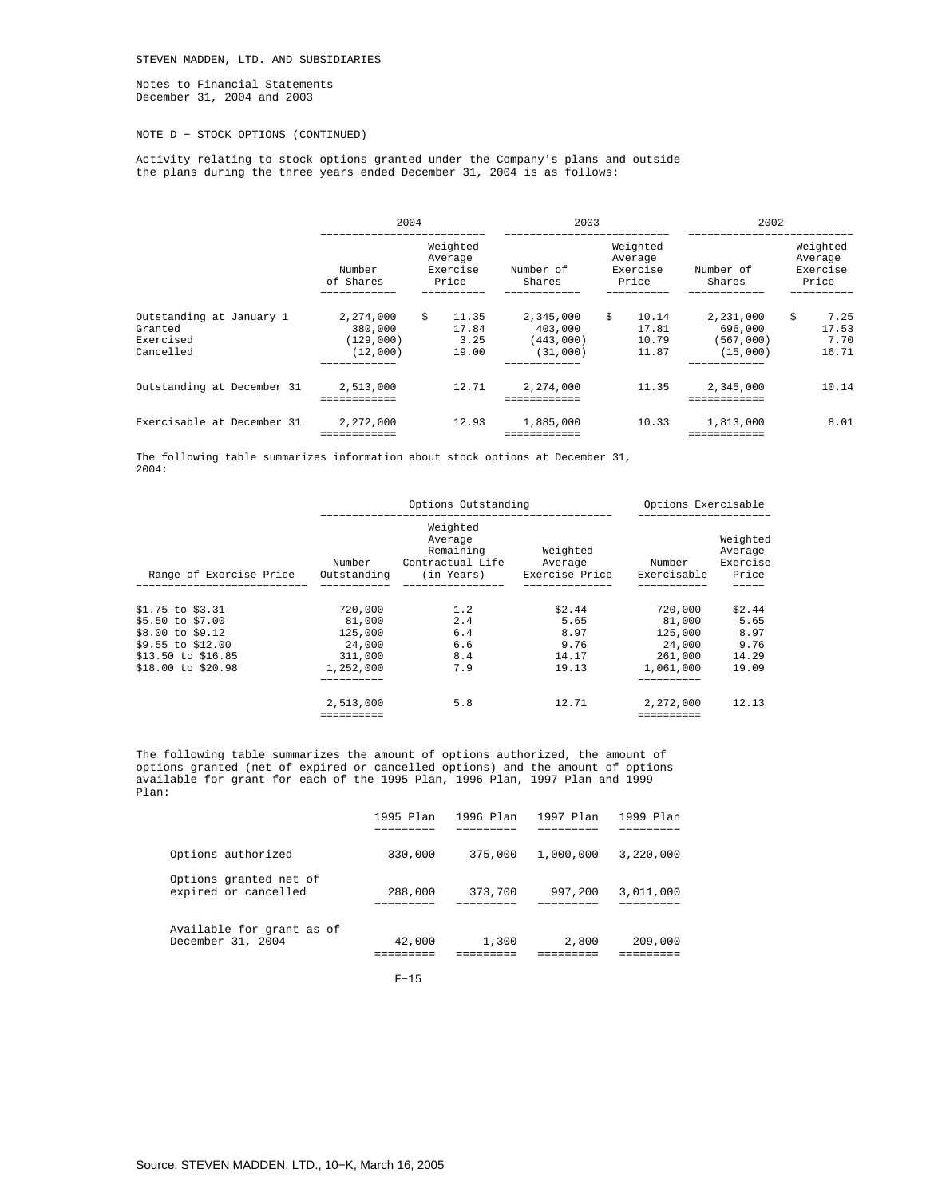STEVEN MADDEN, LTD. AND SUBSIDIARIES

Notes to Financial Statements
December 31, 2004 and 2003

NOTE D - STOCK OPTIONS (CONTINUED)

Activity relating to stock options granted under the Company's plans and outside the plans during the three years ended December 31, 2004 is as follows:

| | 2004 | | 2003 | | 2002 | |
|---|---|---|---|---|---|---|
| | Number of Shares | Weighted Average Exercise Price | Number of Shares | Weighted Average Exercise Price | Number of Shares | Weighted Average Exercise Price |
| Outstanding at January 1 | 2,274,000 | $ 11.35 | 2,345,000 | $ 10.14 | 2,231,000 | $ 7.25 |
| Granted | 380,000 | 17.84 | 403,000 | 17.81 | 696,000 | 17.53 |
| Exercised | (129,000) | 3.25 | (443,000) | 10.79 | (567,000) | 7.70 |
| Cancelled | (12,000) | 19.00 | (31,000) | 11.87 | (15,000) | 16.71 |
| Outstanding at December 31 | 2,513,000 | 12.71 | 2,274,000 | 11.35 | 2,345,000 | 10.14 |
| Exercisable at December 31 | 2,272,000 | 12.93 | 1,885,000 | 10.33 | 1,813,000 | 8.01 |

The following table summarizes information about stock options at December 31, 2004:

| | Options Outstanding | | | Options Exercisable | |
|---|---|---|---|---|---|
| Range of Exercise Price | Number Outstanding | Weighted Average Remaining Contractual Life (in Years) | Weighted Average Exercise Price | Number Exercisable | Weighted Average Exercise Price |
| $1.75 to $3.31 | 720,000 | 1.2 | $2.44 | 720,000 | $2.44 |
| $5.50 to $7.00 | 81,000 | 2.4 | 5.65 | 81,000 | 5.65 |
| $8.00 to $9.12 | 125,000 | 6.4 | 8.97 | 125,000 | 8.97 |
| $9.55 to $12.00 | 24,000 | 6.6 | 9.76 | 24,000 | 9.76 |
| $13.50 to $16.85 | 311,000 | 8.4 | 14.17 | 261,000 | 14.29 |
| $18.00 to $20.98 | 1,252,000 | 7.9 | 19.13 | 1,061,000 | 19.09 |
| | 2,513,000 | 5.8 | 12.71 | 2,272,000 | 12.13 |

The following table summarizes the amount of options authorized, the amount of options granted (net of expired or cancelled options) and the amount of options available for grant for each of the 1995 Plan, 1996 Plan, 1997 Plan and 1999 Plan:

| | 1995 Plan | 1996 Plan | 1997 Plan | 1999 Plan |
|---|---|---|---|---|
| Options authorized | 330,000 | 375,000 | 1,000,000 | 3,220,000 |
| Options granted net of expired or cancelled | 288,000 | 373,700 | 997,200 | 3,011,000 |
| Available for grant as of December 31, 2004 | 42,000 | 1,300 | 2,800 | 209,000 |

Source: STEVEN MADDEN, LTD., 10-K, March 16, 2005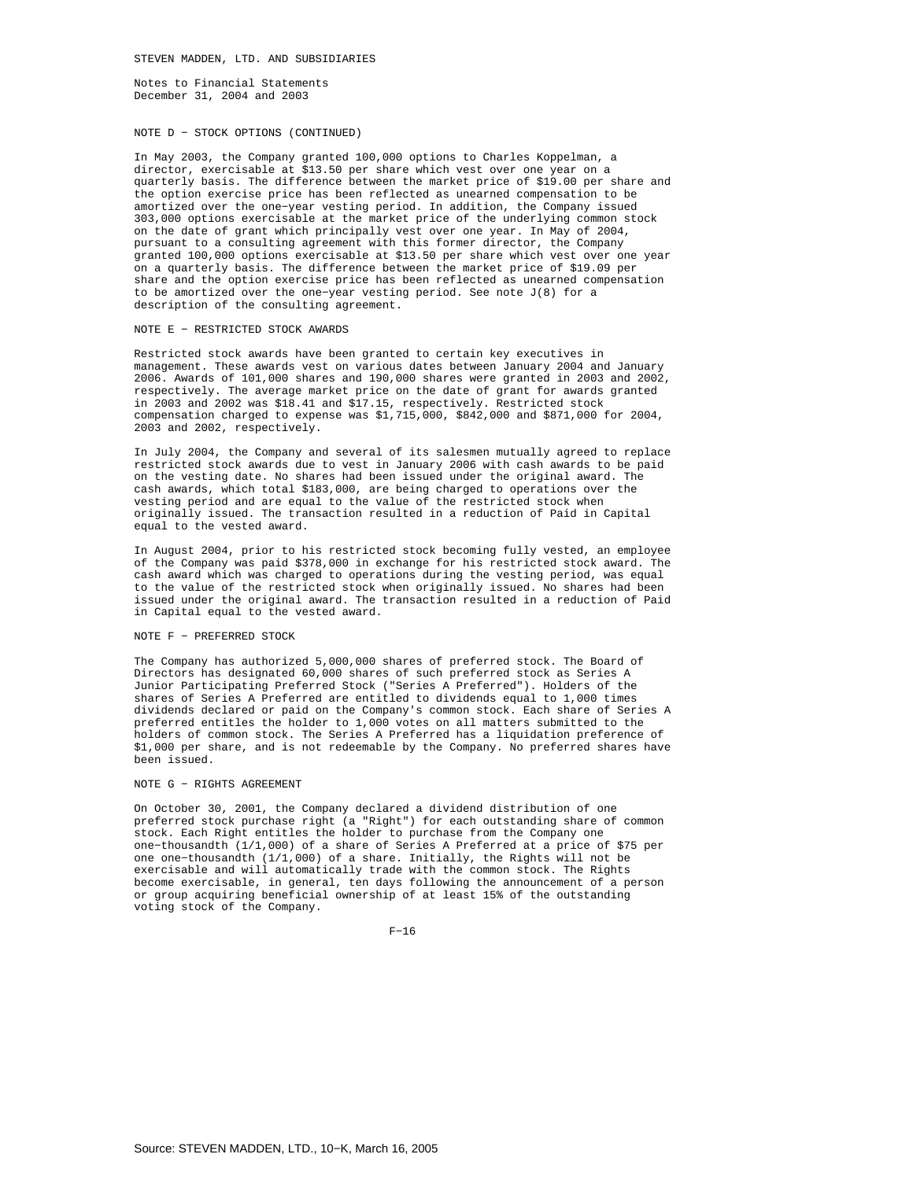STEVEN MADDEN, LTD. AND SUBSIDIARIES

Notes to Financial Statements
December 31, 2004 and 2003

NOTE D - STOCK OPTIONS (CONTINUED)

In May 2003, the Company granted 100,000 options to Charles Koppelman, a director, exercisable at $13.50 per share which vest over one year on a quarterly basis. The difference between the market price of $19.00 per share and the option exercise price has been reflected as unearned compensation to be amortized over the one-year vesting period. In addition, the Company issued 303,000 options exercisable at the market price of the underlying common stock on the date of grant which principally vest over one year. In May of 2004, pursuant to a consulting agreement with this former director, the Company granted 100,000 options exercisable at $13.50 per share which vest over one year on a quarterly basis. The difference between the market price of $19.09 per share and the option exercise price has been reflected as unearned compensation to be amortized over the one-year vesting period. See note J(8) for a description of the consulting agreement.

NOTE E - RESTRICTED STOCK AWARDS

Restricted stock awards have been granted to certain key executives in management. These awards vest on various dates between January 2004 and January 2006. Awards of 101,000 shares and 190,000 shares were granted in 2003 and 2002, respectively. The average market price on the date of grant for awards granted in 2003 and 2002 was $18.41 and $17.15, respectively. Restricted stock compensation charged to expense was $1,715,000, $842,000 and $871,000 for 2004, 2003 and 2002, respectively.

In July 2004, the Company and several of its salesmen mutually agreed to replace restricted stock awards due to vest in January 2006 with cash awards to be paid on the vesting date. No shares had been issued under the original award. The cash awards, which total $183,000, are being charged to operations over the vesting period and are equal to the value of the restricted stock when originally issued. The transaction resulted in a reduction of Paid in Capital equal to the vested award.

In August 2004, prior to his restricted stock becoming fully vested, an employee of the Company was paid $378,000 in exchange for his restricted stock award. The cash award which was charged to operations during the vesting period, was equal to the value of the restricted stock when originally issued. No shares had been issued under the original award. The transaction resulted in a reduction of Paid in Capital equal to the vested award.

NOTE F - PREFERRED STOCK

The Company has authorized 5,000,000 shares of preferred stock. The Board of Directors has designated 60,000 shares of such preferred stock as Series A Junior Participating Preferred Stock ("Series A Preferred"). Holders of the shares of Series A Preferred are entitled to dividends equal to 1,000 times dividends declared or paid on the Company's common stock. Each share of Series A preferred entitles the holder to 1,000 votes on all matters submitted to the holders of common stock. The Series A Preferred has a liquidation preference of $1,000 per share, and is not redeemable by the Company. No preferred shares have been issued.

NOTE G - RIGHTS AGREEMENT

On October 30, 2001, the Company declared a dividend distribution of one preferred stock purchase right (a "Right") for each outstanding share of common stock. Each Right entitles the holder to purchase from the Company one one-thousandth (1/1,000) of a share of Series A Preferred at a price of $75 per one one-thousandth (1/1,000) of a share. Initially, the Rights will not be exercisable and will automatically trade with the common stock. The Rights become exercisable, in general, ten days following the announcement of a person or group acquiring beneficial ownership of at least 15% of the outstanding voting stock of the Company.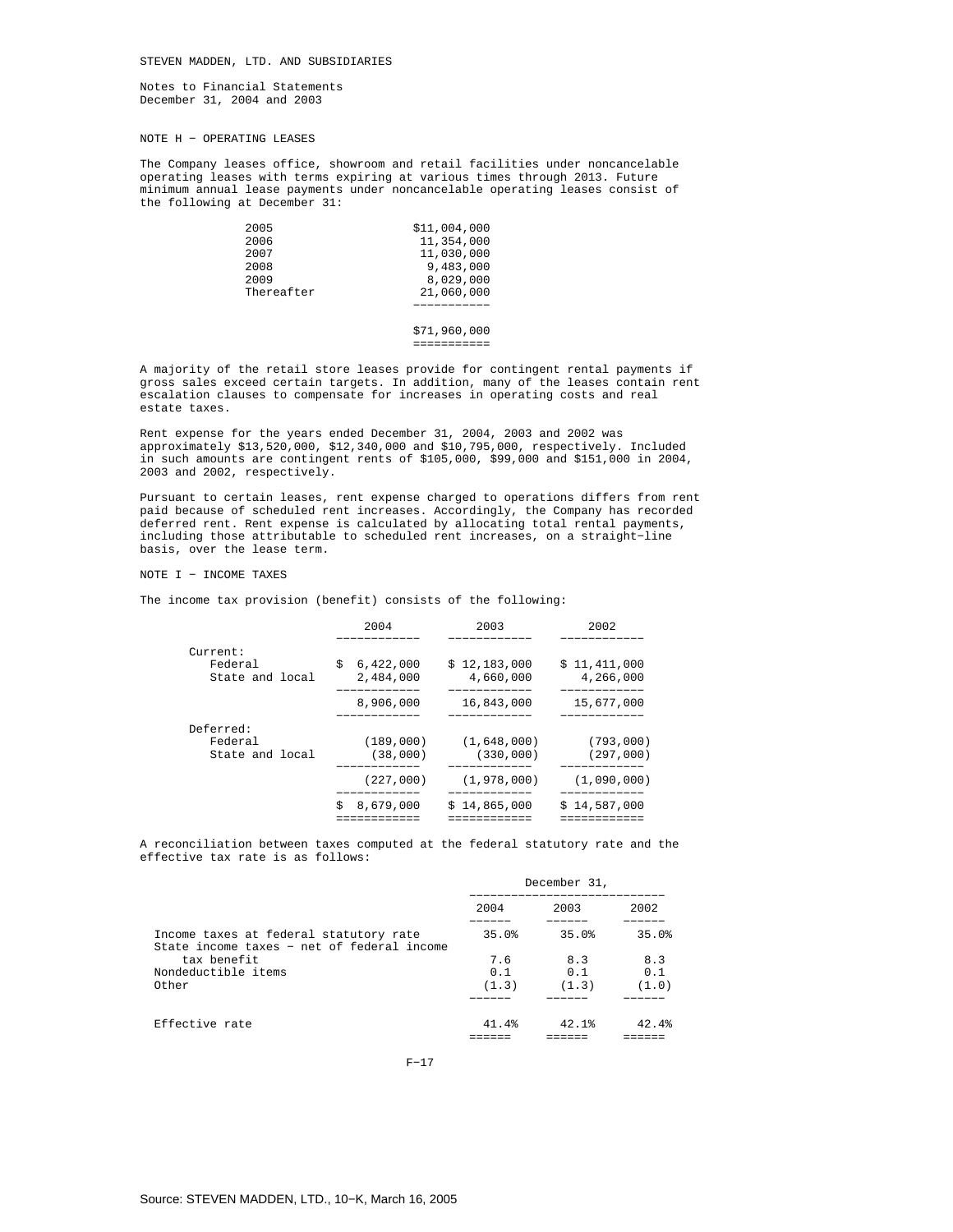STEVEN MADDEN, LTD. AND SUBSIDIARIES

Notes to Financial Statements
December 31, 2004 and 2003

## NOTE H - OPERATING LEASES

The Company leases office, showroom and retail facilities under noncancelable operating leases with terms expiring at various times through 2013. Future minimum annual lease payments under noncancelable operating leases consist of the following at December 31:

| | |
|---|---|
| 2005 | $11,004,000 |
| 2006 | 11,354,000 |
| 2007 | 11,030,000 |
| 2008 | 9,483,000 |
| 2009 | 8,029,000 |
| Thereafter | 21,060,000 |
| | $71,960,000 |

A majority of the retail store leases provide for contingent rental payments if gross sales exceed certain targets. In addition, many of the leases contain rent escalation clauses to compensate for increases in operating costs and real estate taxes.

Rent expense for the years ended December 31, 2004, 2003 and 2002 was approximately $13,520,000, $12,340,000 and $10,795,000, respectively. Included in such amounts are contingent rents of $105,000, $99,000 and $151,000 in 2004, 2003 and 2002, respectively.

Pursuant to certain leases, rent expense charged to operations differs from rent paid because of scheduled rent increases. Accordingly, the Company has recorded deferred rent. Rent expense is calculated by allocating total rental payments, including those attributable to scheduled rent increases, on a straight-line basis, over the lease term.

## NOTE I - INCOME TAXES

The income tax provision (benefit) consists of the following:

| | 2004 | 2003 | 2002 |
|---|---|---|---|
| Current: | | | |
| Federal | $ 6,422,000 | $ 12,183,000 | $ 11,411,000 |
| State and local | 2,484,000 | 4,660,000 | 4,266,000 |
| | 8,906,000 | 16,843,000 | 15,677,000 |
| Deferred: | | | |
| Federal | (189,000) | (1,648,000) | (793,000) |
| State and local | (38,000) | (330,000) | (297,000) |
| | (227,000) | (1,978,000) | (1,090,000) |
| | $ 8,679,000 | $ 14,865,000 | $ 14,587,000 |

A reconciliation between taxes computed at the federal statutory rate and the effective tax rate is as follows:

| | December 31, | | |
|---|---|---|---|
| | 2004 | 2003 | 2002 |
| Income taxes at federal statutory rate | 35.0% | 35.0% | 35.0% |
| State income taxes - net of federal income tax benefit | 7.6 | 8.3 | 8.3 |
| Nondeductible items | 0.1 | 0.1 | 0.1 |
| Other | (1.3) | (1.3) | (1.0) |
| Effective rate | 41.4% | 42.1% | 42.4% |

Source: STEVEN MADDEN, LTD., 10-K, March 16, 2005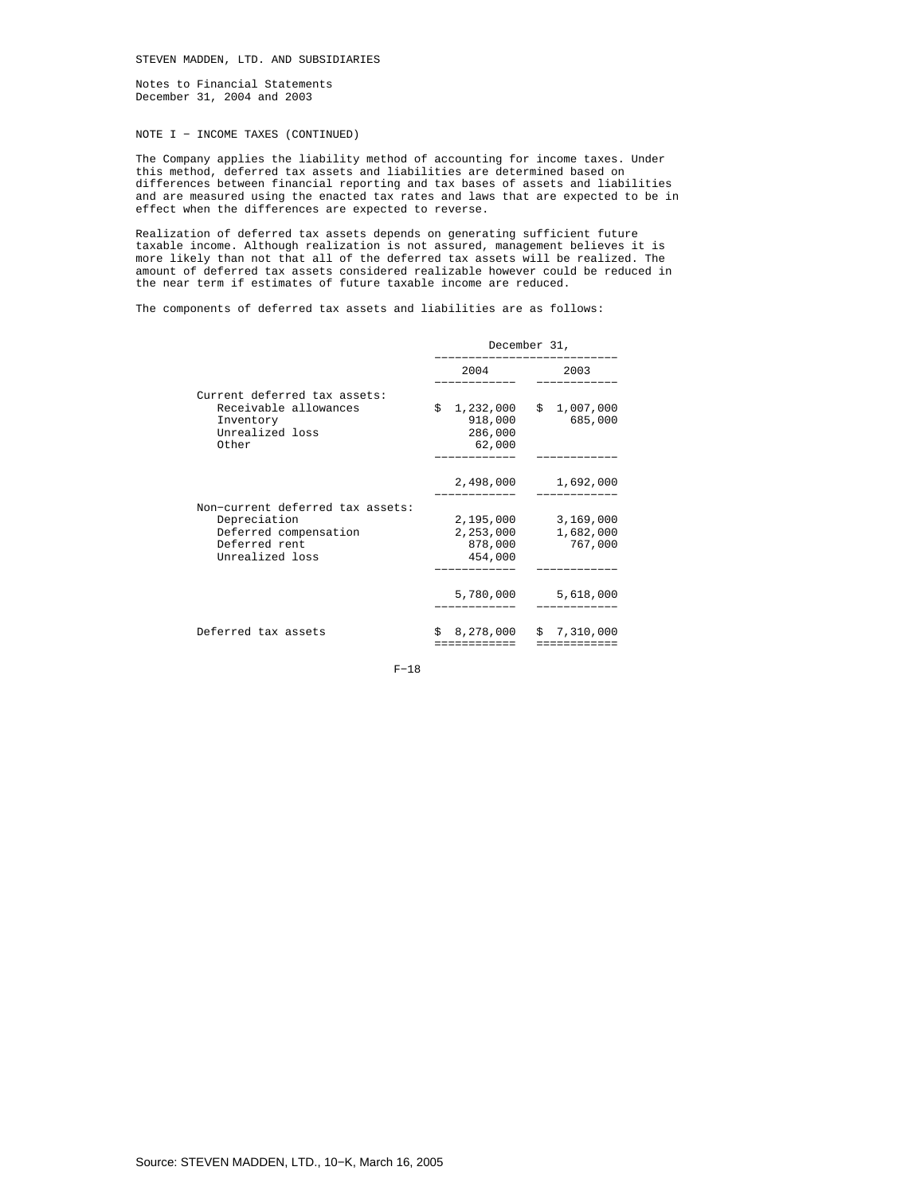STEVEN MADDEN, LTD. AND SUBSIDIARIES

Notes to Financial Statements
December 31, 2004 and 2003

NOTE I − INCOME TAXES (CONTINUED)

The Company applies the liability method of accounting for income taxes. Under this method, deferred tax assets and liabilities are determined based on differences between financial reporting and tax bases of assets and liabilities and are measured using the enacted tax rates and laws that are expected to be in effect when the differences are expected to reverse.

Realization of deferred tax assets depends on generating sufficient future taxable income. Although realization is not assured, management believes it is more likely than not that all of the deferred tax assets will be realized. The amount of deferred tax assets considered realizable however could be reduced in the near term if estimates of future taxable income are reduced.

The components of deferred tax assets and liabilities are as follows:

| | December 31, | |
|---|---|---|
| | 2004 | 2003 |
| Current deferred tax assets: | | |
| Receivable allowances | $ 1,232,000 | $ 1,007,000 |
| Inventory | 918,000 | 685,000 |
| Unrealized loss | 286,000 | |
| Other | 62,000 | |
| | 2,498,000 | 1,692,000 |
| Non−current deferred tax assets: | | |
| Depreciation | 2,195,000 | 3,169,000 |
| Deferred compensation | 2,253,000 | 1,682,000 |
| Deferred rent | 878,000 | 767,000 |
| Unrealized loss | 454,000 | |
| | 5,780,000 | 5,618,000 |
| Deferred tax assets | $ 8,278,000 | $ 7,310,000 |

Source: STEVEN MADDEN, LTD., 10−K, March 16, 2005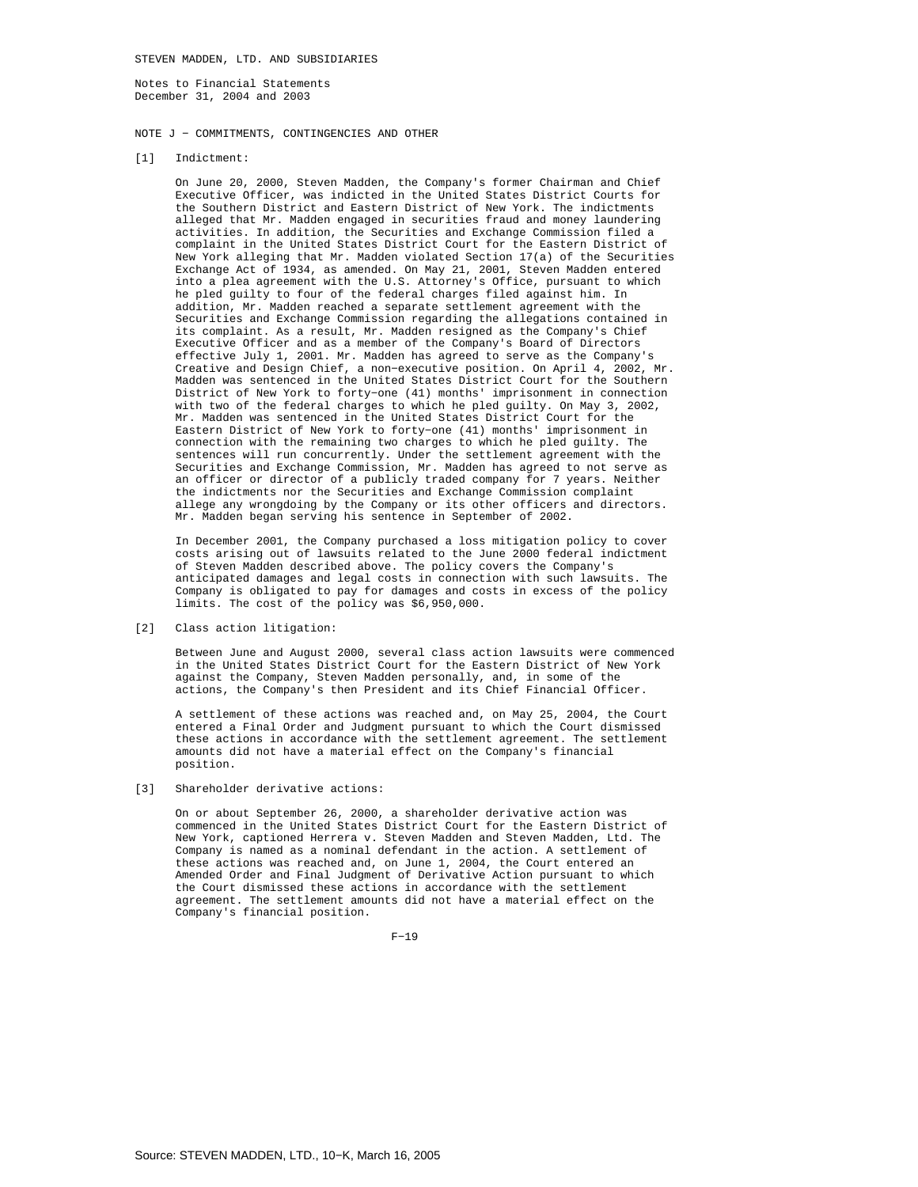STEVEN MADDEN, LTD. AND SUBSIDIARIES

Notes to Financial Statements
December 31, 2004 and 2003

## NOTE J − COMMITMENTS, CONTINGENCIES AND OTHER

[1] Indictment:

On June 20, 2000, Steven Madden, the Company's former Chairman and Chief Executive Officer, was indicted in the United States District Courts for the Southern District and Eastern District of New York. The indictments alleged that Mr. Madden engaged in securities fraud and money laundering activities. In addition, the Securities and Exchange Commission filed a complaint in the United States District Court for the Eastern District of New York alleging that Mr. Madden violated Section 17(a) of the Securities Exchange Act of 1934, as amended. On May 21, 2001, Steven Madden entered into a plea agreement with the U.S. Attorney's Office, pursuant to which he pled guilty to four of the federal charges filed against him. In addition, Mr. Madden reached a separate settlement agreement with the Securities and Exchange Commission regarding the allegations contained in its complaint. As a result, Mr. Madden resigned as the Company's Chief Executive Officer and as a member of the Company's Board of Directors effective July 1, 2001. Mr. Madden has agreed to serve as the Company's Creative and Design Chief, a non−executive position. On April 4, 2002, Mr. Madden was sentenced in the United States District Court for the Southern District of New York to forty−one (41) months' imprisonment in connection with two of the federal charges to which he pled guilty. On May 3, 2002, Mr. Madden was sentenced in the United States District Court for the Eastern District of New York to forty−one (41) months' imprisonment in connection with the remaining two charges to which he pled guilty. The sentences will run concurrently. Under the settlement agreement with the Securities and Exchange Commission, Mr. Madden has agreed to not serve as an officer or director of a publicly traded company for 7 years. Neither the indictments nor the Securities and Exchange Commission complaint allege any wrongdoing by the Company or its other officers and directors. Mr. Madden began serving his sentence in September of 2002.

In December 2001, the Company purchased a loss mitigation policy to cover costs arising out of lawsuits related to the June 2000 federal indictment of Steven Madden described above. The policy covers the Company's anticipated damages and legal costs in connection with such lawsuits. The Company is obligated to pay for damages and costs in excess of the policy limits. The cost of the policy was $6,950,000.

[2] Class action litigation:

Between June and August 2000, several class action lawsuits were commenced in the United States District Court for the Eastern District of New York against the Company, Steven Madden personally, and, in some of the actions, the Company's then President and its Chief Financial Officer.

A settlement of these actions was reached and, on May 25, 2004, the Court entered a Final Order and Judgment pursuant to which the Court dismissed these actions in accordance with the settlement agreement. The settlement amounts did not have a material effect on the Company's financial position.

[3] Shareholder derivative actions:

On or about September 26, 2000, a shareholder derivative action was commenced in the United States District Court for the Eastern District of New York, captioned Herrera v. Steven Madden and Steven Madden, Ltd. The Company is named as a nominal defendant in the action. A settlement of these actions was reached and, on June 1, 2004, the Court entered an Amended Order and Final Judgment of Derivative Action pursuant to which the Court dismissed these actions in accordance with the settlement agreement. The settlement amounts did not have a material effect on the Company's financial position.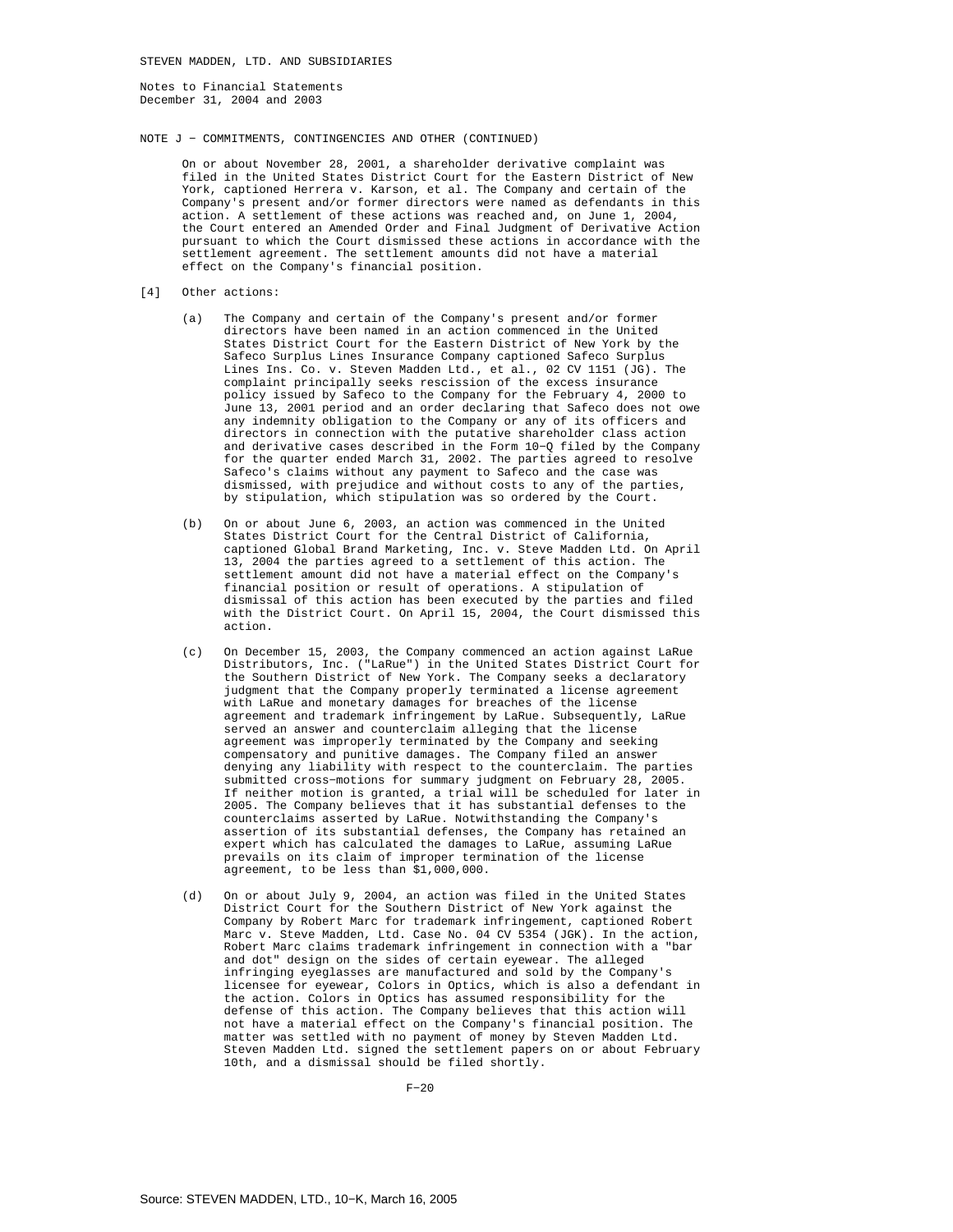STEVEN MADDEN, LTD. AND SUBSIDIARIES

Notes to Financial Statements
December 31, 2004 and 2003

NOTE J - COMMITMENTS, CONTINGENCIES AND OTHER (CONTINUED)

On or about November 28, 2001, a shareholder derivative complaint was filed in the United States District Court for the Eastern District of New York, captioned Herrera v. Karson, et al. The Company and certain of the Company's present and/or former directors were named as defendants in this action. A settlement of these actions was reached and, on June 1, 2004, the Court entered an Amended Order and Final Judgment of Derivative Action pursuant to which the Court dismissed these actions in accordance with the settlement agreement. The settlement amounts did not have a material effect on the Company's financial position.

[4] Other actions:

(a) The Company and certain of the Company's present and/or former directors have been named in an action commenced in the United States District Court for the Eastern District of New York by the Safeco Surplus Lines Insurance Company captioned Safeco Surplus Lines Ins. Co. v. Steven Madden Ltd., et al., 02 CV 1151 (JG). The complaint principally seeks rescission of the excess insurance policy issued by Safeco to the Company for the February 4, 2000 to June 13, 2001 period and an order declaring that Safeco does not owe any indemnity obligation to the Company or any of its officers and directors in connection with the putative shareholder class action and derivative cases described in the Form 10-Q filed by the Company for the quarter ended March 31, 2002. The parties agreed to resolve Safeco's claims without any payment to Safeco and the case was dismissed, with prejudice and without costs to any of the parties, by stipulation, which stipulation was so ordered by the Court.

(b) On or about June 6, 2003, an action was commenced in the United States District Court for the Central District of California, captioned Global Brand Marketing, Inc. v. Steve Madden Ltd. On April 13, 2004 the parties agreed to a settlement of this action. The settlement amount did not have a material effect on the Company's financial position or result of operations. A stipulation of dismissal of this action has been executed by the parties and filed with the District Court. On April 15, 2004, the Court dismissed this action.

(c) On December 15, 2003, the Company commenced an action against LaRue Distributors, Inc. ("LaRue") in the United States District Court for the Southern District of New York. The Company seeks a declaratory judgment that the Company properly terminated a license agreement with LaRue and monetary damages for breaches of the license agreement and trademark infringement by LaRue. Subsequently, LaRue served an answer and counterclaim alleging that the license agreement was improperly terminated by the Company and seeking compensatory and punitive damages. The Company filed an answer denying any liability with respect to the counterclaim. The parties submitted cross-motions for summary judgment on February 28, 2005. If neither motion is granted, a trial will be scheduled for later in 2005. The Company believes that it has substantial defenses to the counterclaims asserted by LaRue. Notwithstanding the Company's assertion of its substantial defenses, the Company has retained an expert which has calculated the damages to LaRue, assuming LaRue prevails on its claim of improper termination of the license agreement, to be less than $1,000,000.

(d) On or about July 9, 2004, an action was filed in the United States District Court for the Southern District of New York against the Company by Robert Marc for trademark infringement, captioned Robert Marc v. Steve Madden, Ltd. Case No. 04 CV 5354 (JGK). In the action, Robert Marc claims trademark infringement in connection with a "bar and dot" design on the sides of certain eyewear. The alleged infringing eyeglasses are manufactured and sold by the Company's licensee for eyewear, Colors in Optics, which is also a defendant in the action. Colors in Optics has assumed responsibility for the defense of this action. The Company believes that this action will not have a material effect on the Company's financial position. The matter was settled with no payment of money by Steven Madden Ltd. Steven Madden Ltd. signed the settlement papers on or about February 10th, and a dismissal should be filed shortly.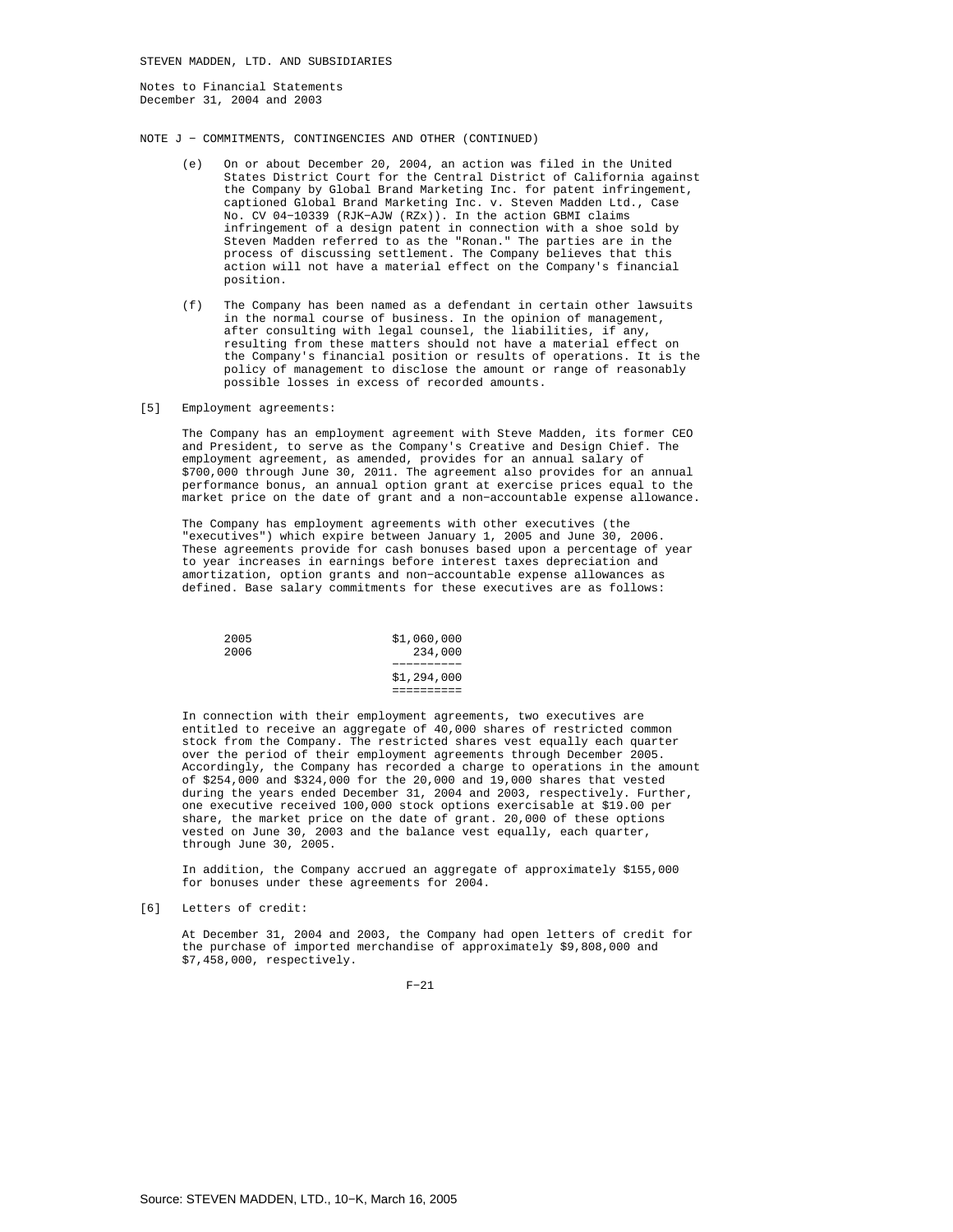STEVEN MADDEN, LTD. AND SUBSIDIARIES

Notes to Financial Statements
December 31, 2004 and 2003

NOTE J - COMMITMENTS, CONTINGENCIES AND OTHER (CONTINUED)

(e) On or about December 20, 2004, an action was filed in the United States District Court for the Central District of California against the Company by Global Brand Marketing Inc. for patent infringement, captioned Global Brand Marketing Inc. v. Steven Madden Ltd., Case No. CV 04-10339 (RJK-AJW (RZx)). In the action GBMI claims infringement of a design patent in connection with a shoe sold by Steven Madden referred to as the "Ronan." The parties are in the process of discussing settlement. The Company believes that this action will not have a material effect on the Company's financial position.

(f) The Company has been named as a defendant in certain other lawsuits in the normal course of business. In the opinion of management, after consulting with legal counsel, the liabilities, if any, resulting from these matters should not have a material effect on the Company's financial position or results of operations. It is the policy of management to disclose the amount or range of reasonably possible losses in excess of recorded amounts.

[5] Employment agreements:

The Company has an employment agreement with Steve Madden, its former CEO and President, to serve as the Company's Creative and Design Chief. The employment agreement, as amended, provides for an annual salary of $700,000 through June 30, 2011. The agreement also provides for an annual performance bonus, an annual option grant at exercise prices equal to the market price on the date of grant and a non-accountable expense allowance.

The Company has employment agreements with other executives (the "executives") which expire between January 1, 2005 and June 30, 2006. These agreements provide for cash bonuses based upon a percentage of year to year increases in earnings before interest taxes depreciation and amortization, option grants and non-accountable expense allowances as defined. Base salary commitments for these executives are as follows:

| | |
|---|---|
| 2005 | $1,060,000 |
| 2006 | 234,000 |
| | $1,294,000 |

In connection with their employment agreements, two executives are entitled to receive an aggregate of 40,000 shares of restricted common stock from the Company. The restricted shares vest equally each quarter over the period of their employment agreements through December 2005. Accordingly, the Company has recorded a charge to operations in the amount of $254,000 and $324,000 for the 20,000 and 19,000 shares that vested during the years ended December 31, 2004 and 2003, respectively. Further, one executive received 100,000 stock options exercisable at $19.00 per share, the market price on the date of grant. 20,000 of these options vested on June 30, 2003 and the balance vest equally, each quarter, through June 30, 2005.

In addition, the Company accrued an aggregate of approximately $155,000 for bonuses under these agreements for 2004.

[6] Letters of credit:

At December 31, 2004 and 2003, the Company had open letters of credit for the purchase of imported merchandise of approximately $9,808,000 and $7,458,000, respectively.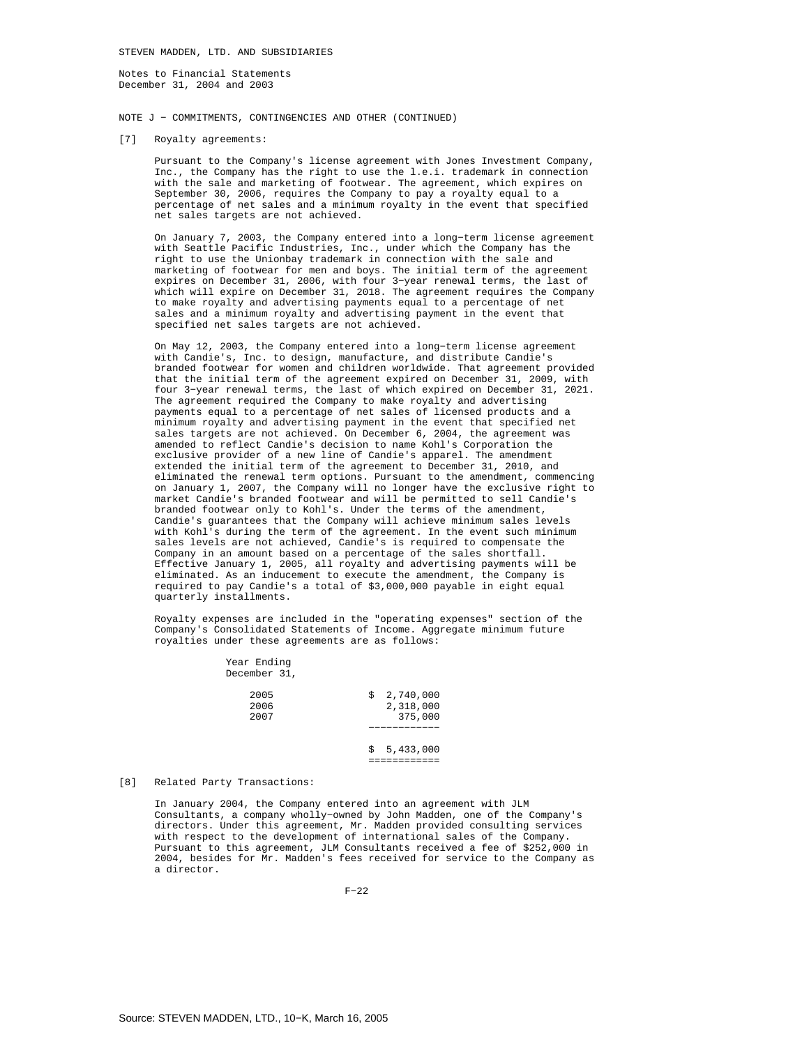STEVEN MADDEN, LTD. AND SUBSIDIARIES

Notes to Financial Statements
December 31, 2004 and 2003

NOTE J - COMMITMENTS, CONTINGENCIES AND OTHER (CONTINUED)

[7] Royalty agreements:

Pursuant to the Company's license agreement with Jones Investment Company, Inc., the Company has the right to use the l.e.i. trademark in connection with the sale and marketing of footwear. The agreement, which expires on September 30, 2006, requires the Company to pay a royalty equal to a percentage of net sales and a minimum royalty in the event that specified net sales targets are not achieved.

On January 7, 2003, the Company entered into a long-term license agreement with Seattle Pacific Industries, Inc., under which the Company has the right to use the Unionbay trademark in connection with the sale and marketing of footwear for men and boys. The initial term of the agreement expires on December 31, 2006, with four 3-year renewal terms, the last of which will expire on December 31, 2018. The agreement requires the Company to make royalty and advertising payments equal to a percentage of net sales and a minimum royalty and advertising payment in the event that specified net sales targets are not achieved.

On May 12, 2003, the Company entered into a long-term license agreement with Candie's, Inc. to design, manufacture, and distribute Candie's branded footwear for women and children worldwide. That agreement provided that the initial term of the agreement expired on December 31, 2009, with four 3-year renewal terms, the last of which expired on December 31, 2021. The agreement required the Company to make royalty and advertising payments equal to a percentage of net sales of licensed products and a minimum royalty and advertising payment in the event that specified net sales targets are not achieved. On December 6, 2004, the agreement was amended to reflect Candie's decision to name Kohl's Corporation the exclusive provider of a new line of Candie's apparel. The amendment extended the initial term of the agreement to December 31, 2010, and eliminated the renewal term options. Pursuant to the amendment, commencing on January 1, 2007, the Company will no longer have the exclusive right to market Candie's branded footwear and will be permitted to sell Candie's branded footwear only to Kohl's. Under the terms of the amendment, Candie's guarantees that the Company will achieve minimum sales levels with Kohl's during the term of the agreement. In the event such minimum sales levels are not achieved, Candie's is required to compensate the Company in an amount based on a percentage of the sales shortfall. Effective January 1, 2005, all royalty and advertising payments will be eliminated. As an inducement to execute the amendment, the Company is required to pay Candie's a total of $3,000,000 payable in eight equal quarterly installments.

Royalty expenses are included in the "operating expenses" section of the Company's Consolidated Statements of Income. Aggregate minimum future royalties under these agreements are as follows:

| Year Ending December 31, | |
|---|---|
| 2005 | $ 2,740,000 |
| 2006 | 2,318,000 |
| 2007 | 375,000 |
| | $ 5,433,000 |

[8] Related Party Transactions:

In January 2004, the Company entered into an agreement with JLM Consultants, a company wholly-owned by John Madden, one of the Company's directors. Under this agreement, Mr. Madden provided consulting services with respect to the development of international sales of the Company. Pursuant to this agreement, JLM Consultants received a fee of $252,000 in 2004, besides for Mr. Madden's fees received for service to the Company as a director.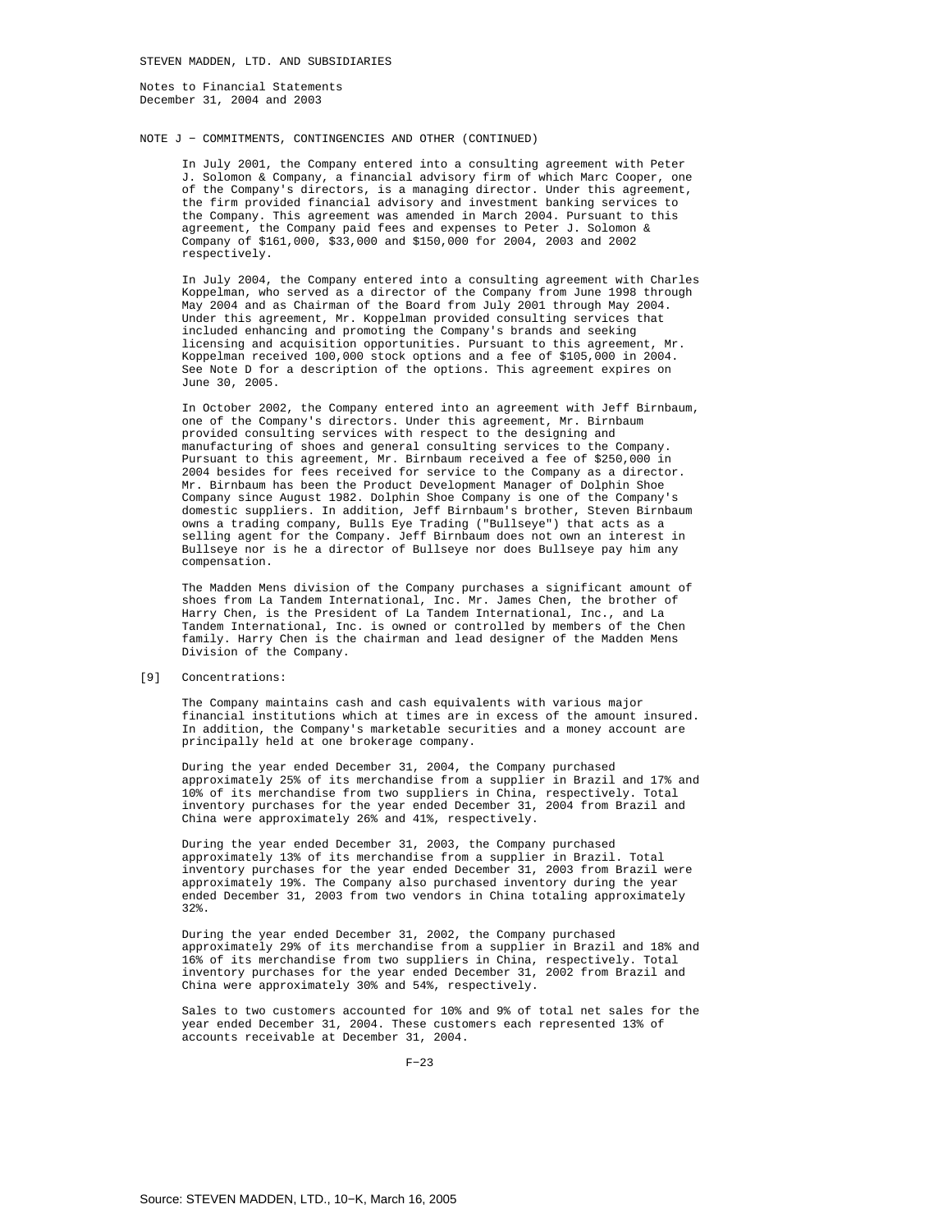STEVEN MADDEN, LTD. AND SUBSIDIARIES

Notes to Financial Statements
December 31, 2004 and 2003

NOTE J - COMMITMENTS, CONTINGENCIES AND OTHER (CONTINUED)

In July 2001, the Company entered into a consulting agreement with Peter J. Solomon & Company, a financial advisory firm of which Marc Cooper, one of the Company's directors, is a managing director. Under this agreement, the firm provided financial advisory and investment banking services to the Company. This agreement was amended in March 2004. Pursuant to this agreement, the Company paid fees and expenses to Peter J. Solomon & Company of $161,000, $33,000 and $150,000 for 2004, 2003 and 2002 respectively.

In July 2004, the Company entered into a consulting agreement with Charles Koppelman, who served as a director of the Company from June 1998 through May 2004 and as Chairman of the Board from July 2001 through May 2004. Under this agreement, Mr. Koppelman provided consulting services that included enhancing and promoting the Company's brands and seeking licensing and acquisition opportunities. Pursuant to this agreement, Mr. Koppelman received 100,000 stock options and a fee of $105,000 in 2004. See Note D for a description of the options. This agreement expires on June 30, 2005.

In October 2002, the Company entered into an agreement with Jeff Birnbaum, one of the Company's directors. Under this agreement, Mr. Birnbaum provided consulting services with respect to the designing and manufacturing of shoes and general consulting services to the Company. Pursuant to this agreement, Mr. Birnbaum received a fee of $250,000 in 2004 besides for fees received for service to the Company as a director. Mr. Birnbaum has been the Product Development Manager of Dolphin Shoe Company since August 1982. Dolphin Shoe Company is one of the Company's domestic suppliers. In addition, Jeff Birnbaum's brother, Steven Birnbaum owns a trading company, Bulls Eye Trading ("Bullseye") that acts as a selling agent for the Company. Jeff Birnbaum does not own an interest in Bullseye nor is he a director of Bullseye nor does Bullseye pay him any compensation.

The Madden Mens division of the Company purchases a significant amount of shoes from La Tandem International, Inc. Mr. James Chen, the brother of Harry Chen, is the President of La Tandem International, Inc., and La Tandem International, Inc. is owned or controlled by members of the Chen family. Harry Chen is the chairman and lead designer of the Madden Mens Division of the Company.

[9] Concentrations:

The Company maintains cash and cash equivalents with various major financial institutions which at times are in excess of the amount insured. In addition, the Company's marketable securities and a money account are principally held at one brokerage company.

During the year ended December 31, 2004, the Company purchased approximately 25% of its merchandise from a supplier in Brazil and 17% and 10% of its merchandise from two suppliers in China, respectively. Total inventory purchases for the year ended December 31, 2004 from Brazil and China were approximately 26% and 41%, respectively.

During the year ended December 31, 2003, the Company purchased approximately 13% of its merchandise from a supplier in Brazil. Total inventory purchases for the year ended December 31, 2003 from Brazil were approximately 19%. The Company also purchased inventory during the year ended December 31, 2003 from two vendors in China totaling approximately 32%.

During the year ended December 31, 2002, the Company purchased approximately 29% of its merchandise from a supplier in Brazil and 18% and 16% of its merchandise from two suppliers in China, respectively. Total inventory purchases for the year ended December 31, 2002 from Brazil and China were approximately 30% and 54%, respectively.

Sales to two customers accounted for 10% and 9% of total net sales for the year ended December 31, 2004. These customers each represented 13% of accounts receivable at December 31, 2004.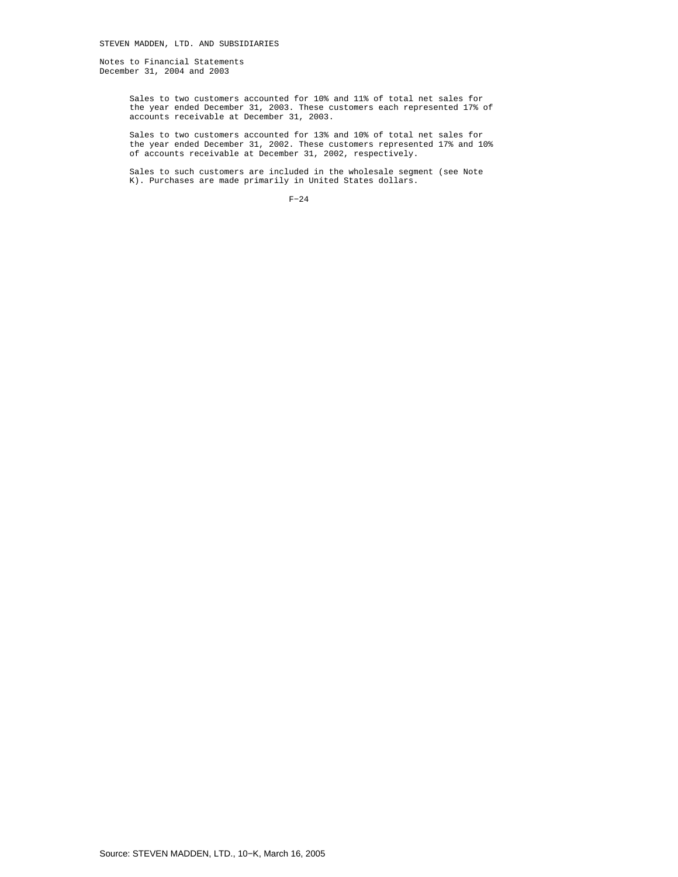Sales to two customers accounted for 10% and 11% of total net sales for the year ended December 31, 2003. These customers each represented 17% of accounts receivable at December 31, 2003.

Sales to two customers accounted for 13% and 10% of total net sales for the year ended December 31, 2002. These customers represented 17% and 10% of accounts receivable at December 31, 2002, respectively.

Sales to such customers are included in the wholesale segment (see Note K). Purchases are made primarily in United States dollars.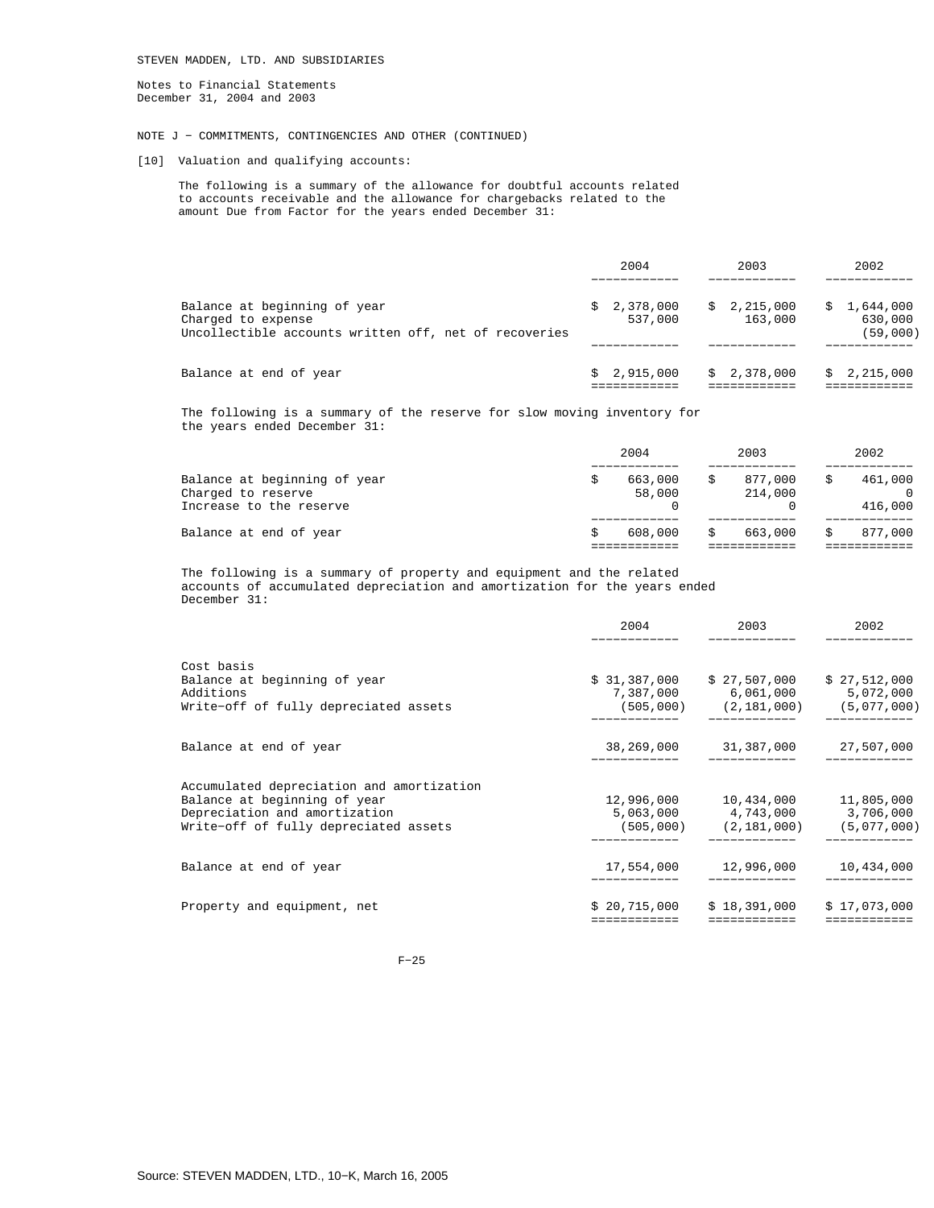STEVEN MADDEN, LTD. AND SUBSIDIARIES

Notes to Financial Statements
December 31, 2004 and 2003

NOTE J − COMMITMENTS, CONTINGENCIES AND OTHER (CONTINUED)

[10] Valuation and qualifying accounts:

The following is a summary of the allowance for doubtful accounts related to accounts receivable and the allowance for chargebacks related to the amount Due from Factor for the years ended December 31:

| | 2004 | 2003 | 2002 |
|---|---|---|---|
| Balance at beginning of year | $ 2,378,000 | $ 2,215,000 | $ 1,644,000 |
| Charged to expense | 537,000 | 163,000 | 630,000 |
| Uncollectible accounts written off, net of recoveries | | | (59,000) |
| Balance at end of year | $ 2,915,000 | $ 2,378,000 | $ 2,215,000 |

The following is a summary of the reserve for slow moving inventory for the years ended December 31:

| | 2004 | 2003 | 2002 |
|---|---|---|---|
| Balance at beginning of year | $ 663,000 | $ 877,000 | $ 461,000 |
| Charged to reserve | 58,000 | 214,000 | 0 |
| Increase to the reserve | 0 | 0 | 416,000 |
| Balance at end of year | $ 608,000 | $ 663,000 | $ 877,000 |

The following is a summary of property and equipment and the related accounts of accumulated depreciation and amortization for the years ended December 31:

| | 2004 | 2003 | 2002 |
|---|---|---|---|
| Cost basis | | | |
| Balance at beginning of year | $ 31,387,000 | $ 27,507,000 | $ 27,512,000 |
| Additions | 7,387,000 | 6,061,000 | 5,072,000 |
| Write−off of fully depreciated assets | (505,000) | (2,181,000) | (5,077,000) |
| Balance at end of year | 38,269,000 | 31,387,000 | 27,507,000 |
| Accumulated depreciation and amortization | | | |
| Balance at beginning of year | 12,996,000 | 10,434,000 | 11,805,000 |
| Depreciation and amortization | 5,063,000 | 4,743,000 | 3,706,000 |
| Write−off of fully depreciated assets | (505,000) | (2,181,000) | (5,077,000) |
| Balance at end of year | 17,554,000 | 12,996,000 | 10,434,000 |
| Property and equipment, net | $ 20,715,000 | $ 18,391,000 | $ 17,073,000 |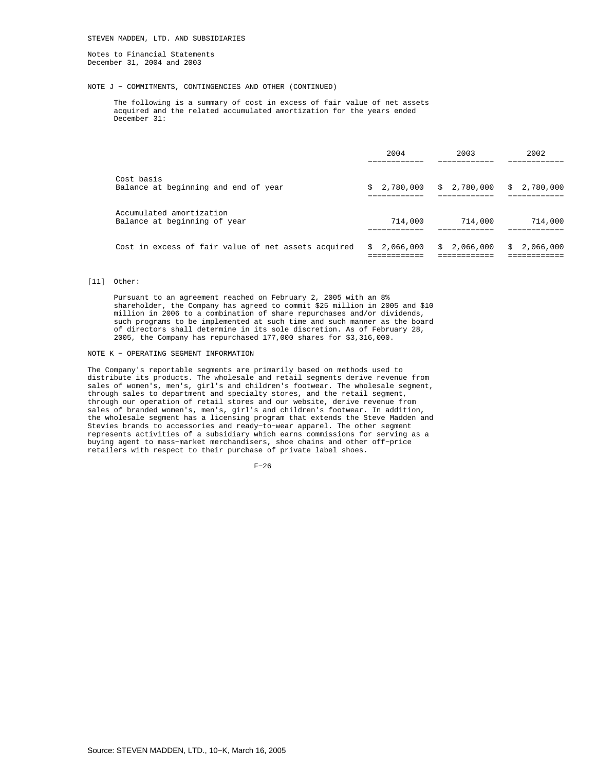STEVEN MADDEN, LTD. AND SUBSIDIARIES

Notes to Financial Statements
December 31, 2004 and 2003

NOTE J - COMMITMENTS, CONTINGENCIES AND OTHER (CONTINUED)

The following is a summary of cost in excess of fair value of net assets acquired and the related accumulated amortization for the years ended December 31:

| | 2004 | 2003 | 2002 |
|---|---|---|---|
| Cost basis<br>Balance at beginning and end of year | $ 2,780,000 | $ 2,780,000 | $ 2,780,000 |
| Accumulated amortization<br>Balance at beginning of year | 714,000 | 714,000 | 714,000 |
| Cost in excess of fair value of net assets acquired | $ 2,066,000 | $ 2,066,000 | $ 2,066,000 |

[11] Other:

Pursuant to an agreement reached on February 2, 2005 with an 8% shareholder, the Company has agreed to commit $25 million in 2005 and $10 million in 2006 to a combination of share repurchases and/or dividends, such programs to be implemented at such time and such manner as the board of directors shall determine in its sole discretion. As of February 28, 2005, the Company has repurchased 177,000 shares for $3,316,000.

NOTE K - OPERATING SEGMENT INFORMATION

The Company's reportable segments are primarily based on methods used to distribute its products. The wholesale and retail segments derive revenue from sales of women's, men's, girl's and children's footwear. The wholesale segment, through sales to department and specialty stores, and the retail segment, through our operation of retail stores and our website, derive revenue from sales of branded women's, men's, girl's and children's footwear. In addition, the wholesale segment has a licensing program that extends the Steve Madden and Stevies brands to accessories and ready-to-wear apparel. The other segment represents activities of a subsidiary which earns commissions for serving as a buying agent to mass-market merchandisers, shoe chains and other off-price retailers with respect to their purchase of private label shoes.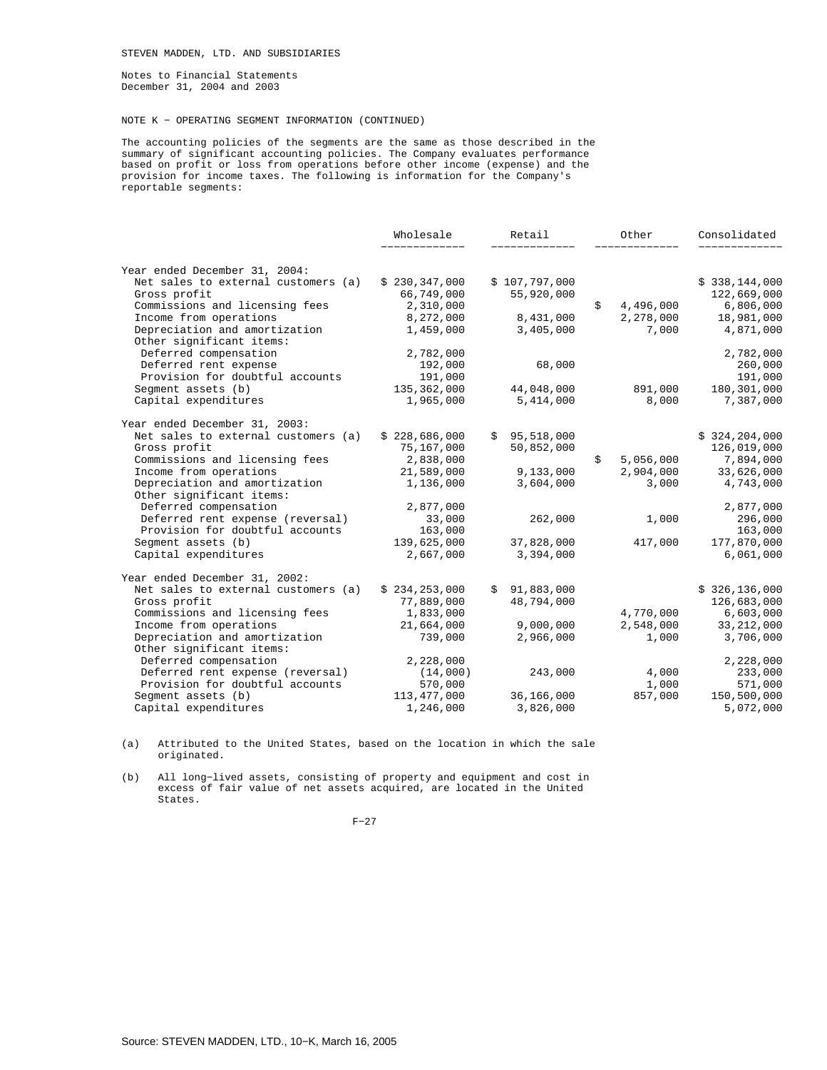STEVEN MADDEN, LTD. AND SUBSIDIARIES

Notes to Financial Statements
December 31, 2004 and 2003

NOTE K - OPERATING SEGMENT INFORMATION (CONTINUED)

The accounting policies of the segments are the same as those described in the summary of significant accounting policies. The Company evaluates performance based on profit or loss from operations before other income (expense) and the provision for income taxes. The following is information for the Company's reportable segments:

| | Wholesale | Retail | Other | Consolidated |
|---|---|---|---|---|
| Year ended December 31, 2004: | | | | |
| Net sales to external customers (a) | $ 230,347,000 | $ 107,797,000 | | $ 338,144,000 |
| Gross profit | 66,749,000 | 55,920,000 | | 122,669,000 |
| Commissions and licensing fees | 2,310,000 | | $ 4,496,000 | 6,806,000 |
| Income from operations | 8,272,000 | 8,431,000 | 2,278,000 | 18,981,000 |
| Depreciation and amortization | 1,459,000 | 3,405,000 | 7,000 | 4,871,000 |
| Other significant items: | | | | |
| Deferred compensation | 2,782,000 | | | 2,782,000 |
| Deferred rent expense | 192,000 | 68,000 | | 260,000 |
| Provision for doubtful accounts | 191,000 | | | 191,000 |
| Segment assets (b) | 135,362,000 | 44,048,000 | 891,000 | 180,301,000 |
| Capital expenditures | 1,965,000 | 5,414,000 | 8,000 | 7,387,000 |
| Year ended December 31, 2003: | | | | |
| Net sales to external customers (a) | $ 228,686,000 | $ 95,518,000 | | $ 324,204,000 |
| Gross profit | 75,167,000 | 50,852,000 | | 126,019,000 |
| Commissions and licensing fees | 2,838,000 | | $ 5,056,000 | 7,894,000 |
| Income from operations | 21,589,000 | 9,133,000 | 2,904,000 | 33,626,000 |
| Depreciation and amortization | 1,136,000 | 3,604,000 | 3,000 | 4,743,000 |
| Other significant items: | | | | |
| Deferred compensation | 2,877,000 | | | 2,877,000 |
| Deferred rent expense (reversal) | 33,000 | 262,000 | 1,000 | 296,000 |
| Provision for doubtful accounts | 163,000 | | | 163,000 |
| Segment assets (b) | 139,625,000 | 37,828,000 | 417,000 | 177,870,000 |
| Capital expenditures | 2,667,000 | 3,394,000 | | 6,061,000 |
| Year ended December 31, 2002: | | | | |
| Net sales to external customers (a) | $ 234,253,000 | $ 91,883,000 | | $ 326,136,000 |
| Gross profit | 77,889,000 | 48,794,000 | | 126,683,000 |
| Commissions and licensing fees | 1,833,000 | | 4,770,000 | 6,603,000 |
| Income from operations | 21,664,000 | 9,000,000 | 2,548,000 | 33,212,000 |
| Depreciation and amortization | 739,000 | 2,966,000 | 1,000 | 3,706,000 |
| Other significant items: | | | | |
| Deferred compensation | 2,228,000 | | | 2,228,000 |
| Deferred rent expense (reversal) | (14,000) | 243,000 | 4,000 | 233,000 |
| Provision for doubtful accounts | 570,000 | | 1,000 | 571,000 |
| Segment assets (b) | 113,477,000 | 36,166,000 | 857,000 | 150,500,000 |
| Capital expenditures | 1,246,000 | 3,826,000 | | 5,072,000 |

(a) Attributed to the United States, based on the location in which the sale originated.

(b) All long-lived assets, consisting of property and equipment and cost in excess of fair value of net assets acquired, are located in the United States.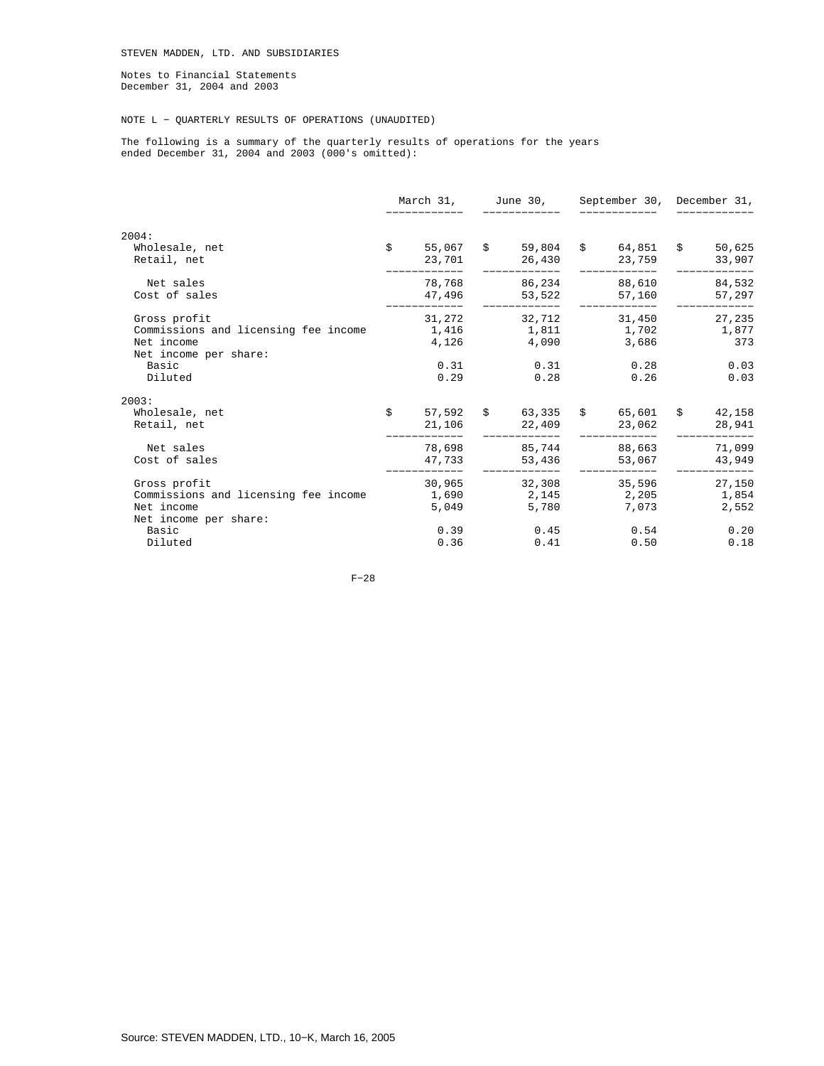STEVEN MADDEN, LTD. AND SUBSIDIARIES

Notes to Financial Statements
December 31, 2004 and 2003

NOTE L - QUARTERLY RESULTS OF OPERATIONS (UNAUDITED)

The following is a summary of the quarterly results of operations for the years ended December 31, 2004 and 2003 (000's omitted):

| | March 31, | June 30, | September 30, | December 31, |
|---|---|---|---|---|
| **2004:** | | | | |
| Wholesale, net | $ 55,067 | $ 59,804 | $ 64,851 | $ 50,625 |
| Retail, net | 23,701 | 26,430 | 23,759 | 33,907 |
| Net sales | 78,768 | 86,234 | 88,610 | 84,532 |
| Cost of sales | 47,496 | 53,522 | 57,160 | 57,297 |
| Gross profit | 31,272 | 32,712 | 31,450 | 27,235 |
| Commissions and licensing fee income | 1,416 | 1,811 | 1,702 | 1,877 |
| Net income | 4,126 | 4,090 | 3,686 | 373 |
| Net income per share: | | | | |
| Basic | 0.31 | 0.31 | 0.28 | 0.03 |
| Diluted | 0.29 | 0.28 | 0.26 | 0.03 |
| **2003:** | | | | |
| Wholesale, net | $ 57,592 | $ 63,335 | $ 65,601 | $ 42,158 |
| Retail, net | 21,106 | 22,409 | 23,062 | 28,941 |
| Net sales | 78,698 | 85,744 | 88,663 | 71,099 |
| Cost of sales | 47,733 | 53,436 | 53,067 | 43,949 |
| Gross profit | 30,965 | 32,308 | 35,596 | 27,150 |
| Commissions and licensing fee income | 1,690 | 2,145 | 2,205 | 1,854 |
| Net income | 5,049 | 5,780 | 7,073 | 2,552 |
| Net income per share: | | | | |
| Basic | 0.39 | 0.45 | 0.54 | 0.20 |
| Diluted | 0.36 | 0.41 | 0.50 | 0.18 |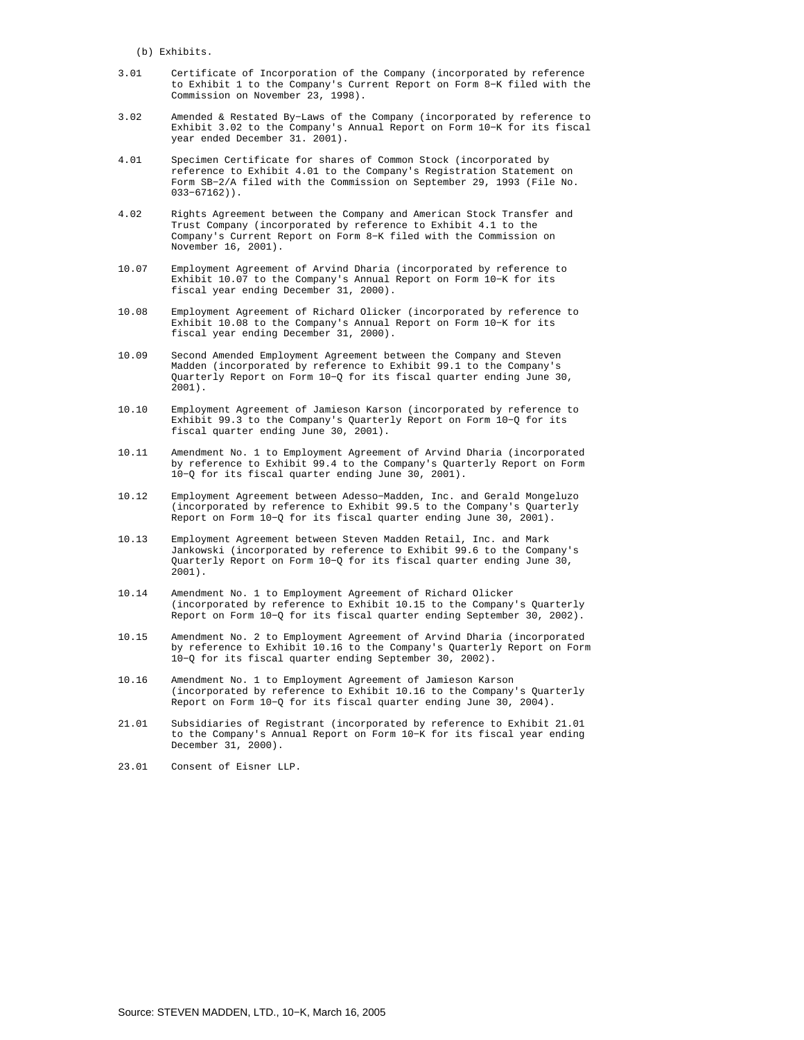(b) Exhibits.

3.01 Certificate of Incorporation of the Company (incorporated by reference to Exhibit 1 to the Company's Current Report on Form 8-K filed with the Commission on November 23, 1998).

3.02 Amended & Restated By-Laws of the Company (incorporated by reference to Exhibit 3.02 to the Company's Annual Report on Form 10-K for its fiscal year ended December 31. 2001).

4.01 Specimen Certificate for shares of Common Stock (incorporated by reference to Exhibit 4.01 to the Company's Registration Statement on Form SB-2/A filed with the Commission on September 29, 1993 (File No. 033-67162)).

4.02 Rights Agreement between the Company and American Stock Transfer and Trust Company (incorporated by reference to Exhibit 4.1 to the Company's Current Report on Form 8-K filed with the Commission on November 16, 2001).

10.07 Employment Agreement of Arvind Dharia (incorporated by reference to Exhibit 10.07 to the Company's Annual Report on Form 10-K for its fiscal year ending December 31, 2000).

10.08 Employment Agreement of Richard Olicker (incorporated by reference to Exhibit 10.08 to the Company's Annual Report on Form 10-K for its fiscal year ending December 31, 2000).

10.09 Second Amended Employment Agreement between the Company and Steven Madden (incorporated by reference to Exhibit 99.1 to the Company's Quarterly Report on Form 10-Q for its fiscal quarter ending June 30, 2001).

10.10 Employment Agreement of Jamieson Karson (incorporated by reference to Exhibit 99.3 to the Company's Quarterly Report on Form 10-Q for its fiscal quarter ending June 30, 2001).

10.11 Amendment No. 1 to Employment Agreement of Arvind Dharia (incorporated by reference to Exhibit 99.4 to the Company's Quarterly Report on Form 10-Q for its fiscal quarter ending June 30, 2001).

10.12 Employment Agreement between Adesso-Madden, Inc. and Gerald Mongeluzo (incorporated by reference to Exhibit 99.5 to the Company's Quarterly Report on Form 10-Q for its fiscal quarter ending June 30, 2001).

10.13 Employment Agreement between Steven Madden Retail, Inc. and Mark Jankowski (incorporated by reference to Exhibit 99.6 to the Company's Quarterly Report on Form 10-Q for its fiscal quarter ending June 30, 2001).

10.14 Amendment No. 1 to Employment Agreement of Richard Olicker (incorporated by reference to Exhibit 10.15 to the Company's Quarterly Report on Form 10-Q for its fiscal quarter ending September 30, 2002).

10.15 Amendment No. 2 to Employment Agreement of Arvind Dharia (incorporated by reference to Exhibit 10.16 to the Company's Quarterly Report on Form 10-Q for its fiscal quarter ending September 30, 2002).

10.16 Amendment No. 1 to Employment Agreement of Jamieson Karson (incorporated by reference to Exhibit 10.16 to the Company's Quarterly Report on Form 10-Q for its fiscal quarter ending June 30, 2004).

21.01 Subsidiaries of Registrant (incorporated by reference to Exhibit 21.01 to the Company's Annual Report on Form 10-K for its fiscal year ending December 31, 2000).

23.01 Consent of Eisner LLP.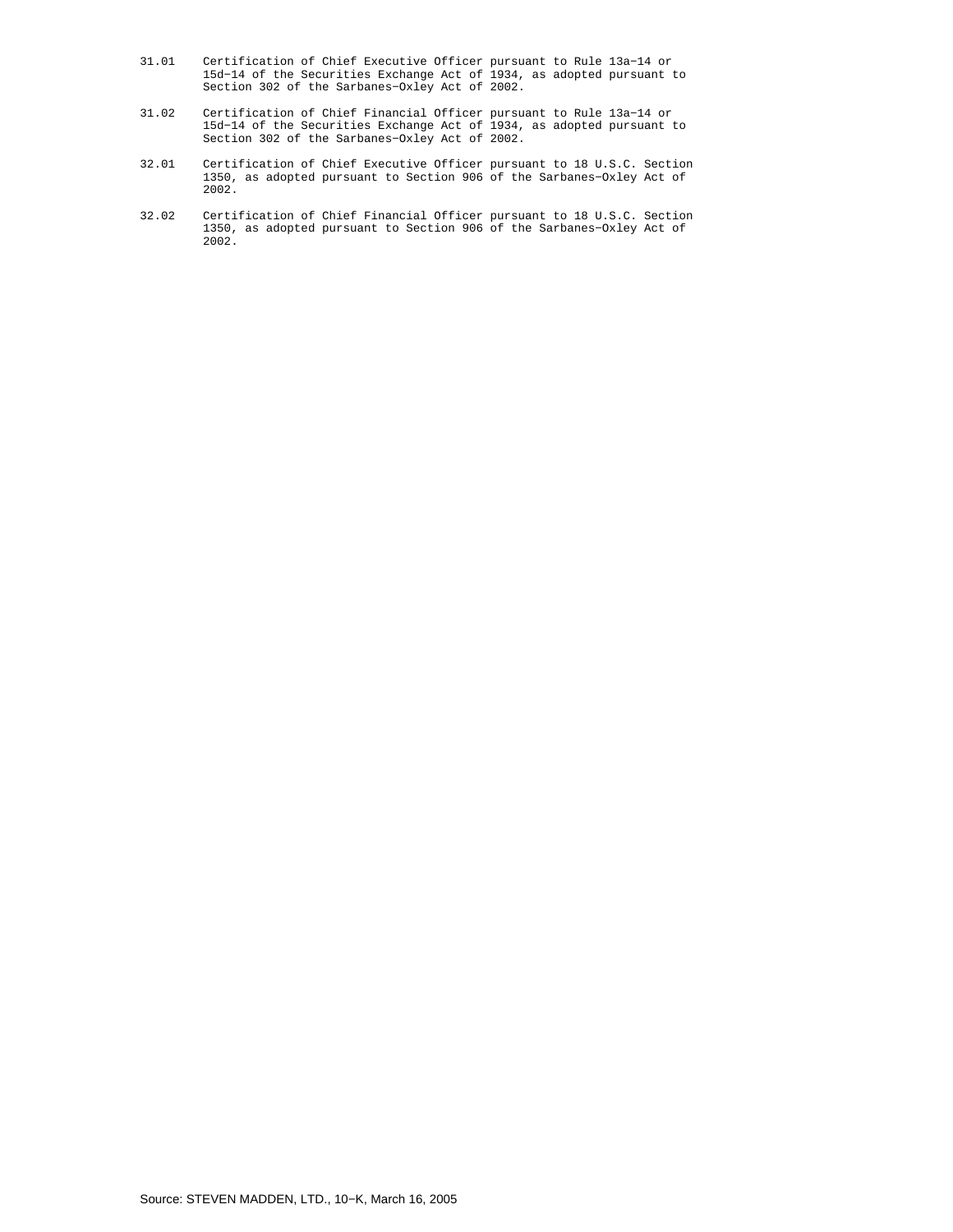31.01 Certification of Chief Executive Officer pursuant to Rule 13a−14 or 15d−14 of the Securities Exchange Act of 1934, as adopted pursuant to Section 302 of the Sarbanes−Oxley Act of 2002.

31.02 Certification of Chief Financial Officer pursuant to Rule 13a−14 or 15d−14 of the Securities Exchange Act of 1934, as adopted pursuant to Section 302 of the Sarbanes−Oxley Act of 2002.

32.01 Certification of Chief Executive Officer pursuant to 18 U.S.C. Section 1350, as adopted pursuant to Section 906 of the Sarbanes−Oxley Act of 2002.

32.02 Certification of Chief Financial Officer pursuant to 18 U.S.C. Section 1350, as adopted pursuant to Section 906 of the Sarbanes−Oxley Act of 2002.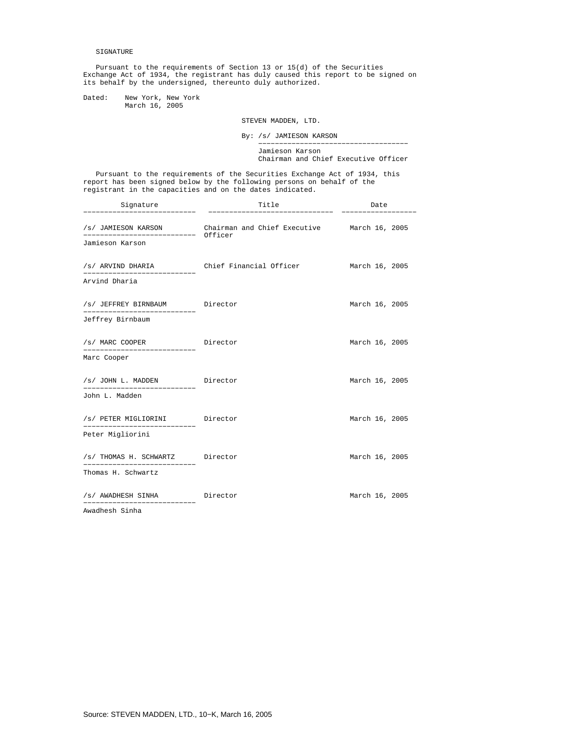## SIGNATURE

Pursuant to the requirements of Section 13 or 15(d) of the Securities Exchange Act of 1934, the registrant has duly caused this report to be signed on its behalf by the undersigned, thereunto duly authorized.

Dated: New York, New York
March 16, 2005

STEVEN MADDEN, LTD.

By: /s/ JAMIESON KARSON
Jamieson Karson
Chairman and Chief Executive Officer

Pursuant to the requirements of the Securities Exchange Act of 1934, this report has been signed below by the following persons on behalf of the registrant in the capacities and on the dates indicated.

| Signature | Title | Date |
|---|---|---|
| /s/ JAMIESON KARSON<br>Jamieson Karson | Chairman and Chief Executive Officer | March 16, 2005 |
| /s/ ARVIND DHARIA<br>Arvind Dharia | Chief Financial Officer | March 16, 2005 |
| /s/ JEFFREY BIRNBAUM<br>Jeffrey Birnbaum | Director | March 16, 2005 |
| /s/ MARC COOPER<br>Marc Cooper | Director | March 16, 2005 |
| /s/ JOHN L. MADDEN<br>John L. Madden | Director | March 16, 2005 |
| /s/ PETER MIGLIORINI<br>Peter Migliorini | Director | March 16, 2005 |
| /s/ THOMAS H. SCHWARTZ<br>Thomas H. Schwartz | Director | March 16, 2005 |
| /s/ AWADHESH SINHA<br>Awadhesh Sinha | Director | March 16, 2005 |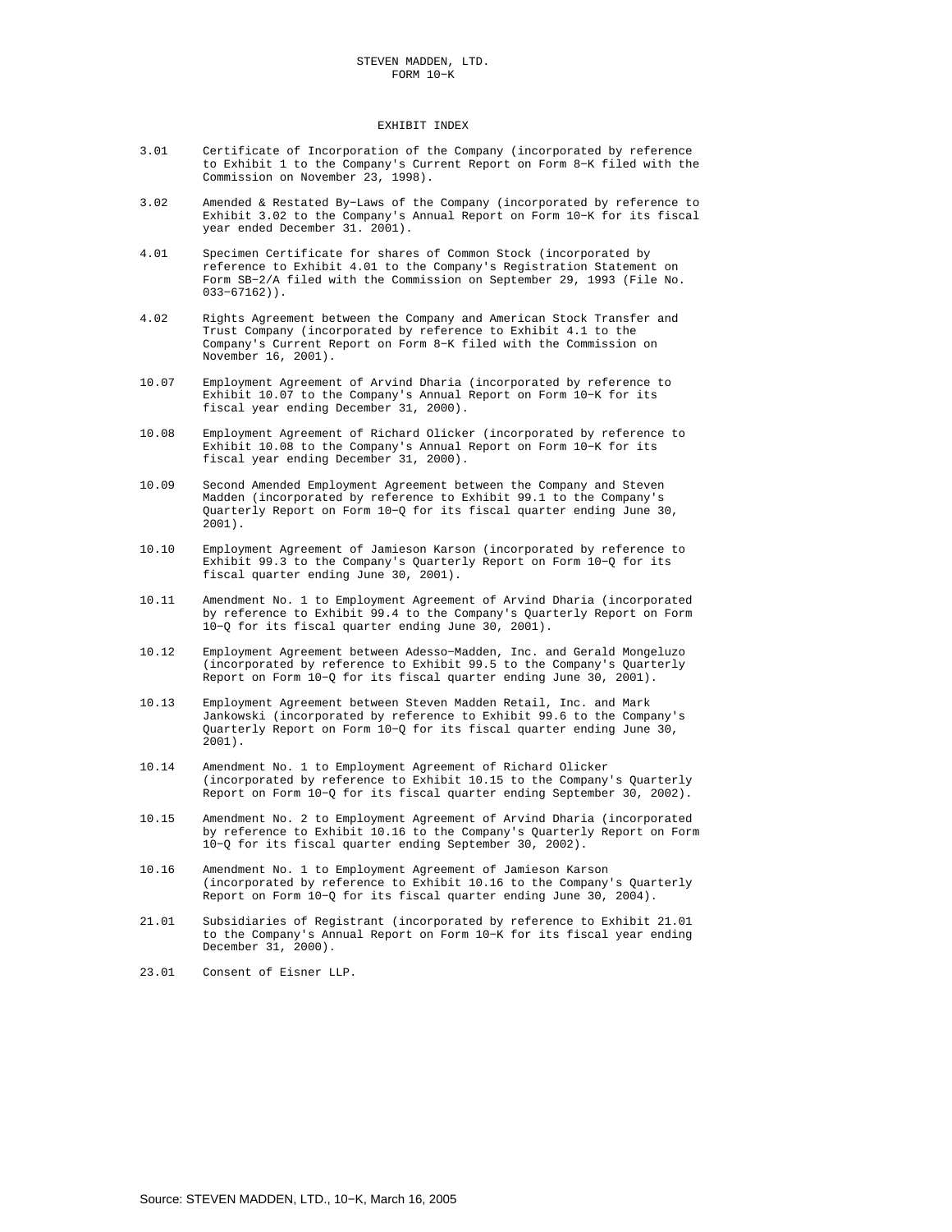STEVEN MADDEN, LTD.
FORM 10-K

## EXHIBIT INDEX

| | |
|---|---|
| 3.01 | Certificate of Incorporation of the Company (incorporated by reference to Exhibit 1 to the Company's Current Report on Form 8-K filed with the Commission on November 23, 1998). |
| 3.02 | Amended & Restated By-Laws of the Company (incorporated by reference to Exhibit 3.02 to the Company's Annual Report on Form 10-K for its fiscal year ended December 31. 2001). |
| 4.01 | Specimen Certificate for shares of Common Stock (incorporated by reference to Exhibit 4.01 to the Company's Registration Statement on Form SB-2/A filed with the Commission on September 29, 1993 (File No. 033-67162)). |
| 4.02 | Rights Agreement between the Company and American Stock Transfer and Trust Company (incorporated by reference to Exhibit 4.1 to the Company's Current Report on Form 8-K filed with the Commission on November 16, 2001). |
| 10.07 | Employment Agreement of Arvind Dharia (incorporated by reference to Exhibit 10.07 to the Company's Annual Report on Form 10-K for its fiscal year ending December 31, 2000). |
| 10.08 | Employment Agreement of Richard Olicker (incorporated by reference to Exhibit 10.08 to the Company's Annual Report on Form 10-K for its fiscal year ending December 31, 2000). |
| 10.09 | Second Amended Employment Agreement between the Company and Steven Madden (incorporated by reference to Exhibit 99.1 to the Company's Quarterly Report on Form 10-Q for its fiscal quarter ending June 30, 2001). |
| 10.10 | Employment Agreement of Jamieson Karson (incorporated by reference to Exhibit 99.3 to the Company's Quarterly Report on Form 10-Q for its fiscal quarter ending June 30, 2001). |
| 10.11 | Amendment No. 1 to Employment Agreement of Arvind Dharia (incorporated by reference to Exhibit 99.4 to the Company's Quarterly Report on Form 10-Q for its fiscal quarter ending June 30, 2001). |
| 10.12 | Employment Agreement between Adesso-Madden, Inc. and Gerald Mongeluzo (incorporated by reference to Exhibit 99.5 to the Company's Quarterly Report on Form 10-Q for its fiscal quarter ending June 30, 2001). |
| 10.13 | Employment Agreement between Steven Madden Retail, Inc. and Mark Jankowski (incorporated by reference to Exhibit 99.6 to the Company's Quarterly Report on Form 10-Q for its fiscal quarter ending June 30, 2001). |
| 10.14 | Amendment No. 1 to Employment Agreement of Richard Olicker (incorporated by reference to Exhibit 10.15 to the Company's Quarterly Report on Form 10-Q for its fiscal quarter ending September 30, 2002). |
| 10.15 | Amendment No. 2 to Employment Agreement of Arvind Dharia (incorporated by reference to Exhibit 10.16 to the Company's Quarterly Report on Form 10-Q for its fiscal quarter ending September 30, 2002). |
| 10.16 | Amendment No. 1 to Employment Agreement of Jamieson Karson (incorporated by reference to Exhibit 10.16 to the Company's Quarterly Report on Form 10-Q for its fiscal quarter ending June 30, 2004). |
| 21.01 | Subsidiaries of Registrant (incorporated by reference to Exhibit 21.01 to the Company's Annual Report on Form 10-K for its fiscal year ending December 31, 2000). |
| 23.01 | Consent of Eisner LLP. |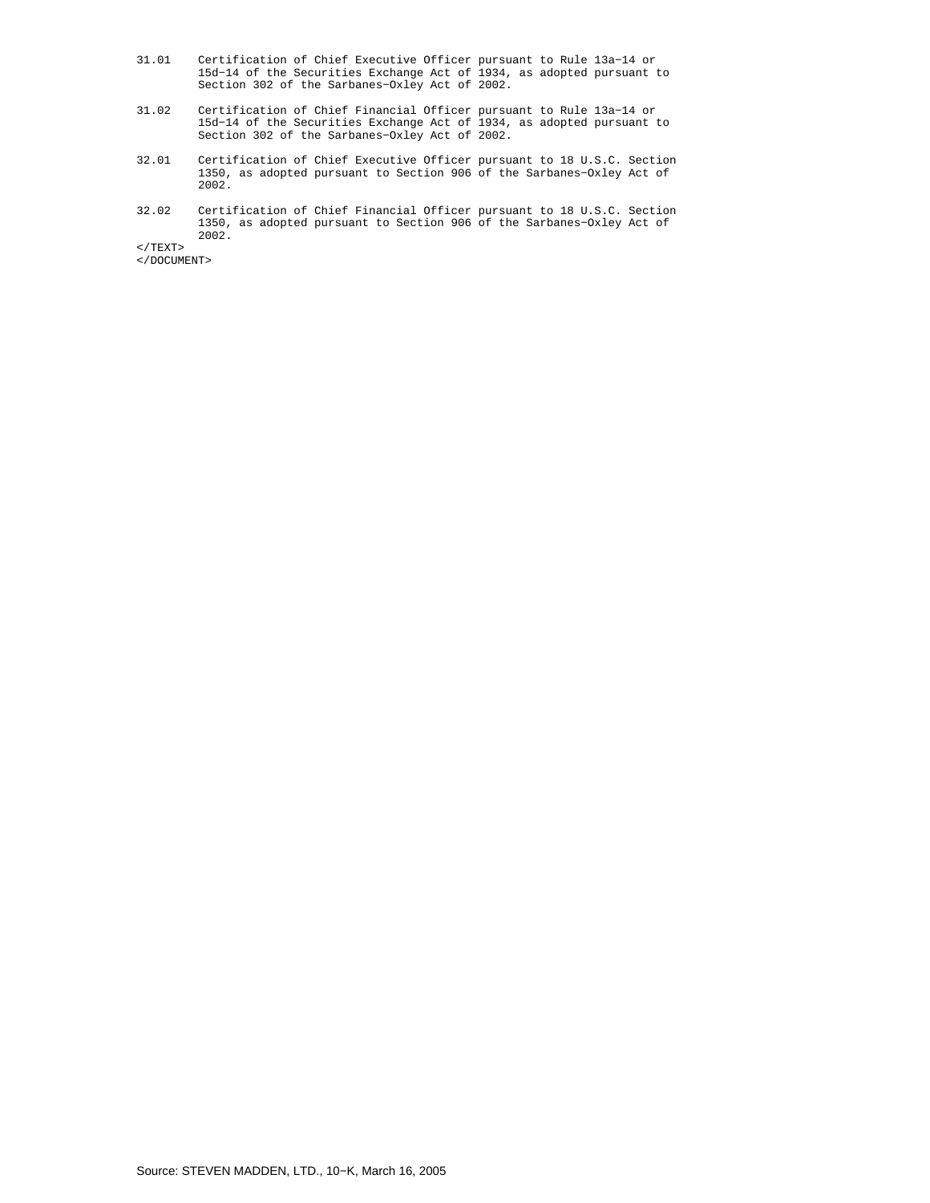| | |
|---|---|
| 31.01 | Certification of Chief Executive Officer pursuant to Rule 13a−14 or 15d−14 of the Securities Exchange Act of 1934, as adopted pursuant to Section 302 of the Sarbanes−Oxley Act of 2002. |
| 31.02 | Certification of Chief Financial Officer pursuant to Rule 13a−14 or 15d−14 of the Securities Exchange Act of 1934, as adopted pursuant to Section 302 of the Sarbanes−Oxley Act of 2002. |
| 32.01 | Certification of Chief Executive Officer pursuant to 18 U.S.C. Section 1350, as adopted pursuant to Section 906 of the Sarbanes−Oxley Act of 2002. |
| 32.02 | Certification of Chief Financial Officer pursuant to 18 U.S.C. Section 1350, as adopted pursuant to Section 906 of the Sarbanes−Oxley Act of 2002. |

</TEXT>
</DOCUMENT>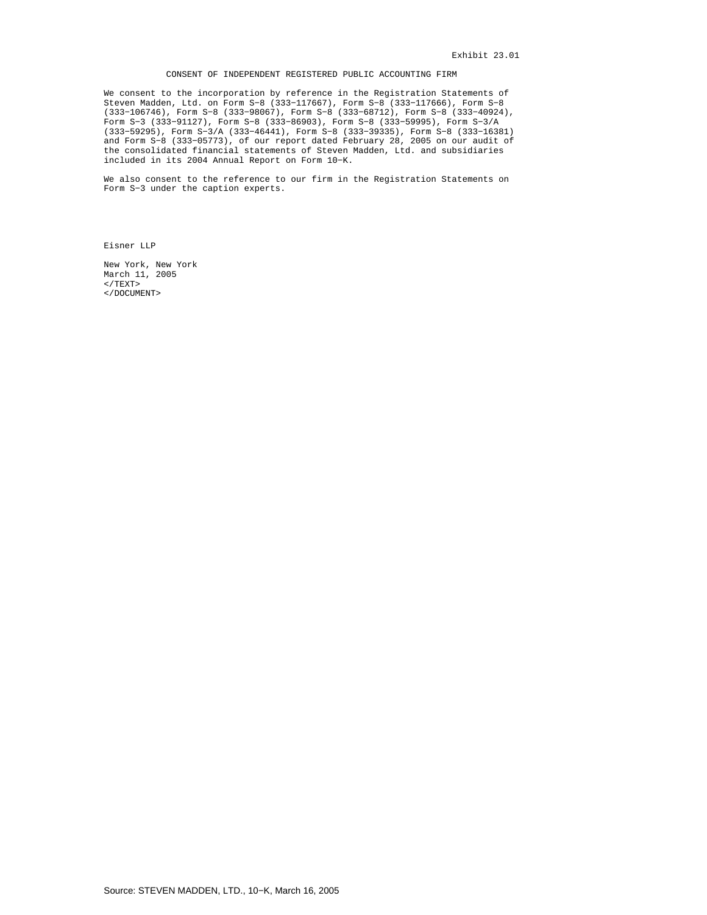Exhibit 23.01

# CONSENT OF INDEPENDENT REGISTERED PUBLIC ACCOUNTING FIRM

We consent to the incorporation by reference in the Registration Statements of Steven Madden, Ltd. on Form S−8 (333−117667), Form S−8 (333−117666), Form S−8 (333−106746), Form S−8 (333−98067), Form S−8 (333−68712), Form S−8 (333−40924), Form S−3 (333−91127), Form S−8 (333−86903), Form S−8 (333−59995), Form S−3/A (333−59295), Form S−3/A (333−46441), Form S−8 (333−39335), Form S−8 (333−16381) and Form S−8 (333−05773), of our report dated February 28, 2005 on our audit of the consolidated financial statements of Steven Madden, Ltd. and subsidiaries included in its 2004 Annual Report on Form 10−K.

We also consent to the reference to our firm in the Registration Statements on Form S−3 under the caption experts.

Eisner LLP

New York, New York
March 11, 2005
</TEXT>
</DOCUMENT>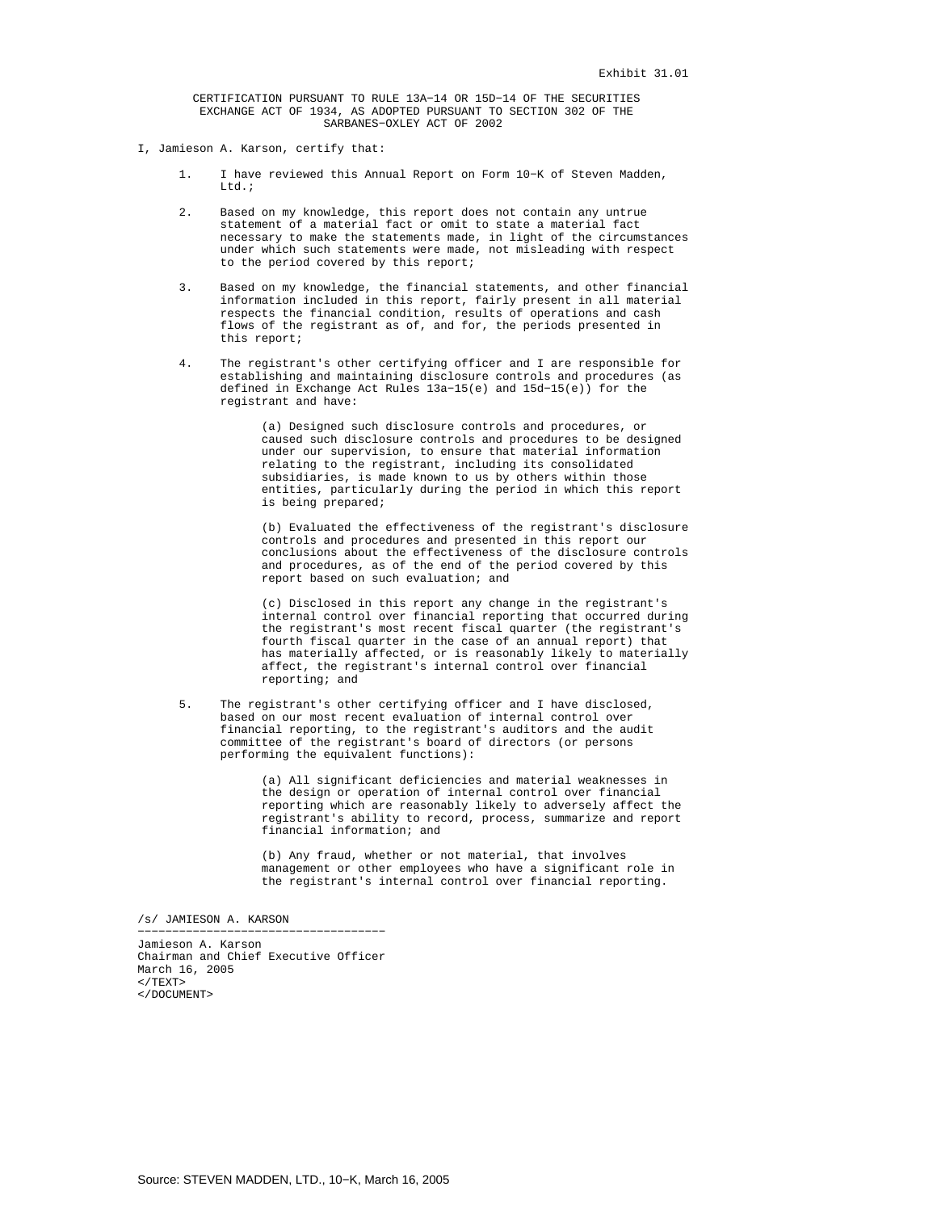Exhibit 31.01

CERTIFICATION PURSUANT TO RULE 13A−14 OR 15D−14 OF THE SECURITIES EXCHANGE ACT OF 1934, AS ADOPTED PURSUANT TO SECTION 302 OF THE SARBANES−OXLEY ACT OF 2002

I, Jamieson A. Karson, certify that:

1. I have reviewed this Annual Report on Form 10−K of Steven Madden, Ltd.;

2. Based on my knowledge, this report does not contain any untrue statement of a material fact or omit to state a material fact necessary to make the statements made, in light of the circumstances under which such statements were made, not misleading with respect to the period covered by this report;

3. Based on my knowledge, the financial statements, and other financial information included in this report, fairly present in all material respects the financial condition, results of operations and cash flows of the registrant as of, and for, the periods presented in this report;

4. The registrant's other certifying officer and I are responsible for establishing and maintaining disclosure controls and procedures (as defined in Exchange Act Rules 13a−15(e) and 15d−15(e)) for the registrant and have:

   (a) Designed such disclosure controls and procedures, or caused such disclosure controls and procedures to be designed under our supervision, to ensure that material information relating to the registrant, including its consolidated subsidiaries, is made known to us by others within those entities, particularly during the period in which this report is being prepared;

   (b) Evaluated the effectiveness of the registrant's disclosure controls and procedures and presented in this report our conclusions about the effectiveness of the disclosure controls and procedures, as of the end of the period covered by this report based on such evaluation; and

   (c) Disclosed in this report any change in the registrant's internal control over financial reporting that occurred during the registrant's most recent fiscal quarter (the registrant's fourth fiscal quarter in the case of an annual report) that has materially affected, or is reasonably likely to materially affect, the registrant's internal control over financial reporting; and

5. The registrant's other certifying officer and I have disclosed, based on our most recent evaluation of internal control over financial reporting, to the registrant's auditors and the audit committee of the registrant's board of directors (or persons performing the equivalent functions):

   (a) All significant deficiencies and material weaknesses in the design or operation of internal control over financial reporting which are reasonably likely to adversely affect the registrant's ability to record, process, summarize and report financial information; and

   (b) Any fraud, whether or not material, that involves management or other employees who have a significant role in the registrant's internal control over financial reporting.

/s/ JAMIESON A. KARSON

Jamieson A. Karson
Chairman and Chief Executive Officer
March 16, 2005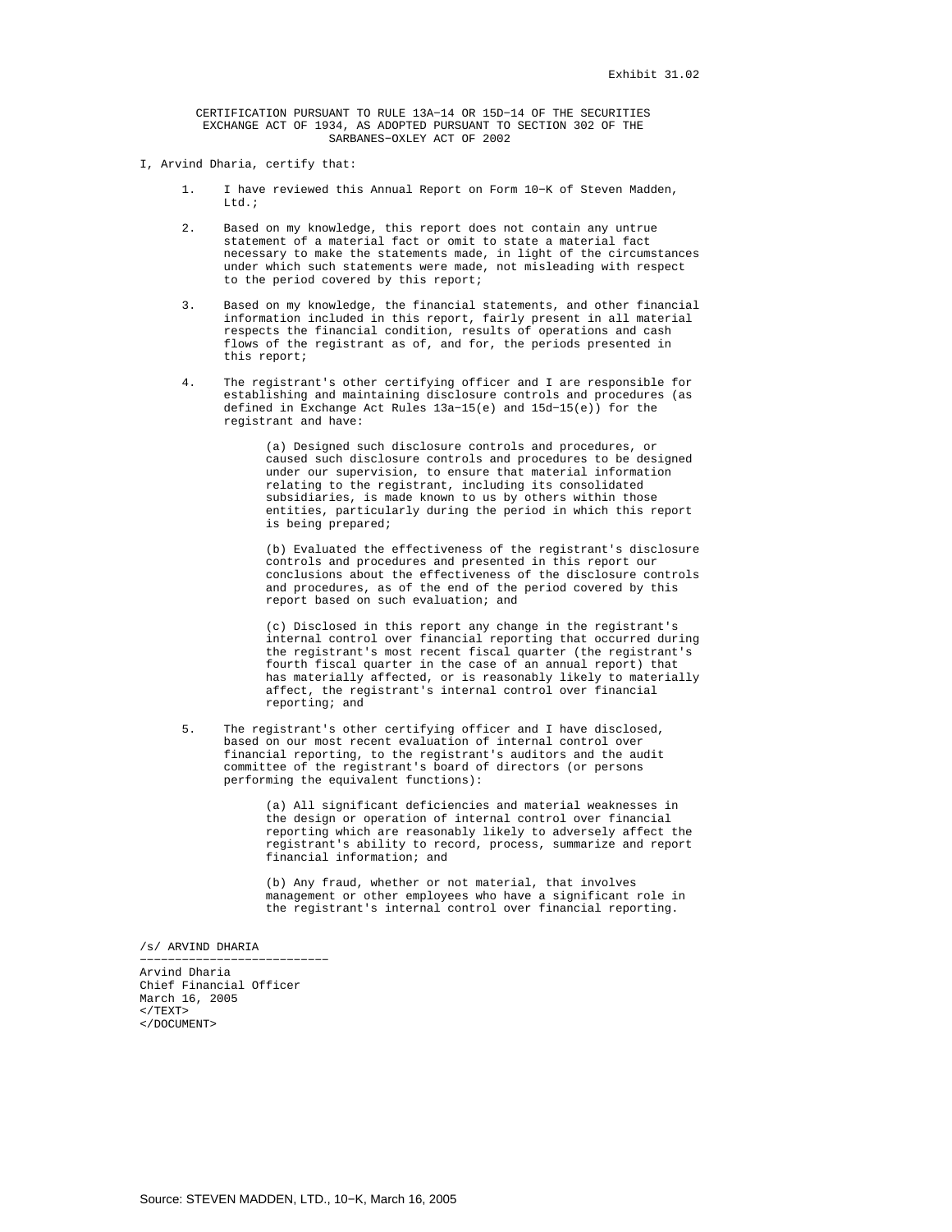Exhibit 31.02

CERTIFICATION PURSUANT TO RULE 13A-14 OR 15D-14 OF THE SECURITIES EXCHANGE ACT OF 1934, AS ADOPTED PURSUANT TO SECTION 302 OF THE SARBANES-OXLEY ACT OF 2002

I, Arvind Dharia, certify that:

1. I have reviewed this Annual Report on Form 10-K of Steven Madden, Ltd.;

2. Based on my knowledge, this report does not contain any untrue statement of a material fact or omit to state a material fact necessary to make the statements made, in light of the circumstances under which such statements were made, not misleading with respect to the period covered by this report;

3. Based on my knowledge, the financial statements, and other financial information included in this report, fairly present in all material respects the financial condition, results of operations and cash flows of the registrant as of, and for, the periods presented in this report;

4. The registrant's other certifying officer and I are responsible for establishing and maintaining disclosure controls and procedures (as defined in Exchange Act Rules 13a-15(e) and 15d-15(e)) for the registrant and have:

   (a) Designed such disclosure controls and procedures, or caused such disclosure controls and procedures to be designed under our supervision, to ensure that material information relating to the registrant, including its consolidated subsidiaries, is made known to us by others within those entities, particularly during the period in which this report is being prepared;

   (b) Evaluated the effectiveness of the registrant's disclosure controls and procedures and presented in this report our conclusions about the effectiveness of the disclosure controls and procedures, as of the end of the period covered by this report based on such evaluation; and

   (c) Disclosed in this report any change in the registrant's internal control over financial reporting that occurred during the registrant's most recent fiscal quarter (the registrant's fourth fiscal quarter in the case of an annual report) that has materially affected, or is reasonably likely to materially affect, the registrant's internal control over financial reporting; and

5. The registrant's other certifying officer and I have disclosed, based on our most recent evaluation of internal control over financial reporting, to the registrant's auditors and the audit committee of the registrant's board of directors (or persons performing the equivalent functions):

   (a) All significant deficiencies and material weaknesses in the design or operation of internal control over financial reporting which are reasonably likely to adversely affect the registrant's ability to record, process, summarize and report financial information; and

   (b) Any fraud, whether or not material, that involves management or other employees who have a significant role in the registrant's internal control over financial reporting.

/s/ ARVIND DHARIA

---------------------------

Arvind Dharia
Chief Financial Officer
March 16, 2005
</TEXT>
</DOCUMENT>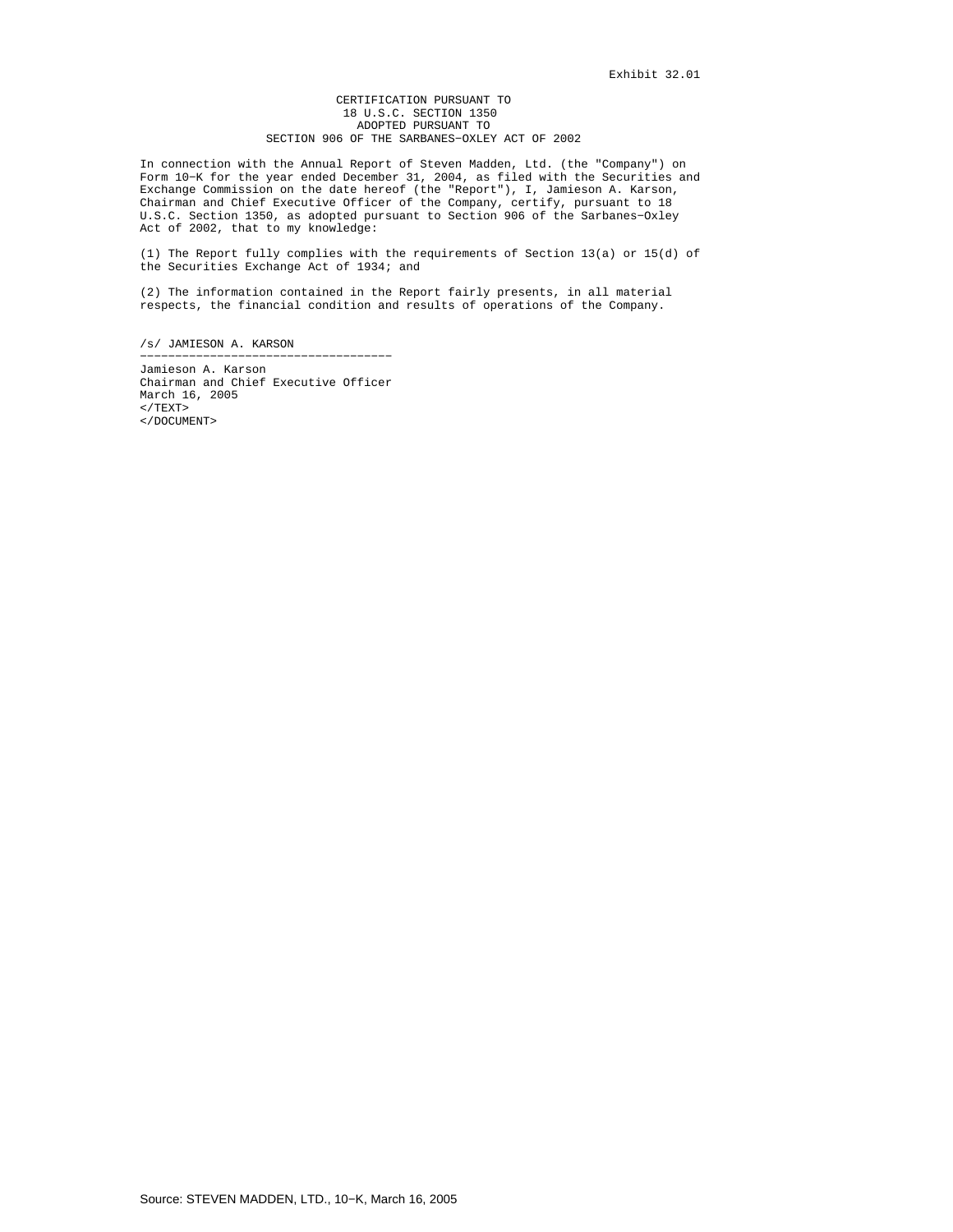Exhibit 32.01

CERTIFICATION PURSUANT TO
18 U.S.C. SECTION 1350
ADOPTED PURSUANT TO
SECTION 906 OF THE SARBANES-OXLEY ACT OF 2002

In connection with the Annual Report of Steven Madden, Ltd. (the "Company") on Form 10-K for the year ended December 31, 2004, as filed with the Securities and Exchange Commission on the date hereof (the "Report"), I, Jamieson A. Karson, Chairman and Chief Executive Officer of the Company, certify, pursuant to 18 U.S.C. Section 1350, as adopted pursuant to Section 906 of the Sarbanes-Oxley Act of 2002, that to my knowledge:

(1) The Report fully complies with the requirements of Section 13(a) or 15(d) of the Securities Exchange Act of 1934; and

(2) The information contained in the Report fairly presents, in all material respects, the financial condition and results of operations of the Company.

/s/ JAMIESON A. KARSON

---

Jamieson A. Karson
Chairman and Chief Executive Officer
March 16, 2005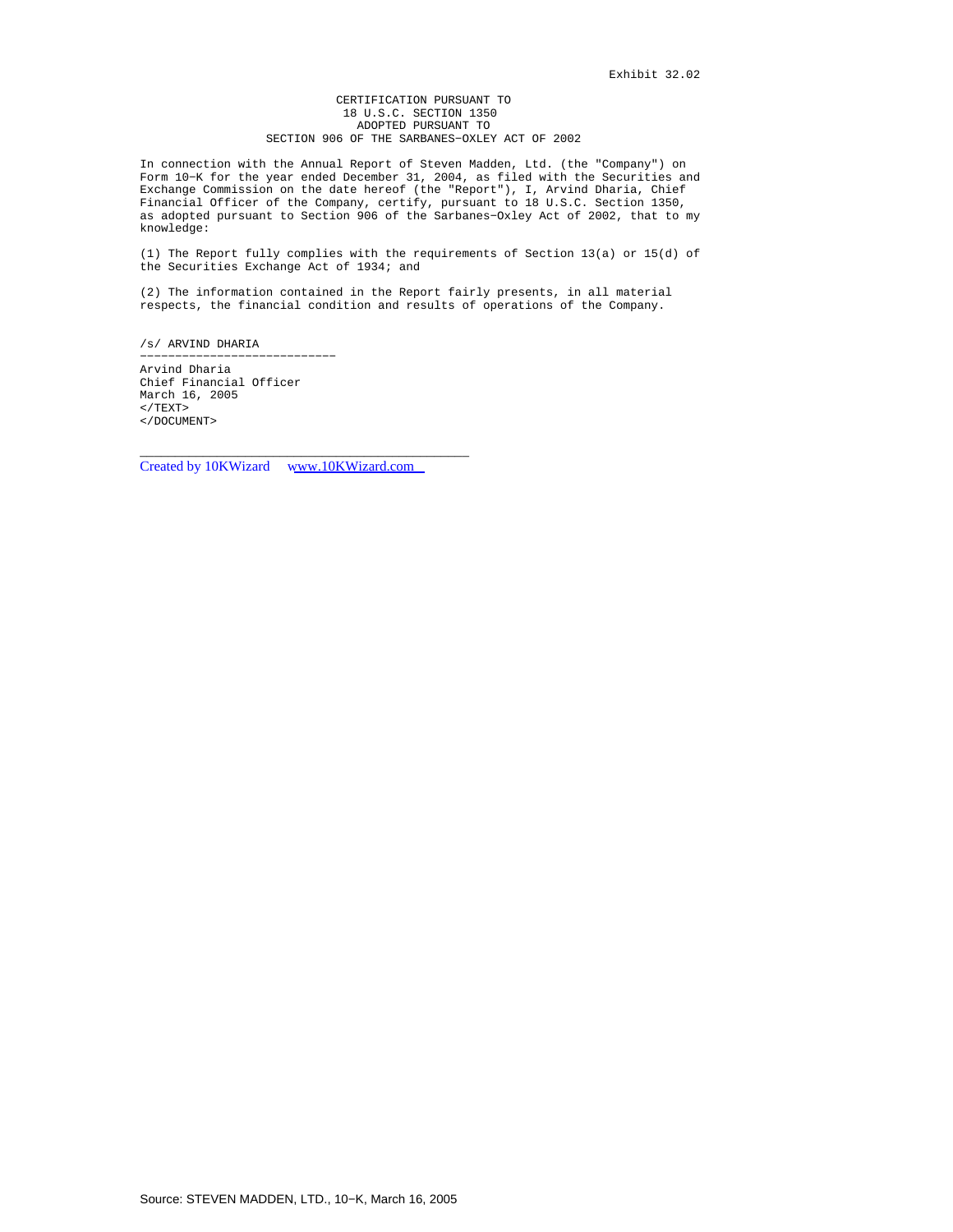Exhibit 32.02

CERTIFICATION PURSUANT TO
18 U.S.C. SECTION 1350
ADOPTED PURSUANT TO
SECTION 906 OF THE SARBANES-OXLEY ACT OF 2002

In connection with the Annual Report of Steven Madden, Ltd. (the "Company") on Form 10-K for the year ended December 31, 2004, as filed with the Securities and Exchange Commission on the date hereof (the "Report"), I, Arvind Dharia, Chief Financial Officer of the Company, certify, pursuant to 18 U.S.C. Section 1350, as adopted pursuant to Section 906 of the Sarbanes-Oxley Act of 2002, that to my knowledge:

(1) The Report fully complies with the requirements of Section 13(a) or 15(d) of the Securities Exchange Act of 1934; and

(2) The information contained in the Report fairly presents, in all material respects, the financial condition and results of operations of the Company.

/s/ ARVIND DHARIA

---

Arvind Dharia
Chief Financial Officer
March 16, 2005
</TEXT>
</DOCUMENT>